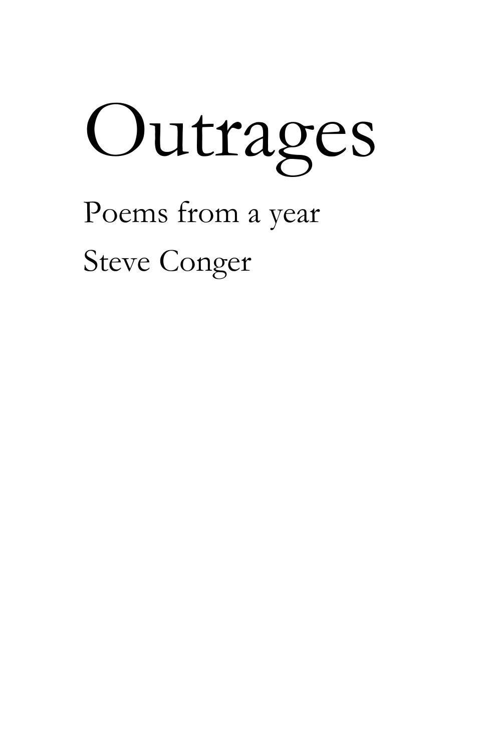# Outrages

Poems from a year

Steve Conger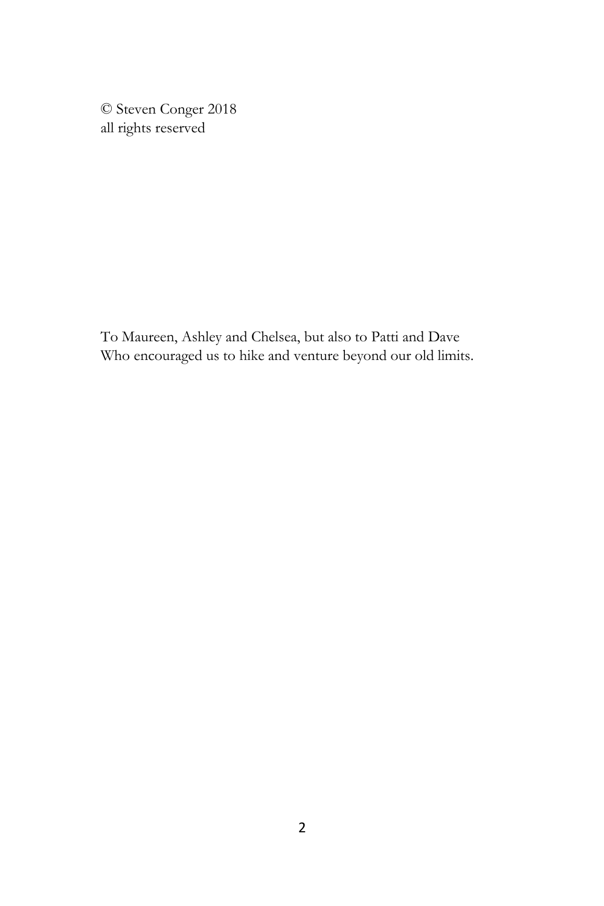© Steven Conger 2018
all rights reserved

To Maureen, Ashley and Chelsea, but also to Patti and Dave
Who encouraged us to hike and venture beyond our old limits.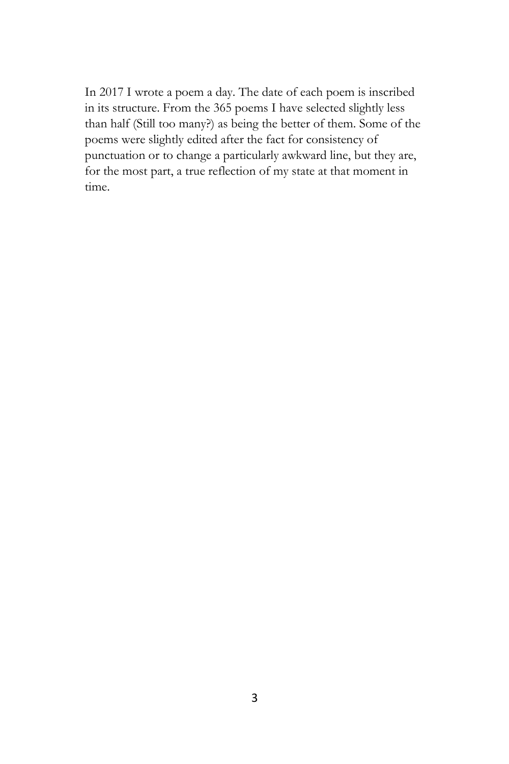In 2017 I wrote a poem a day. The date of each poem is inscribed in its structure. From the 365 poems I have selected slightly less than half (Still too many?) as being the better of them. Some of the poems were slightly edited after the fact for consistency of punctuation or to change a particularly awkward line, but they are, for the most part, a true reflection of my state at that moment in time.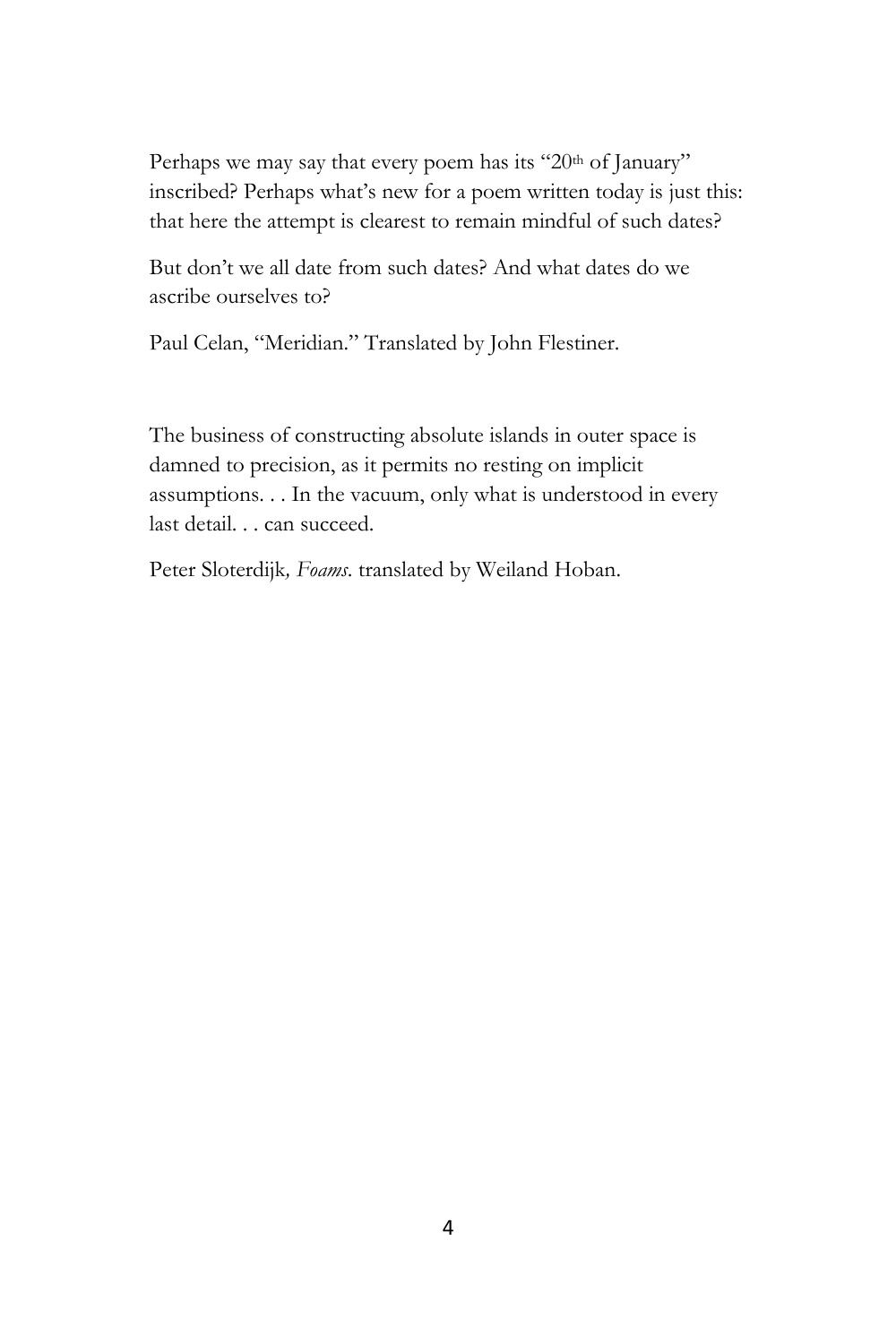Perhaps we may say that every poem has its "20th of January" inscribed? Perhaps what's new for a poem written today is just this: that here the attempt is clearest to remain mindful of such dates?

But don't we all date from such dates? And what dates do we ascribe ourselves to?

Paul Celan, "Meridian." Translated by John Flestiner.

The business of constructing absolute islands in outer space is damned to precision, as it permits no resting on implicit assumptions. . . In the vacuum, only what is understood in every last detail. . . can succeed.

Peter Sloterdijk, *Foams*. translated by Weiland Hoban.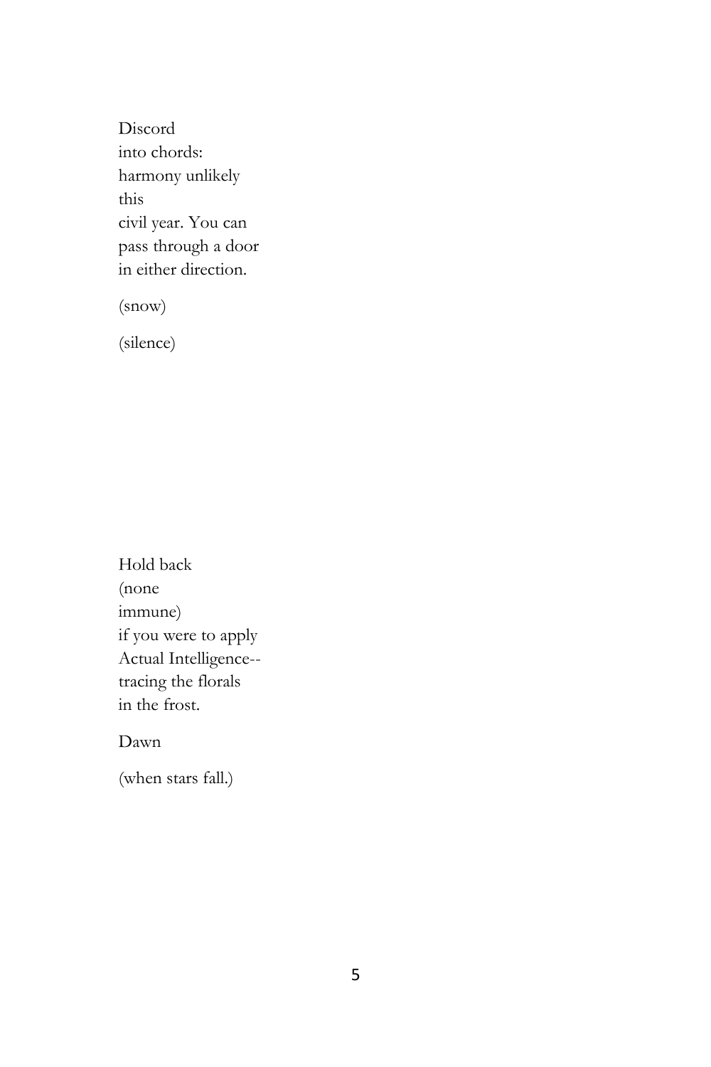Discord  
into chords:  
harmony unlikely  
this  
civil year. You can  
pass through a door  
in either direction.

(snow)

(silence)

Hold back  
(none  
immune)  
if you were to apply  
Actual Intelligence--  
tracing the florals  
in the frost.

Dawn

(when stars fall.)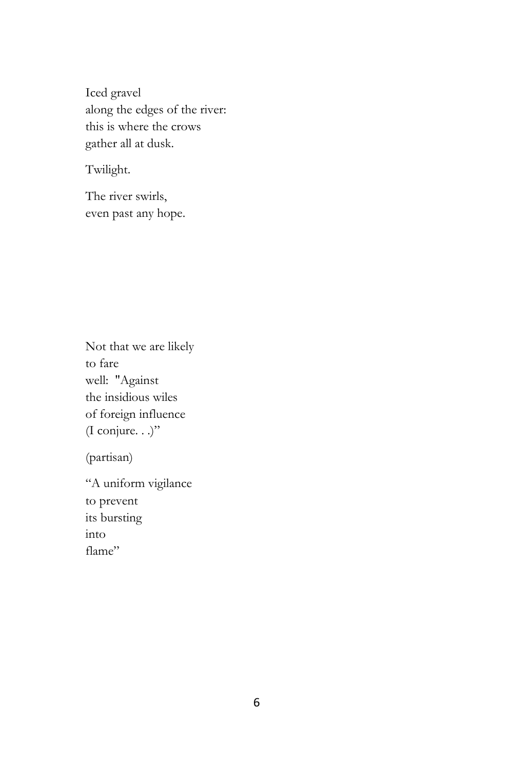Iced gravel  
along the edges of the river:  
this is where the crows  
gather all at dusk.

Twilight.

The river swirls,  
even past any hope.

Not that we are likely  
to fare  
well:  "Against  
the insidious wiles  
of foreign influence  
(I conjure. . .)"

(partisan)

"A uniform vigilance  
to prevent  
its bursting  
into  
flame"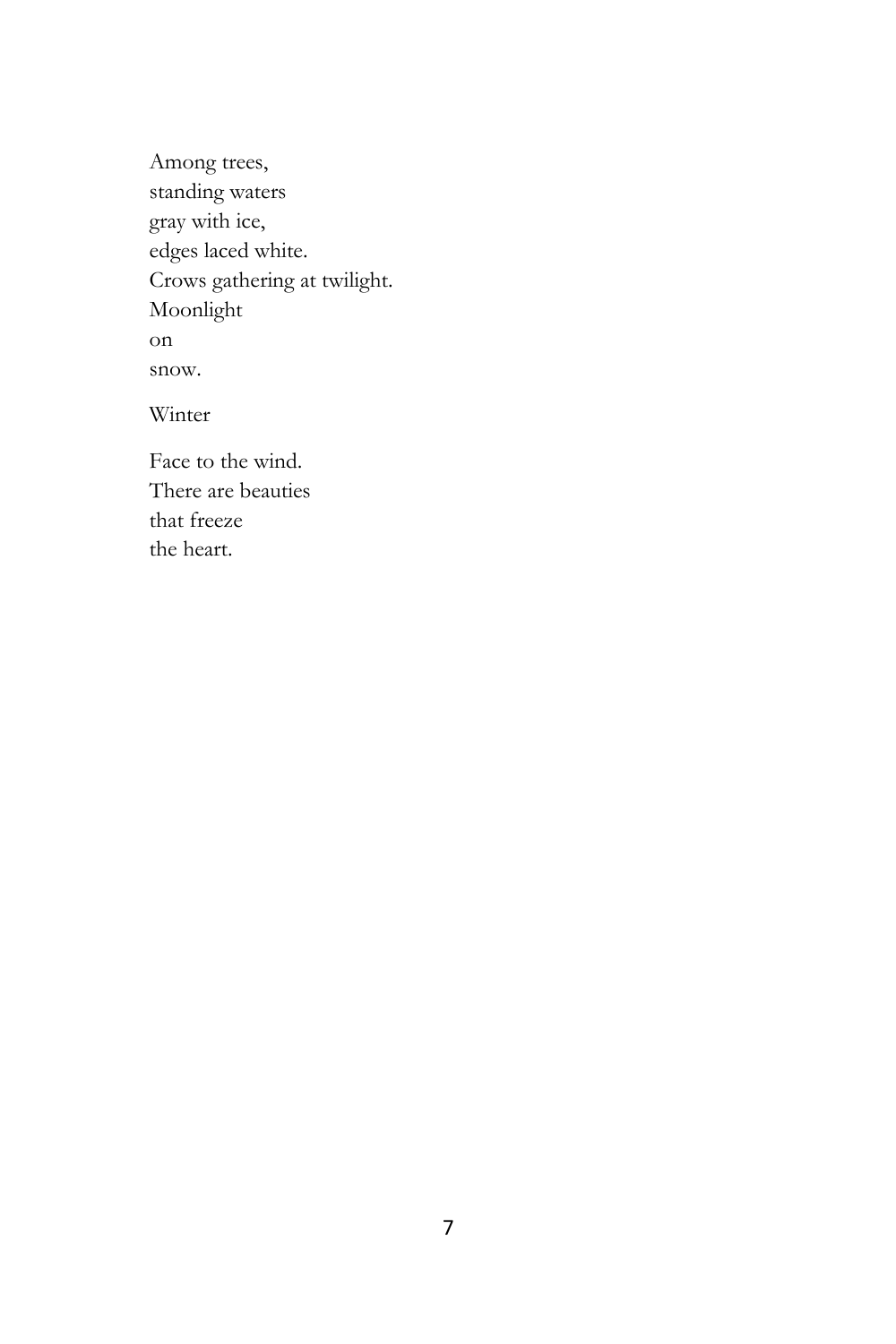Among trees,
standing waters
gray with ice,
edges laced white.
Crows gathering at twilight.
Moonlight
on
snow.

Winter

Face to the wind.
There are beauties
that freeze
the heart.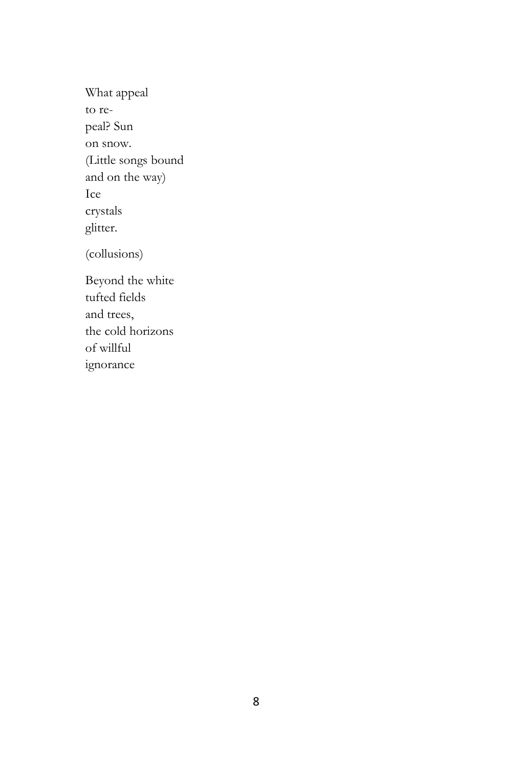What appeal  
to re-  
peal? Sun  
on snow.  
(Little songs bound  
and on the way)  
Ice  
crystals  
glitter.

(collusions)

Beyond the white  
tufted fields  
and trees,  
the cold horizons  
of willful  
ignorance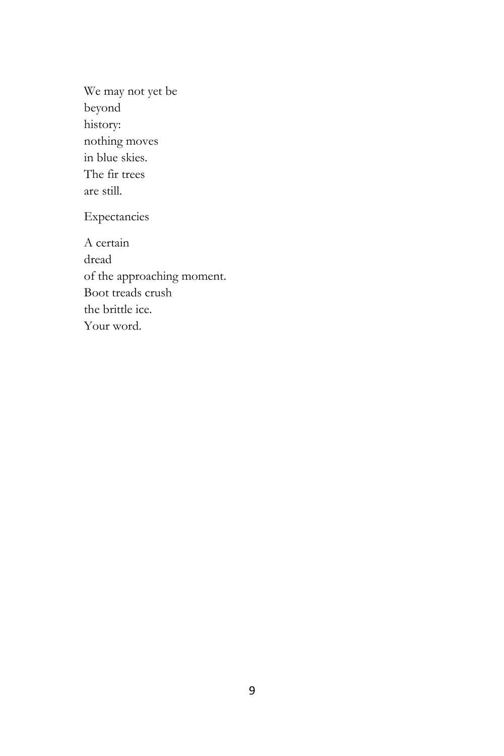We may not yet be
beyond
history:
nothing moves
in blue skies.
The fir trees
are still.

## Expectancies

A certain
dread
of the approaching moment.
Boot treads crush
the brittle ice.
Your word.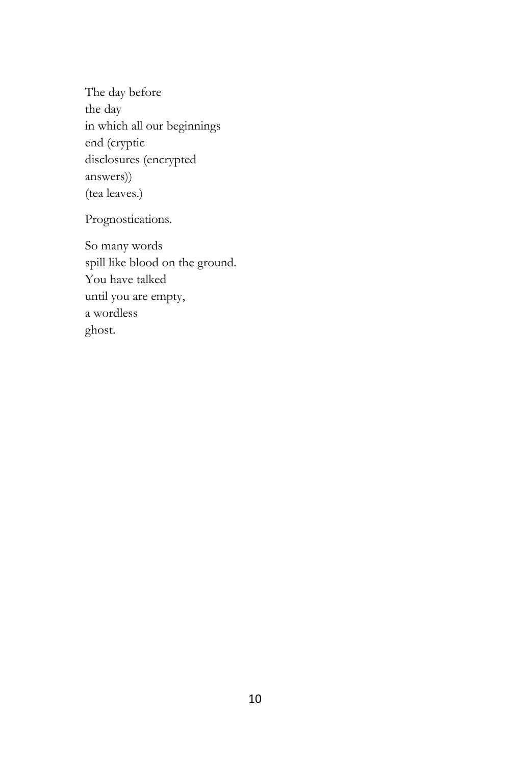The day before  
the day  
in which all our beginnings  
end (cryptic  
disclosures (encrypted  
answers))  
(tea leaves.)

Prognostications.

So many words  
spill like blood on the ground.  
You have talked  
until you are empty,  
a wordless  
ghost.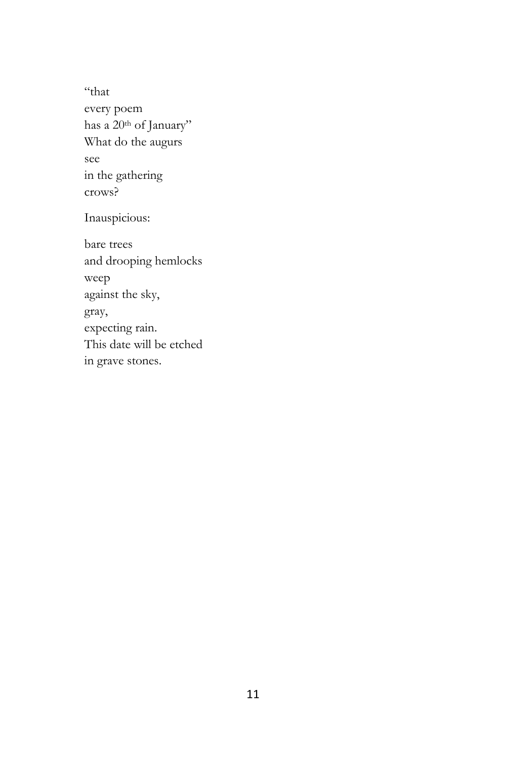"that  
every poem  
has a 20th of January"  
What do the augurs  
see  
in the gathering  
crows?

Inauspicious:

bare trees  
and drooping hemlocks  
weep  
against the sky,  
gray,  
expecting rain.  
This date will be etched  
in grave stones.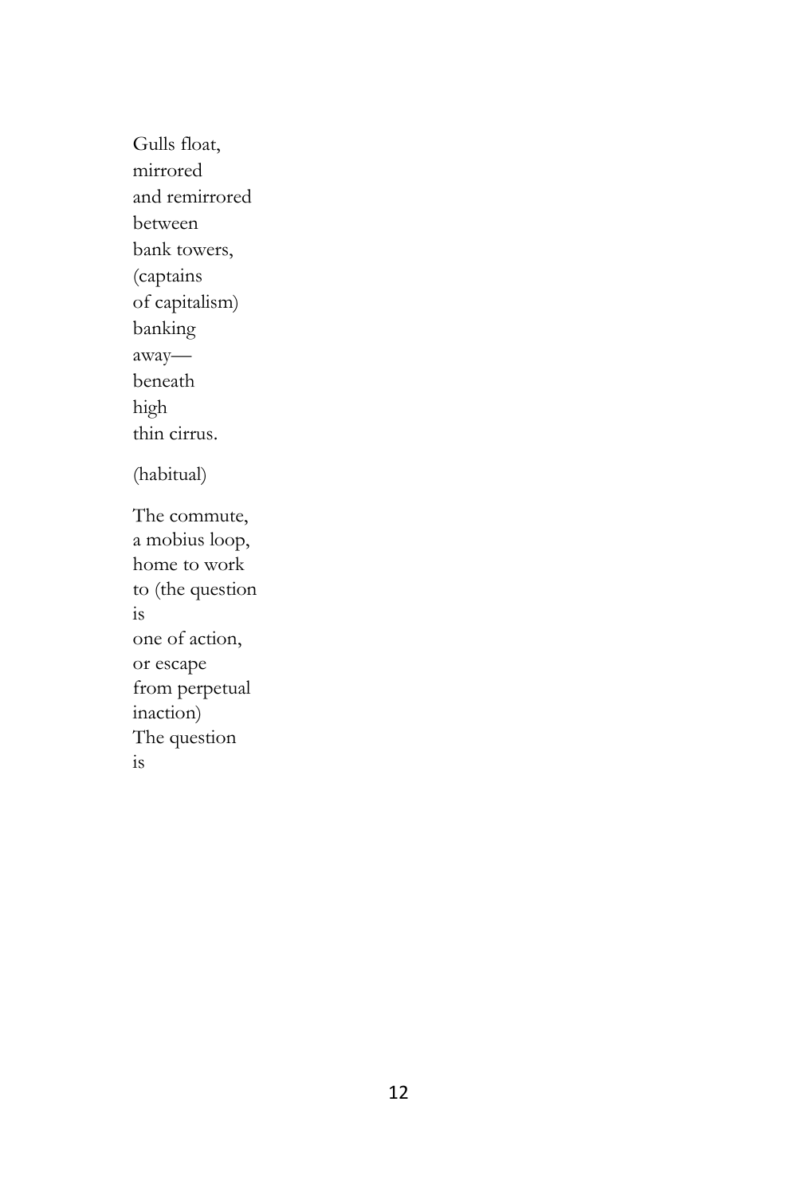Gulls float,  
mirrored  
and remirrored  
between  
bank towers,  
(captains  
of capitalism)  
banking  
away—  
beneath  
high  
thin cirrus.

(habitual)

The commute,  
a mobius loop,  
home to work  
to (the question  
is  
one of action,  
or escape  
from perpetual  
inaction)  
The question  
is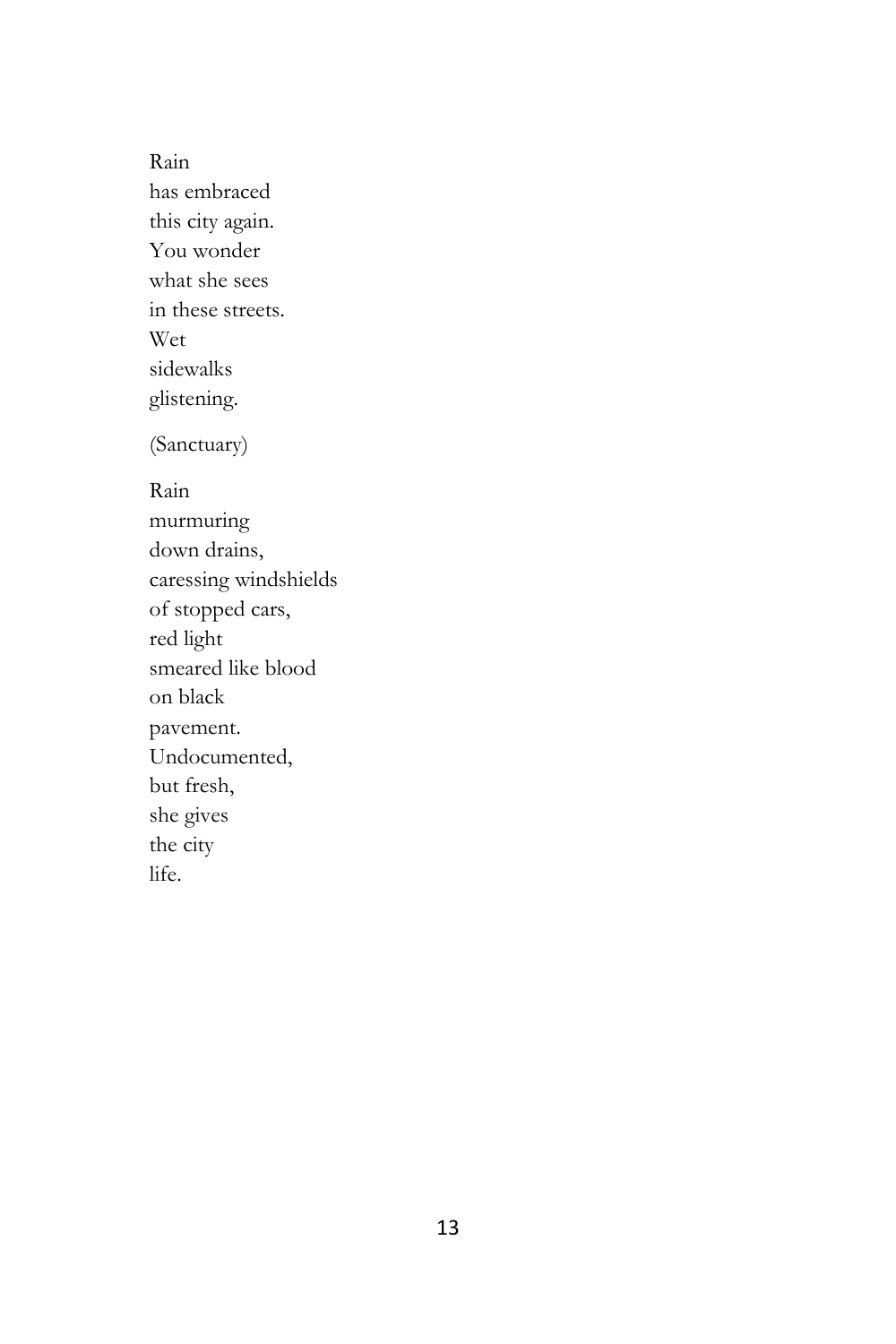Rain  
has embraced  
this city again.  
You wonder  
what she sees  
in these streets.  
Wet  
sidewalks  
glistening.

(Sanctuary)

Rain  
murmuring  
down drains,  
caressing windshields  
of stopped cars,  
red light  
smeared like blood  
on black  
pavement.  
Undocumented,  
but fresh,  
she gives  
the city  
life.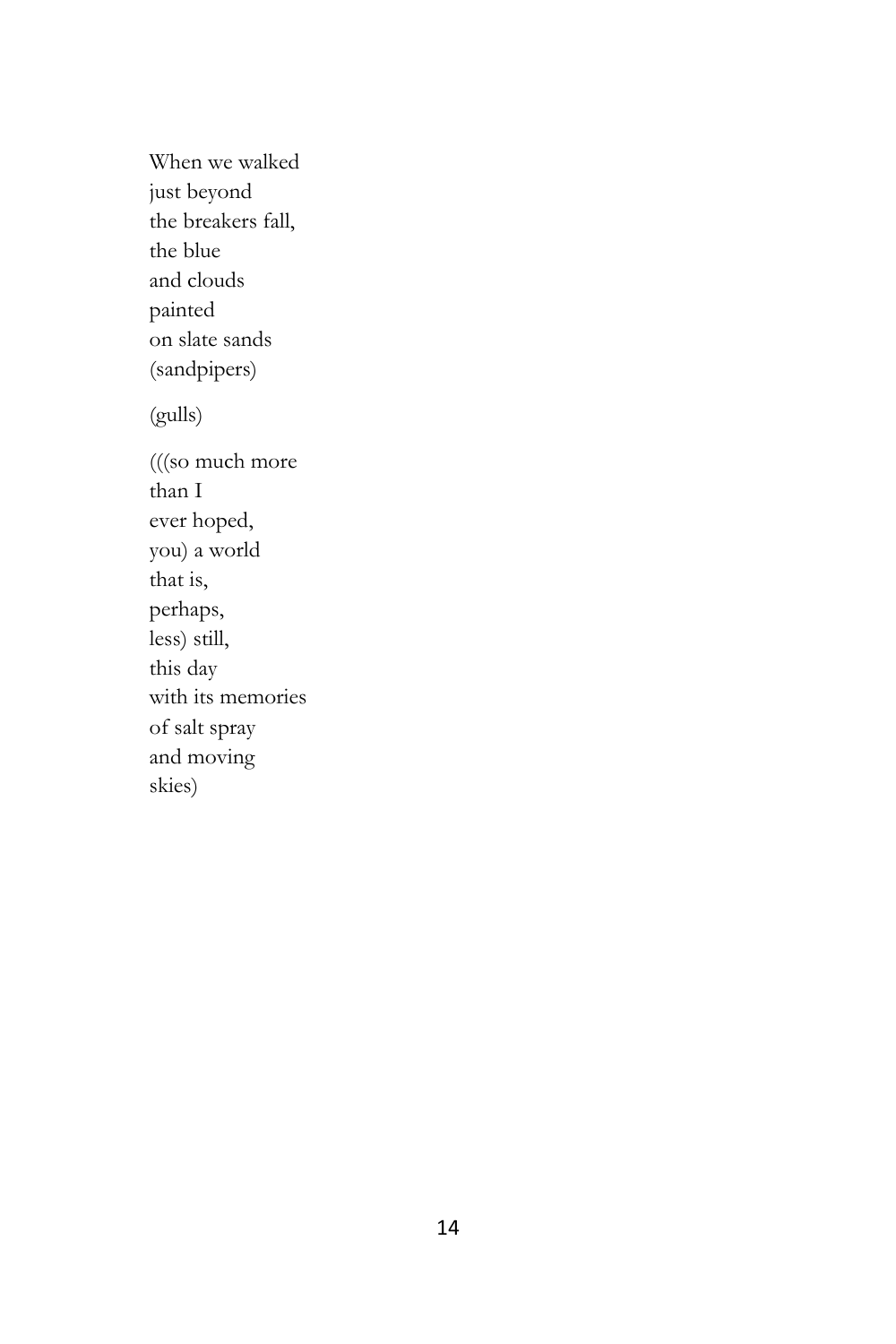When we walked  
just beyond  
the breakers fall,  
the blue  
and clouds  
painted  
on slate sands  
(sandpipers)

(gulls)

(((so much more  
than I  
ever hoped,  
you) a world  
that is,  
perhaps,  
less) still,  
this day  
with its memories  
of salt spray  
and moving  
skies)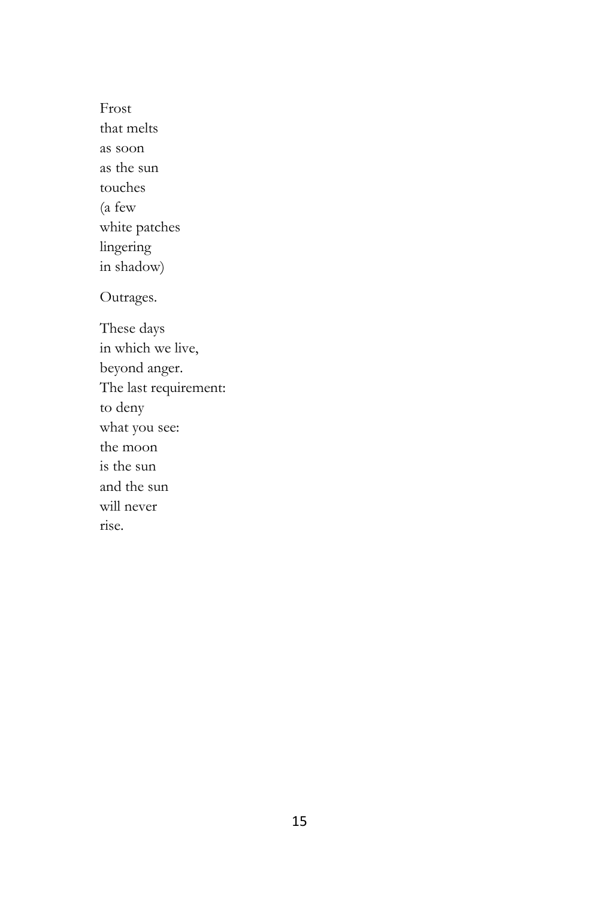Frost  
that melts  
as soon  
as the sun  
touches  
(a few  
white patches  
lingering  
in shadow)

Outrages.

These days  
in which we live,  
beyond anger.  
The last requirement:  
to deny  
what you see:  
the moon  
is the sun  
and the sun  
will never  
rise.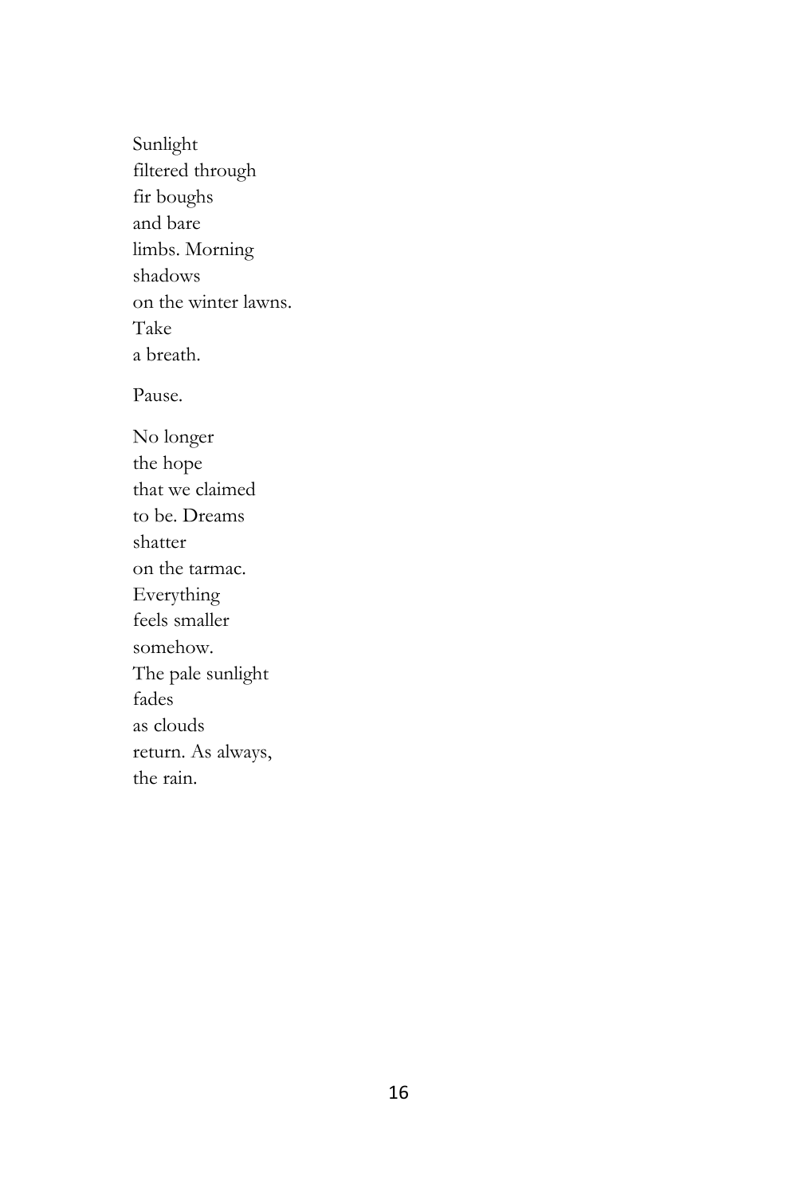Sunlight  
filtered through  
fir boughs  
and bare  
limbs. Morning  
shadows  
on the winter lawns.  
Take  
a breath.

Pause.

No longer  
the hope  
that we claimed  
to be. Dreams  
shatter  
on the tarmac.  
Everything  
feels smaller  
somehow.  
The pale sunlight  
fades  
as clouds  
return. As always,  
the rain.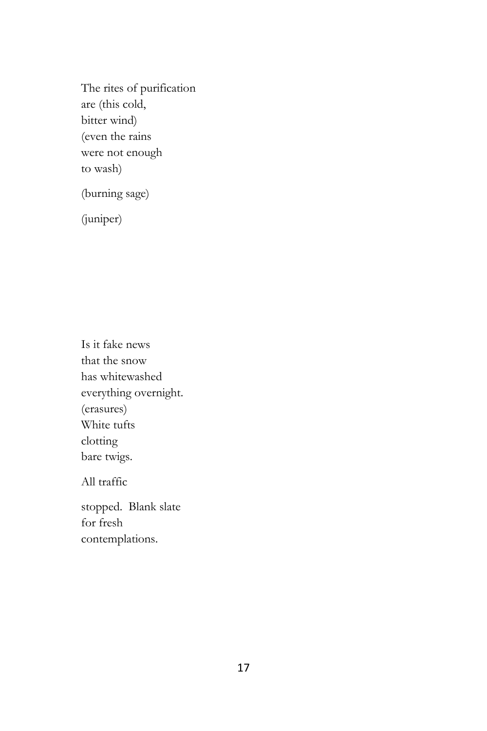The rites of purification  
are (this cold,  
bitter wind)  
(even the rains  
were not enough  
to wash)

(burning sage)

(juniper)

Is it fake news  
that the snow  
has whitewashed  
everything overnight.  
(erasures)  
White tufts  
clotting  
bare twigs.

All traffic

stopped.  Blank slate  
for fresh  
contemplations.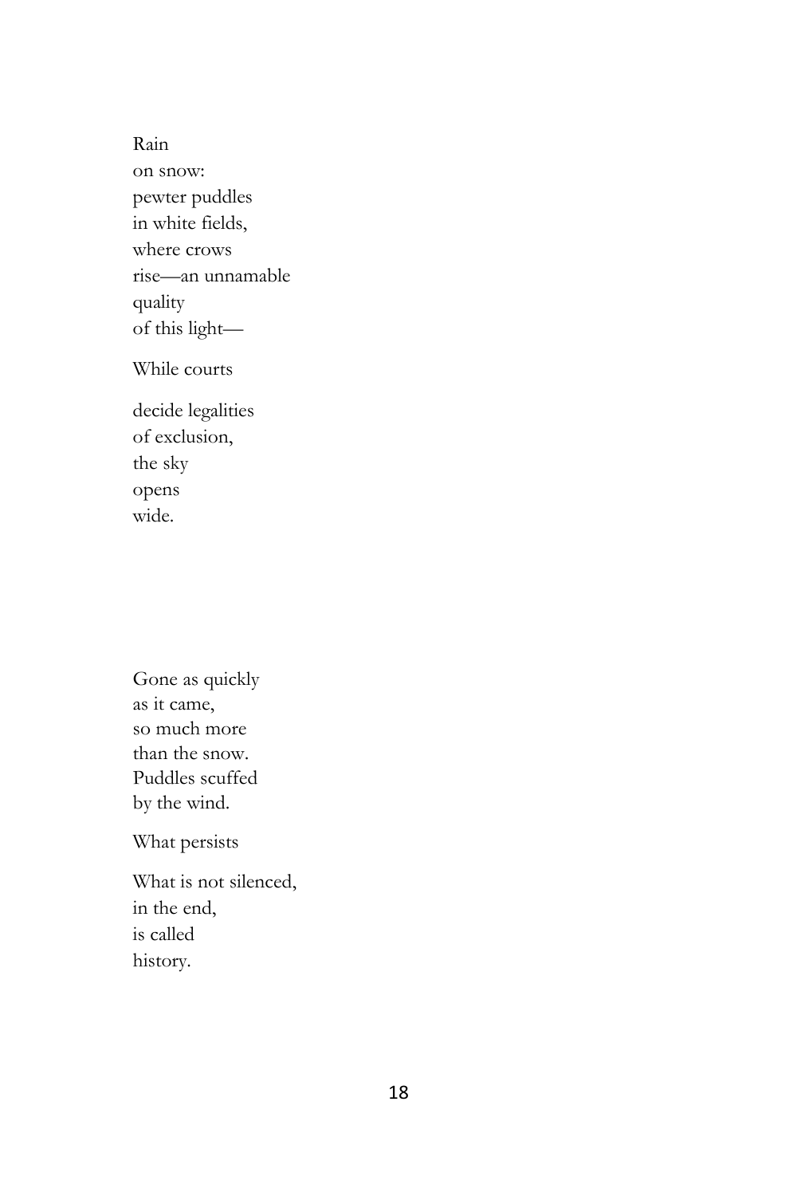Rain  
on snow:  
pewter puddles  
in white fields,  
where crows  
rise—an unnamable  
quality  
of this light—

While courts

decide legalities  
of exclusion,  
the sky  
opens  
wide.

Gone as quickly  
as it came,  
so much more  
than the snow.  
Puddles scuffed  
by the wind.

What persists

What is not silenced,  
in the end,  
is called  
history.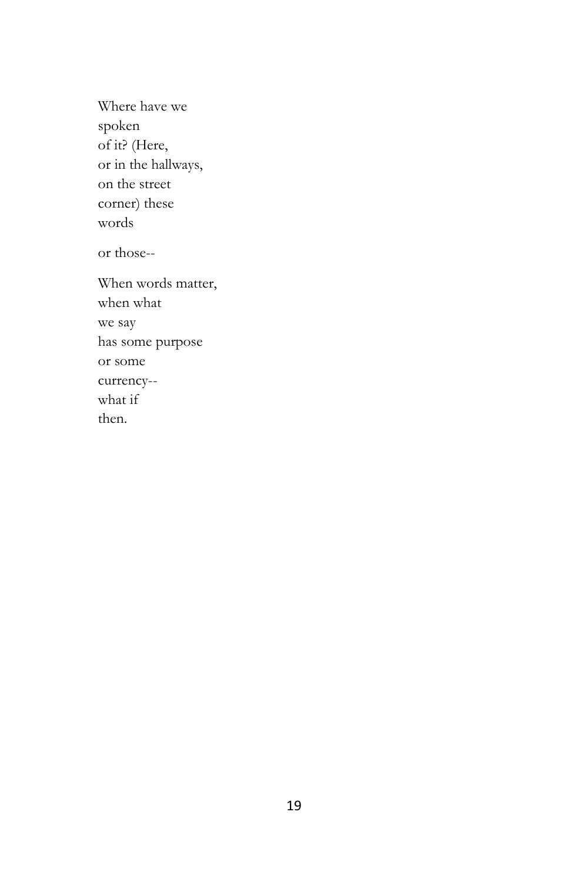Where have we  
spoken  
of it? (Here,  
or in the hallways,  
on the street  
corner) these  
words

or those--

When words matter,  
when what  
we say  
has some purpose  
or some  
currency--  
what if  
then.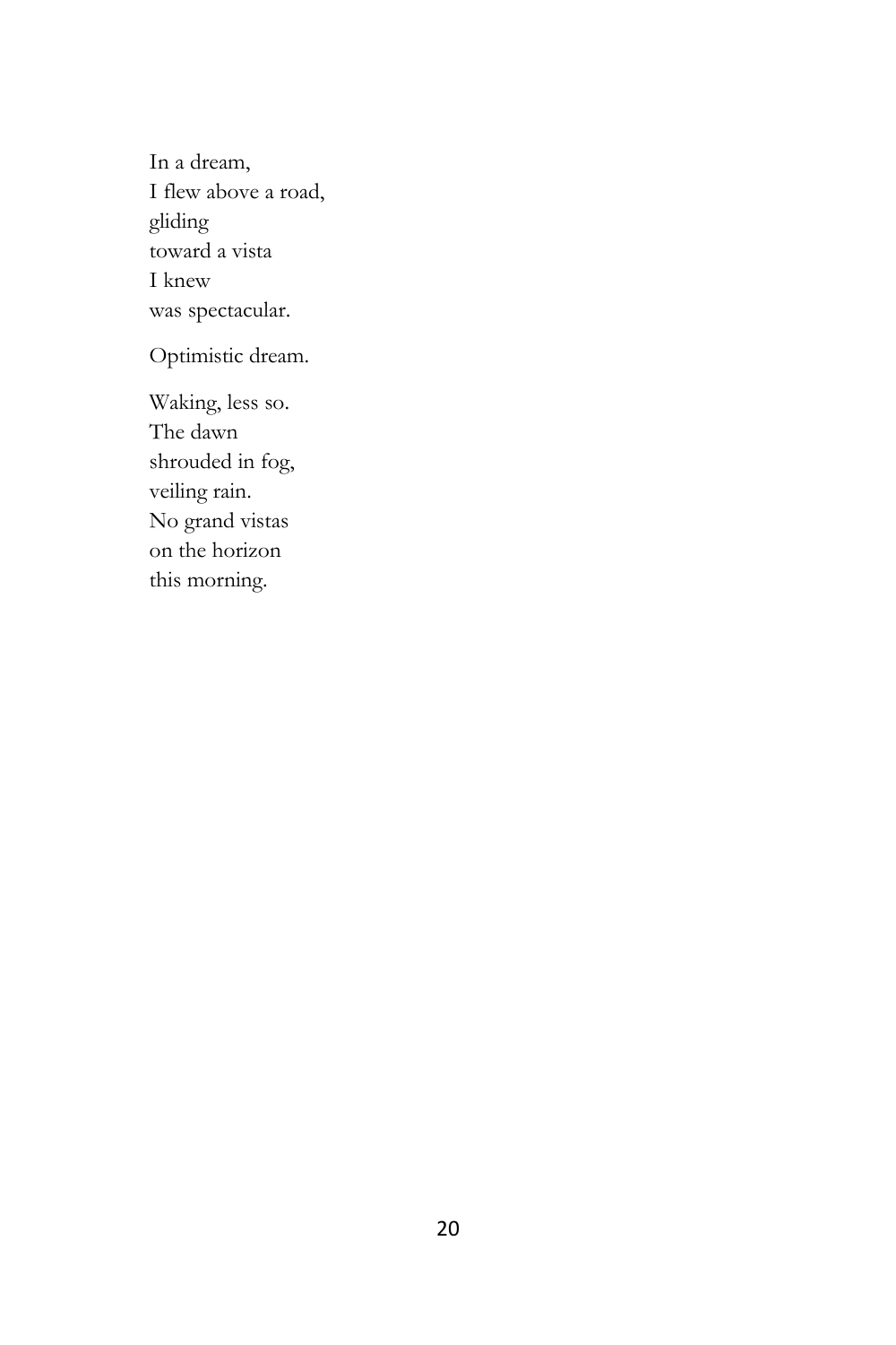In a dream,  
I flew above a road,  
gliding  
toward a vista  
I knew  
was spectacular.

Optimistic dream.

Waking, less so.  
The dawn  
shrouded in fog,  
veiling rain.  
No grand vistas  
on the horizon  
this morning.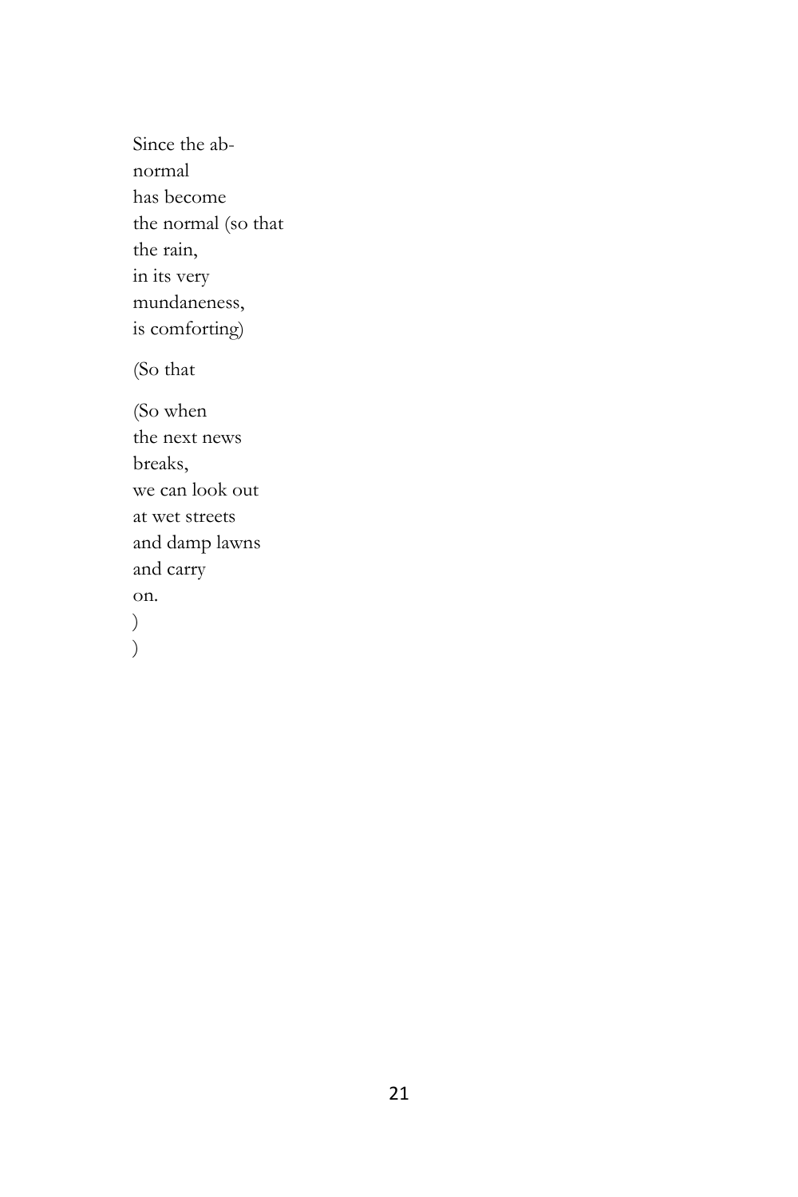Since the ab-  
normal  
has become  
the normal (so that  
the rain,  
in its very  
mundaneness,  
is comforting)

(So that

(So when  
the next news  
breaks,  
we can look out  
at wet streets  
and damp lawns  
and carry  
on.  
)  
)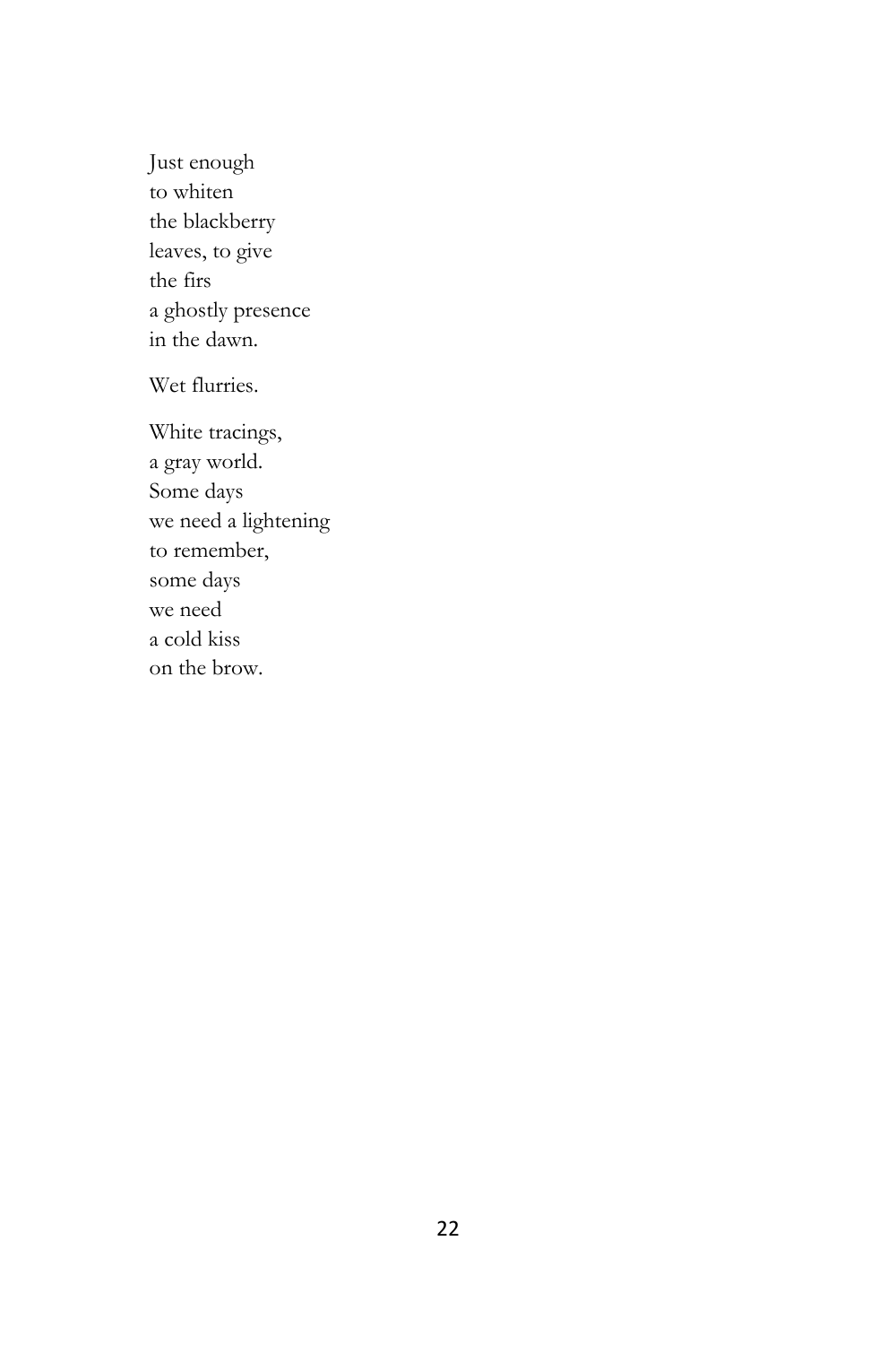Just enough  
to whiten  
the blackberry  
leaves, to give  
the firs  
a ghostly presence  
in the dawn.

Wet flurries.

White tracings,  
a gray world.  
Some days  
we need a lightening  
to remember,  
some days  
we need  
a cold kiss  
on the brow.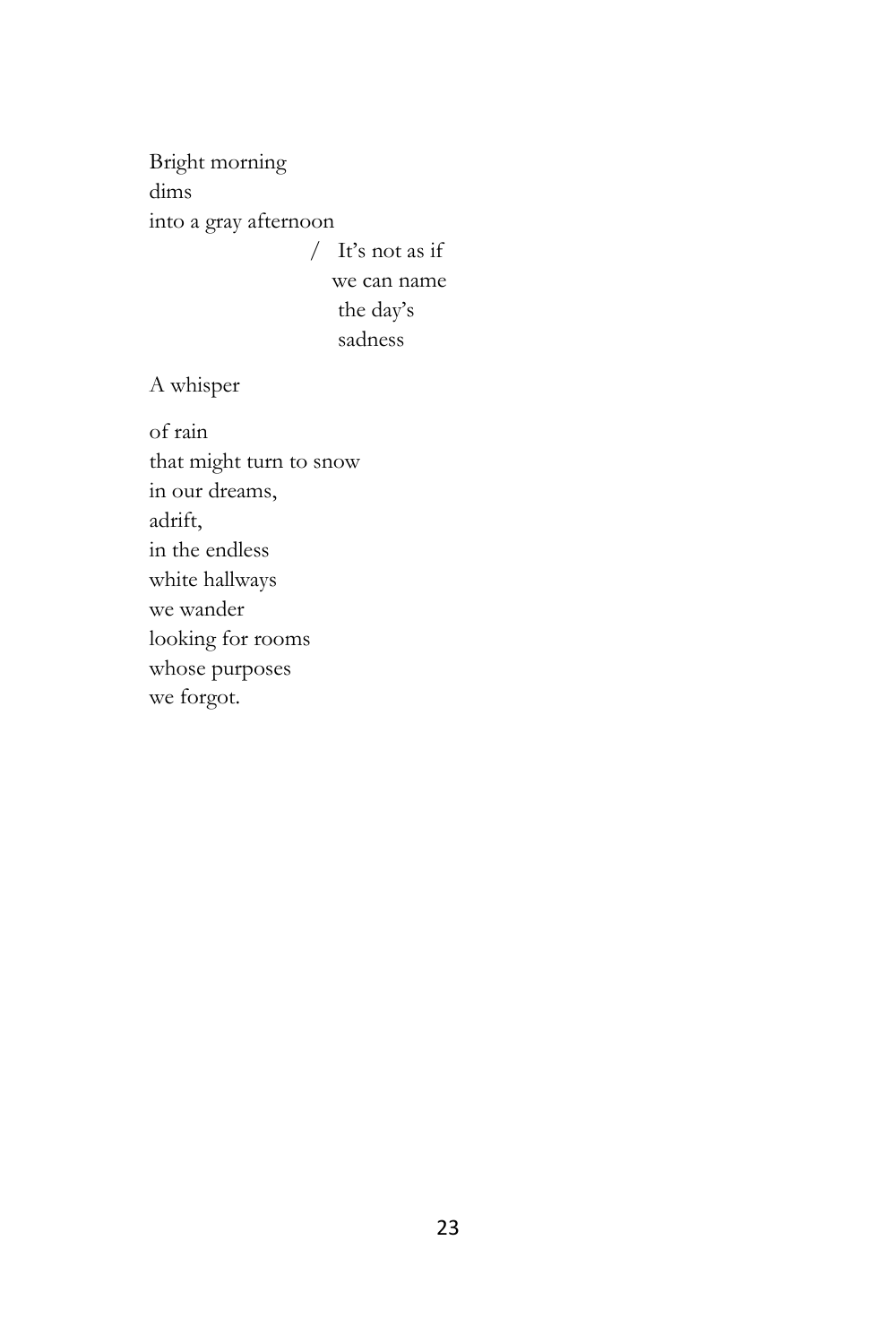Bright morning  
dims  
into a gray afternoon

/ It's not as if  
we can name  
the day's  
sadness

A whisper

of rain  
that might turn to snow  
in our dreams,  
adrift,  
in the endless  
white hallways  
we wander  
looking for rooms  
whose purposes  
we forgot.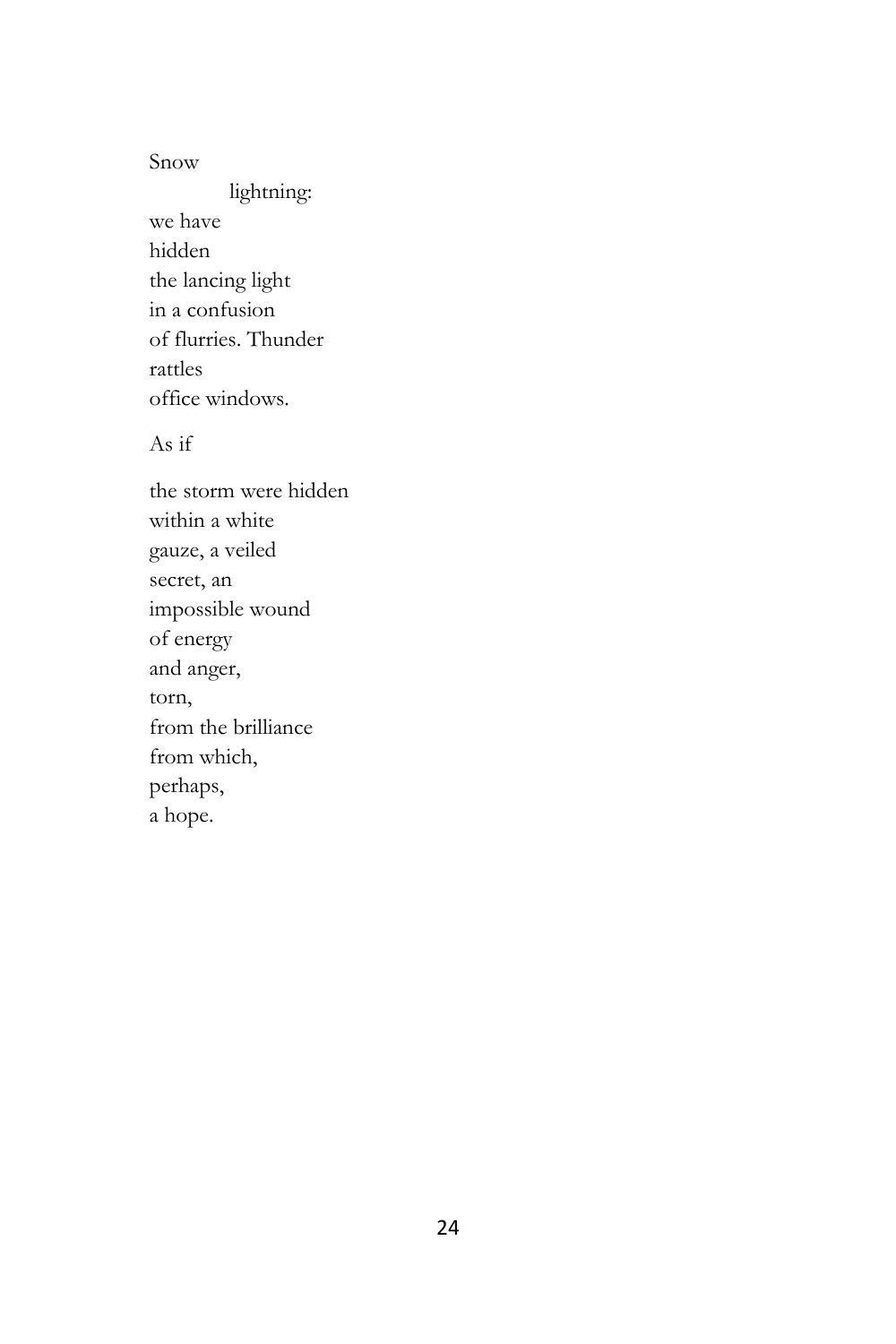Snow

&nbsp;&nbsp;&nbsp;&nbsp;&nbsp;&nbsp;&nbsp;&nbsp;&nbsp;&nbsp;&nbsp;&nbsp;lightning:  
we have  
hidden  
the lancing light  
in a confusion  
of flurries. Thunder  
rattles  
office windows.

As if

the storm were hidden  
within a white  
gauze, a veiled  
secret, an  
impossible wound  
of energy  
and anger,  
torn,  
from the brilliance  
from which,  
perhaps,  
a hope.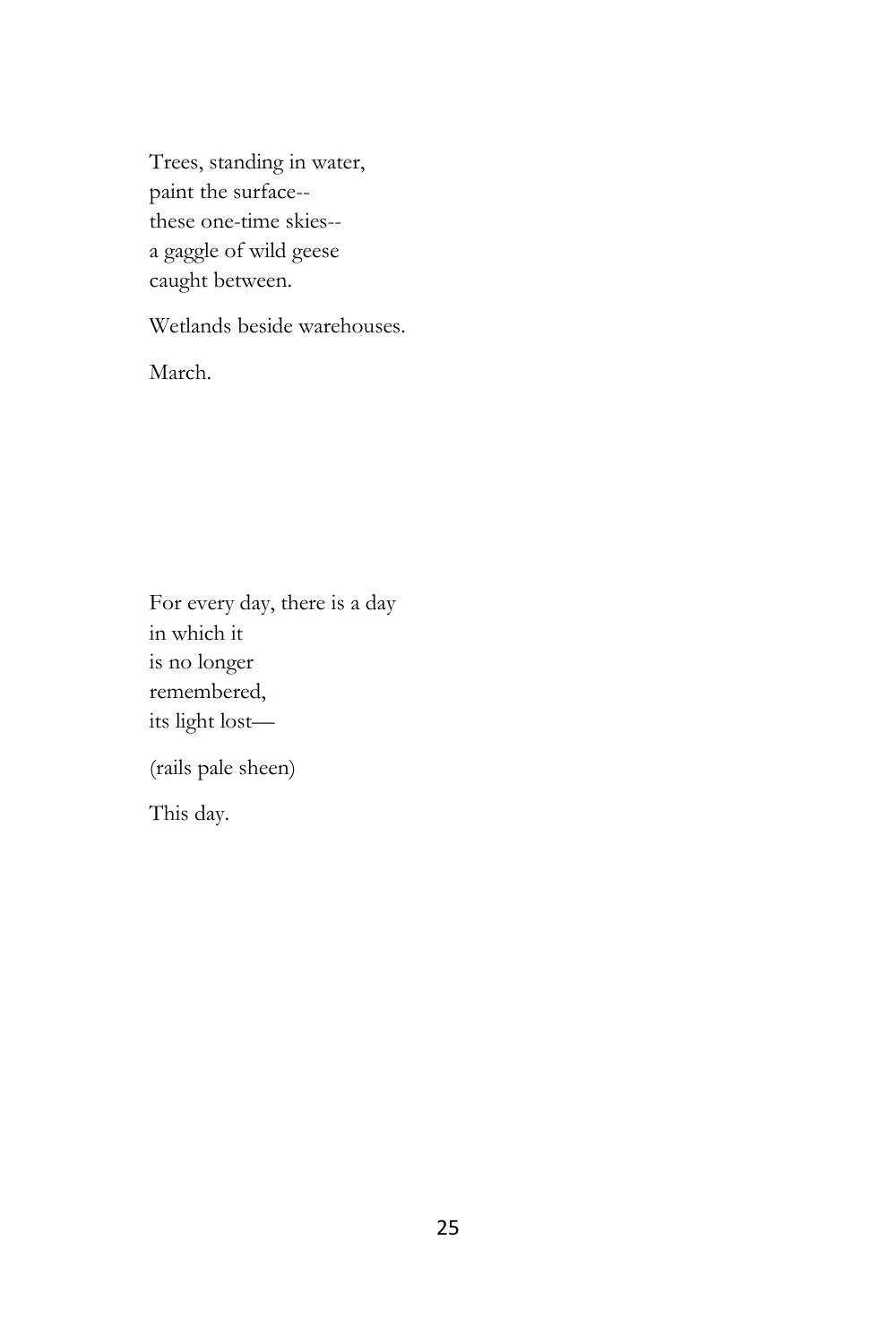Trees, standing in water,
paint the surface--
these one-time skies--
a gaggle of wild geese
caught between.

Wetlands beside warehouses.

March.

For every day, there is a day
in which it
is no longer
remembered,
its light lost—

(rails pale sheen)

This day.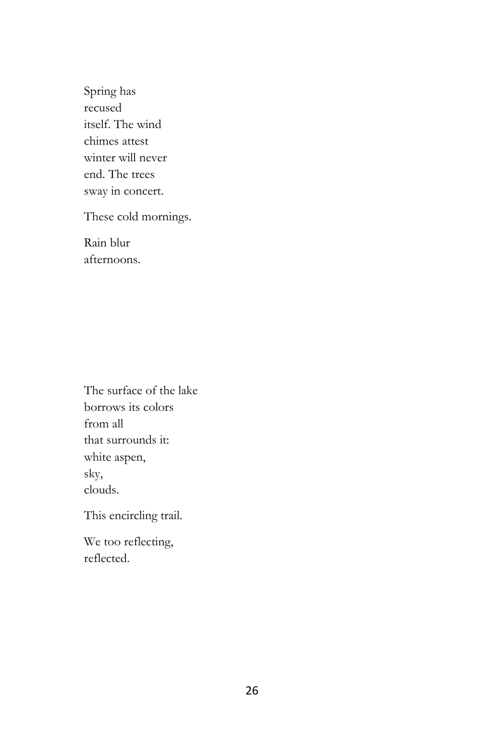Spring has  
recused  
itself. The wind  
chimes attest  
winter will never  
end. The trees  
sway in concert.

These cold mornings.

Rain blur  
afternoons.

The surface of the lake  
borrows its colors  
from all  
that surrounds it:  
white aspen,  
sky,  
clouds.

This encircling trail.

We too reflecting,  
reflected.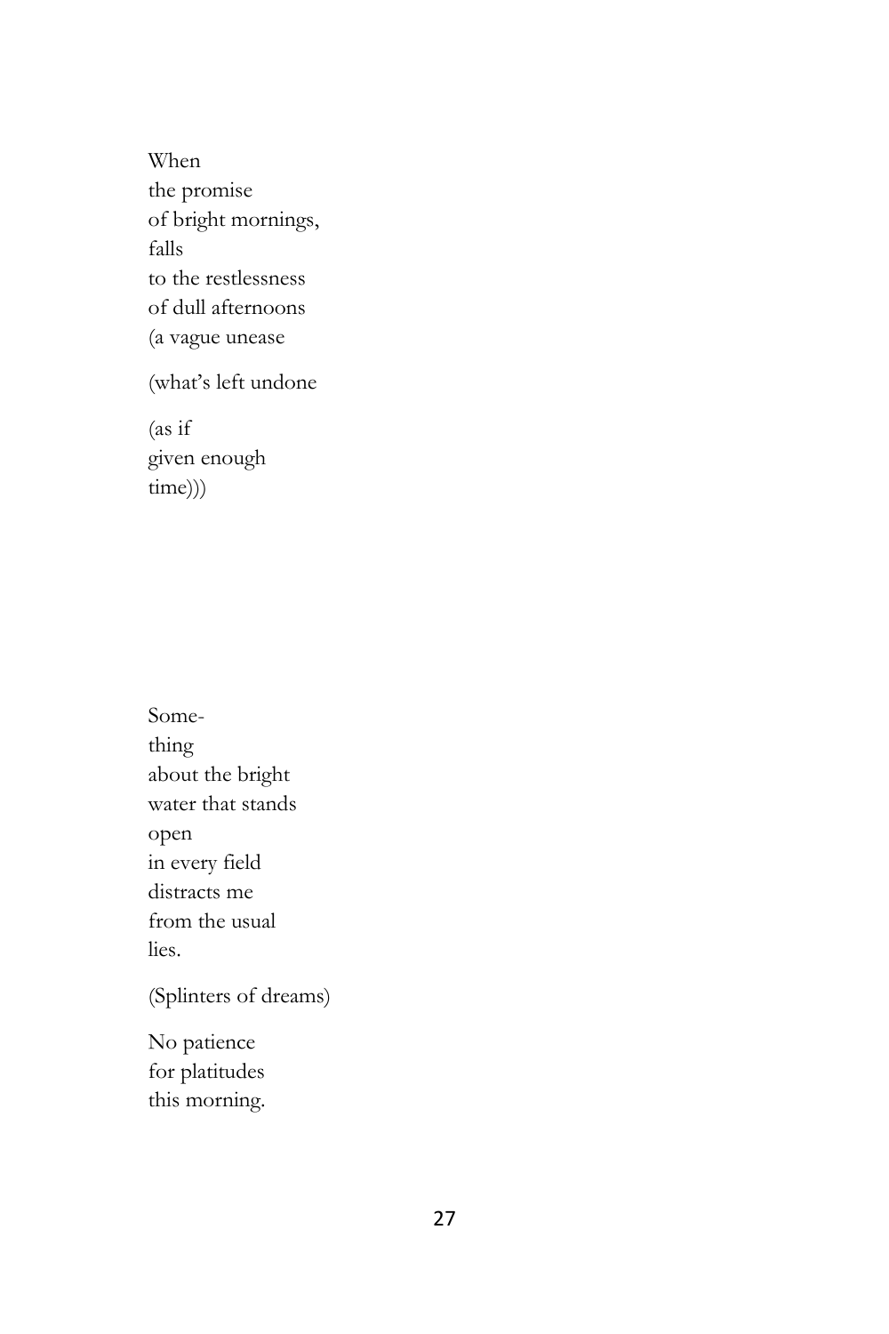When
the promise
of bright mornings,
falls
to the restlessness
of dull afternoons
(a vague unease

(what's left undone

(as if
given enough
time)))

Some-
thing
about the bright
water that stands
open
in every field
distracts me
from the usual
lies.

(Splinters of dreams)

No patience
for platitudes
this morning.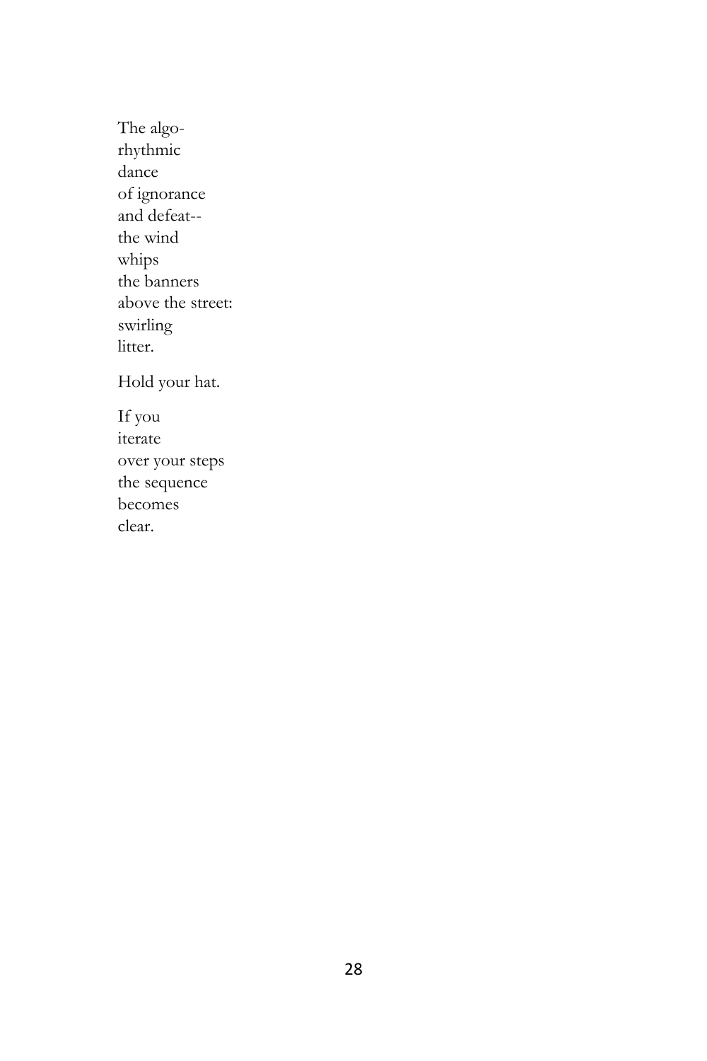The algo-  
rhythmic  
dance  
of ignorance  
and defeat--  
the wind  
whips  
the banners  
above the street:  
swirling  
litter.

Hold your hat.

If you  
iterate  
over your steps  
the sequence  
becomes  
clear.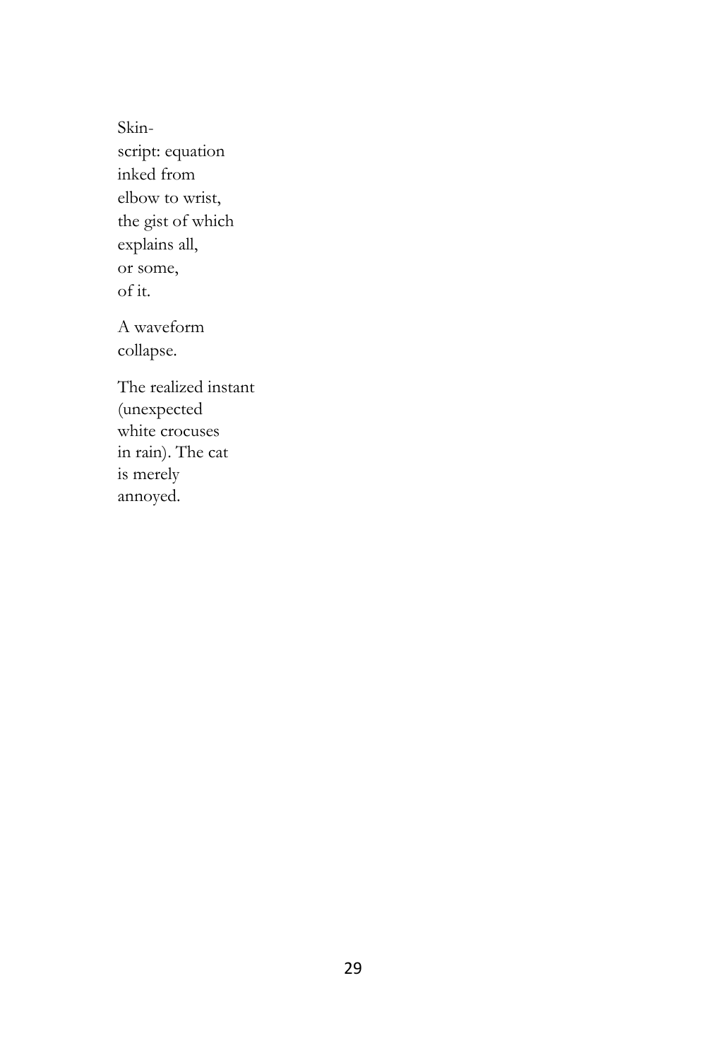Skin-  
script: equation  
inked from  
elbow to wrist,  
the gist of which  
explains all,  
or some,  
of it.

A waveform  
collapse.

The realized instant  
(unexpected  
white crocuses  
in rain). The cat  
is merely  
annoyed.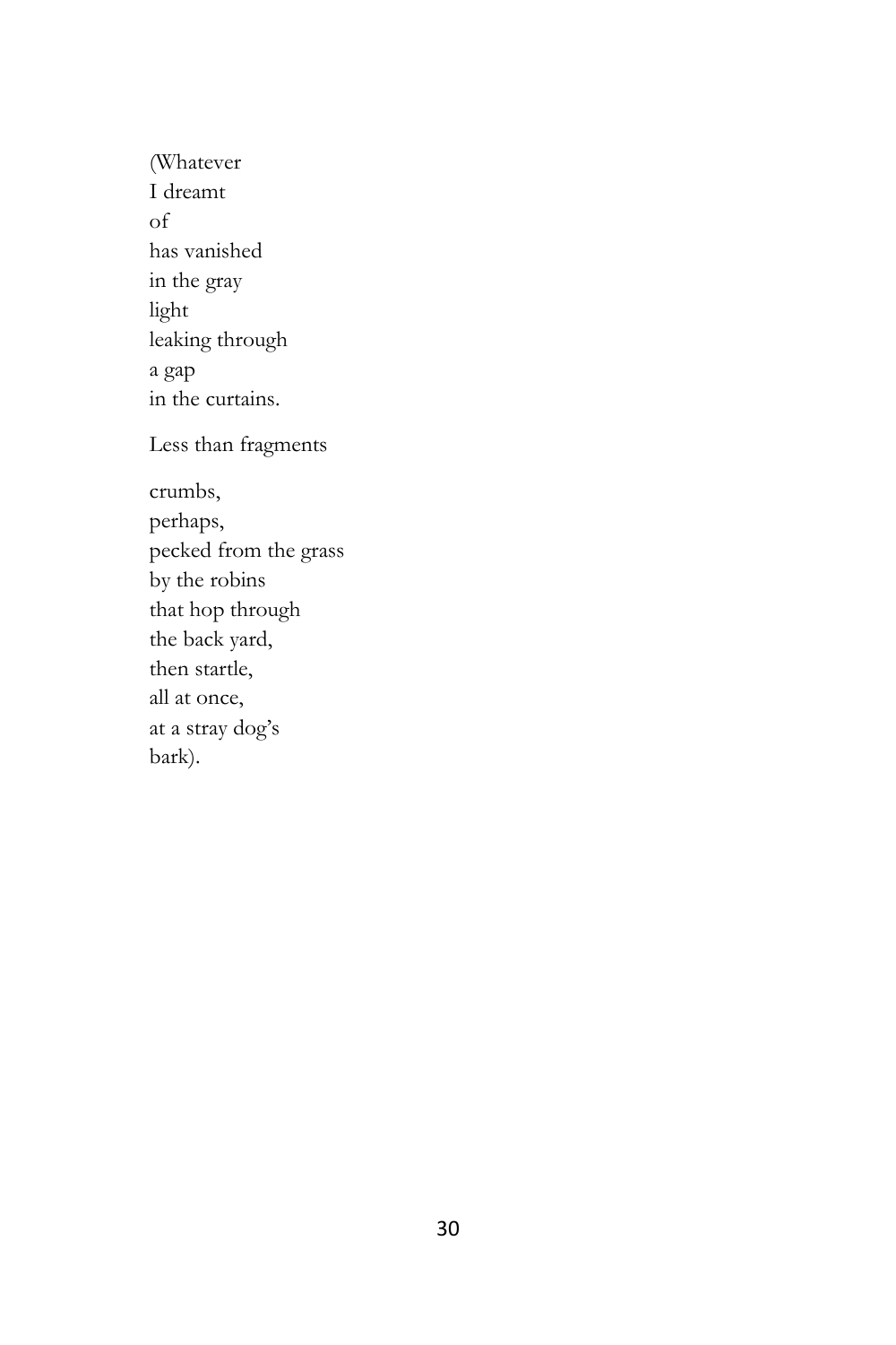(Whatever
I dreamt
of
has vanished
in the gray
light
leaking through
a gap
in the curtains.

Less than fragments

crumbs,
perhaps,
pecked from the grass
by the robins
that hop through
the back yard,
then startle,
all at once,
at a stray dog's
bark).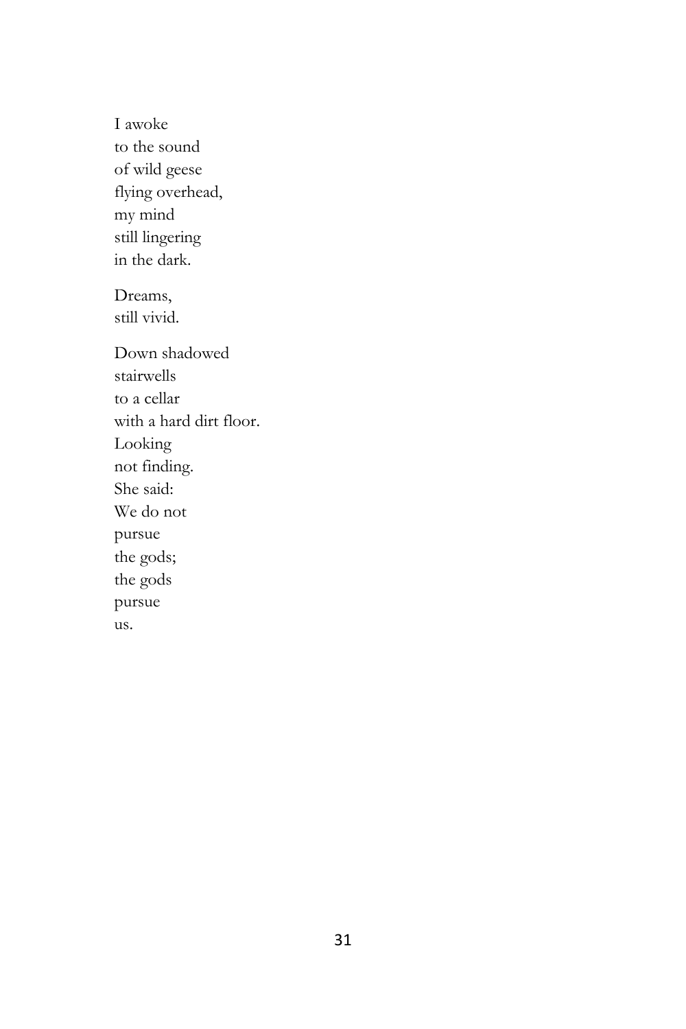I awoke  
to the sound  
of wild geese  
flying overhead,  
my mind  
still lingering  
in the dark.

Dreams,  
still vivid.

Down shadowed  
stairwells  
to a cellar  
with a hard dirt floor.  
Looking  
not finding.  
She said:  
We do not  
pursue  
the gods;  
the gods  
pursue  
us.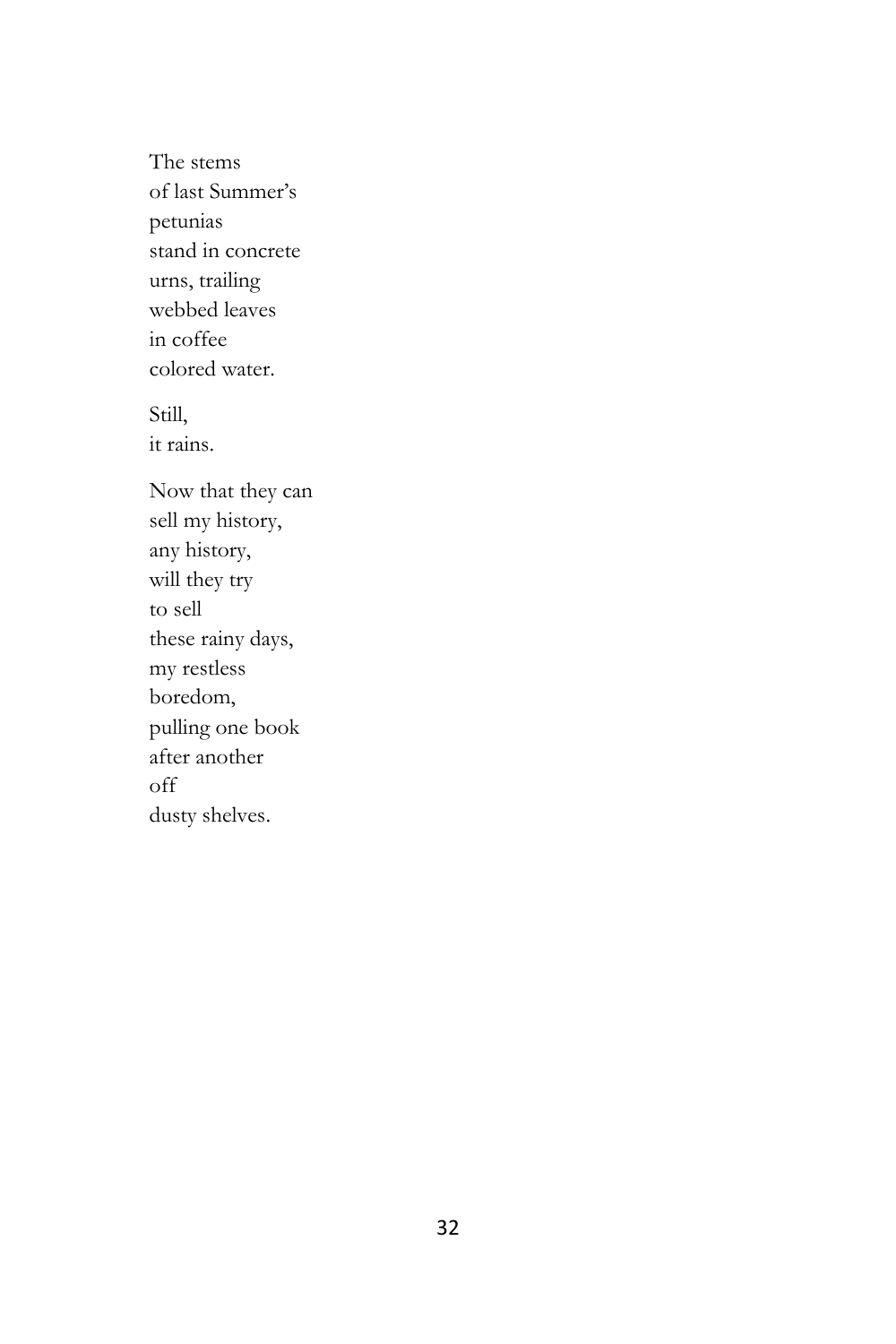The stems  
of last Summer's  
petunias  
stand in concrete  
urns, trailing  
webbed leaves  
in coffee  
colored water.

Still,  
it rains.

Now that they can  
sell my history,  
any history,  
will they try  
to sell  
these rainy days,  
my restless  
boredom,  
pulling one book  
after another  
off  
dusty shelves.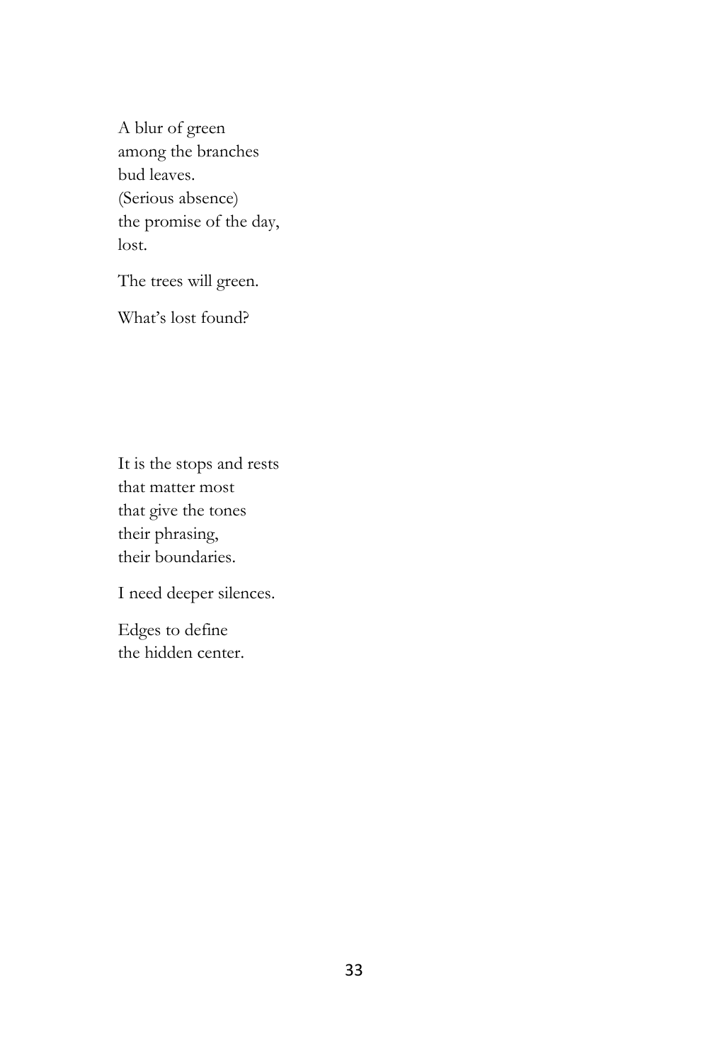A blur of green  
among the branches  
bud leaves.  
(Serious absence)  
the promise of the day,  
lost.

The trees will green.

What's lost found?

It is the stops and rests  
that matter most  
that give the tones  
their phrasing,  
their boundaries.

I need deeper silences.

Edges to define  
the hidden center.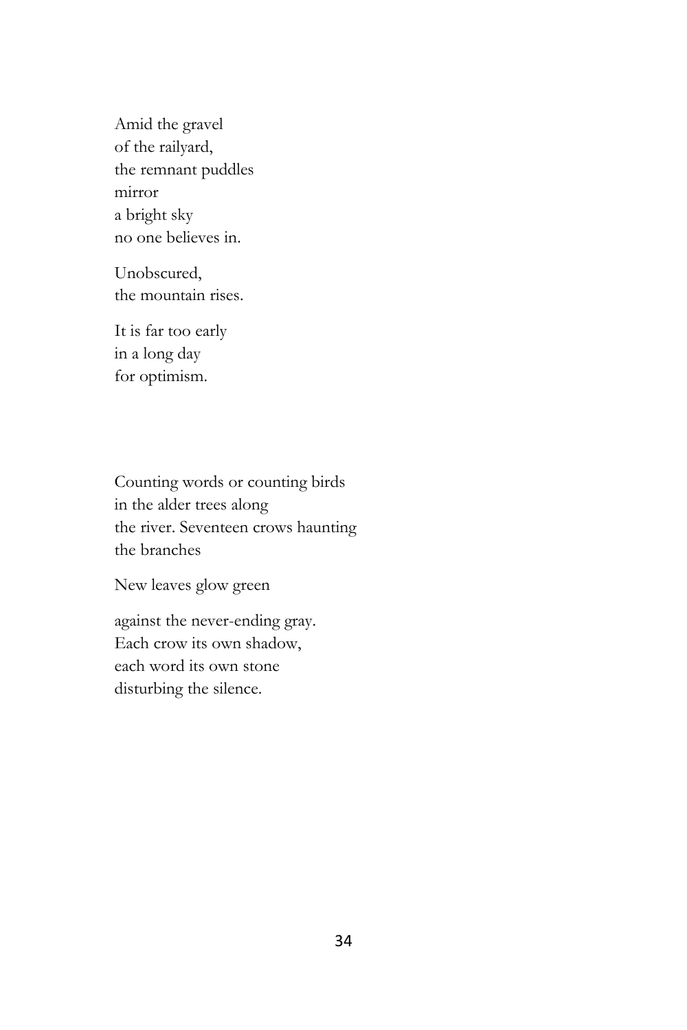Amid the gravel  
of the railyard,  
the remnant puddles  
mirror  
a bright sky  
no one believes in.

Unobscured,  
the mountain rises.

It is far too early  
in a long day  
for optimism.

Counting words or counting birds  
in the alder trees along  
the river. Seventeen crows haunting  
the branches

New leaves glow green

against the never-ending gray.  
Each crow its own shadow,  
each word its own stone  
disturbing the silence.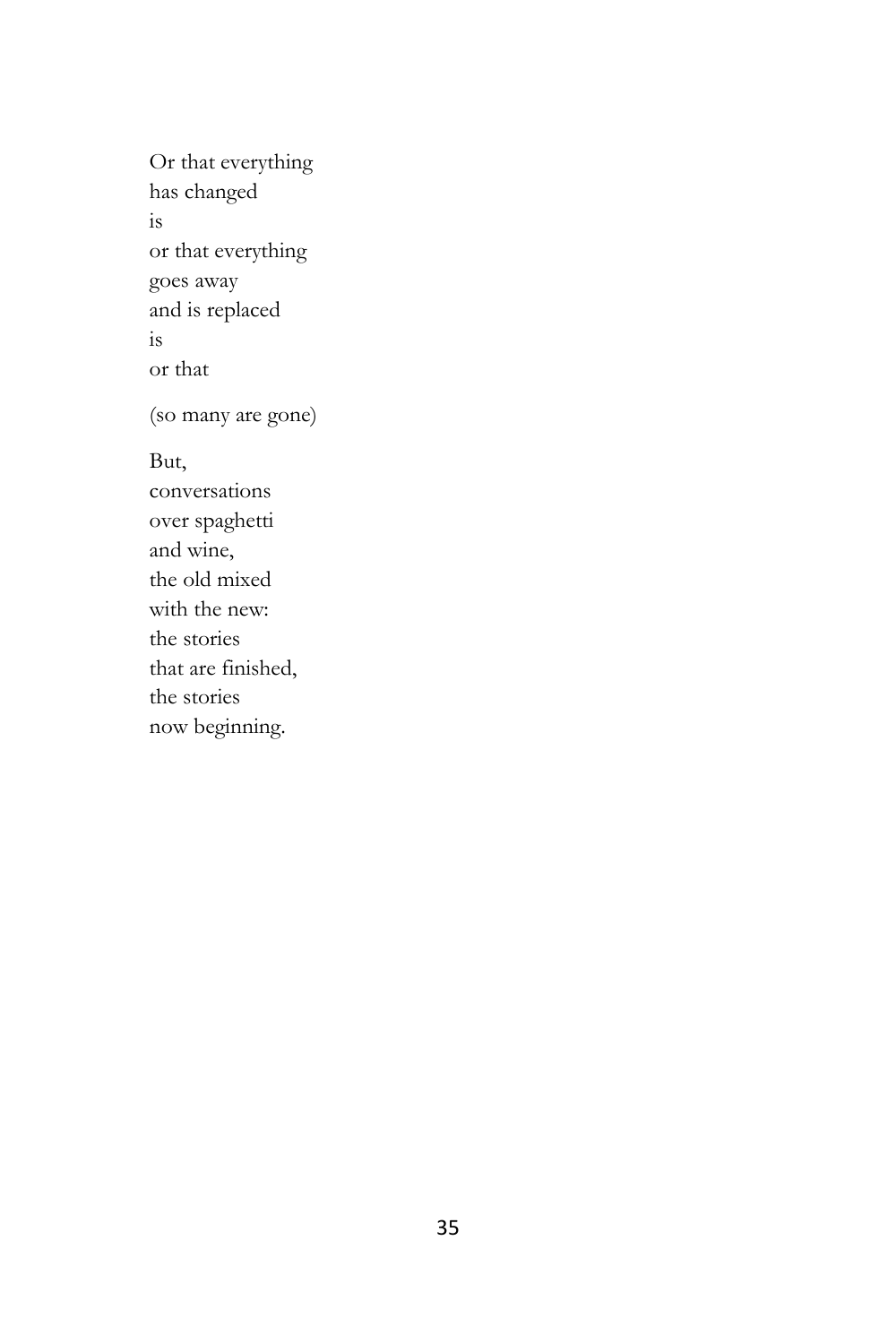Or that everything  
has changed  
is  
or that everything  
goes away  
and is replaced  
is  
or that

(so many are gone)

But,  
conversations  
over spaghetti  
and wine,  
the old mixed  
with the new:  
the stories  
that are finished,  
the stories  
now beginning.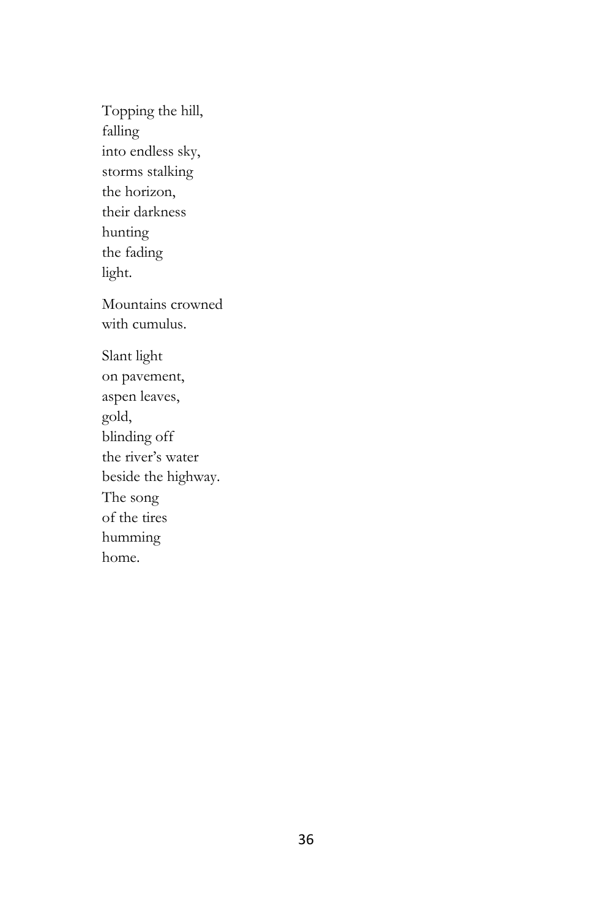Topping the hill,  
falling  
into endless sky,  
storms stalking  
the horizon,  
their darkness  
hunting  
the fading  
light.

Mountains crowned  
with cumulus.

Slant light  
on pavement,  
aspen leaves,  
gold,  
blinding off  
the river's water  
beside the highway.  
The song  
of the tires  
humming  
home.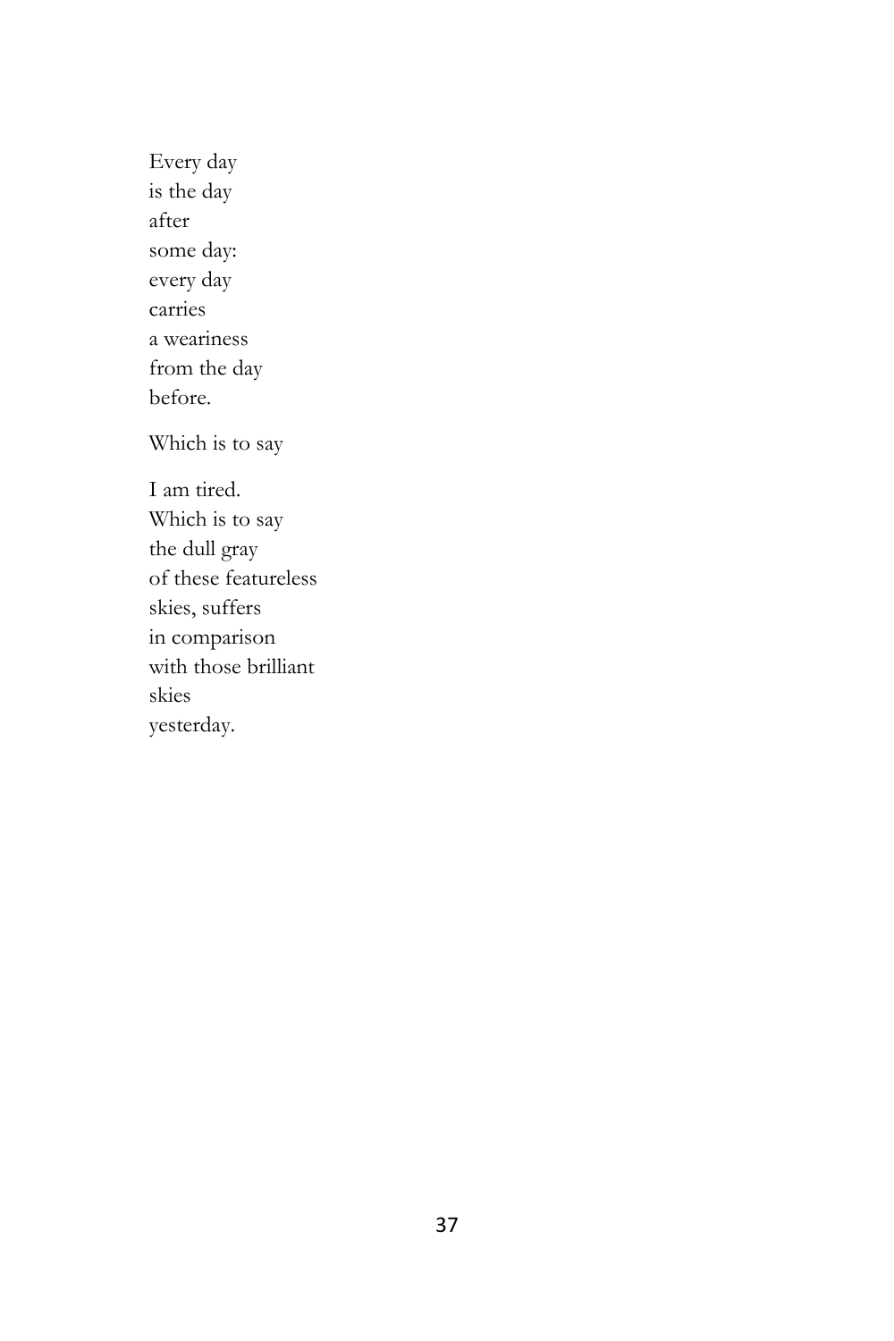Every day  
is the day  
after  
some day:  
every day  
carries  
a weariness  
from the day  
before.

Which is to say

I am tired.  
Which is to say  
the dull gray  
of these featureless  
skies, suffers  
in comparison  
with those brilliant  
skies  
yesterday.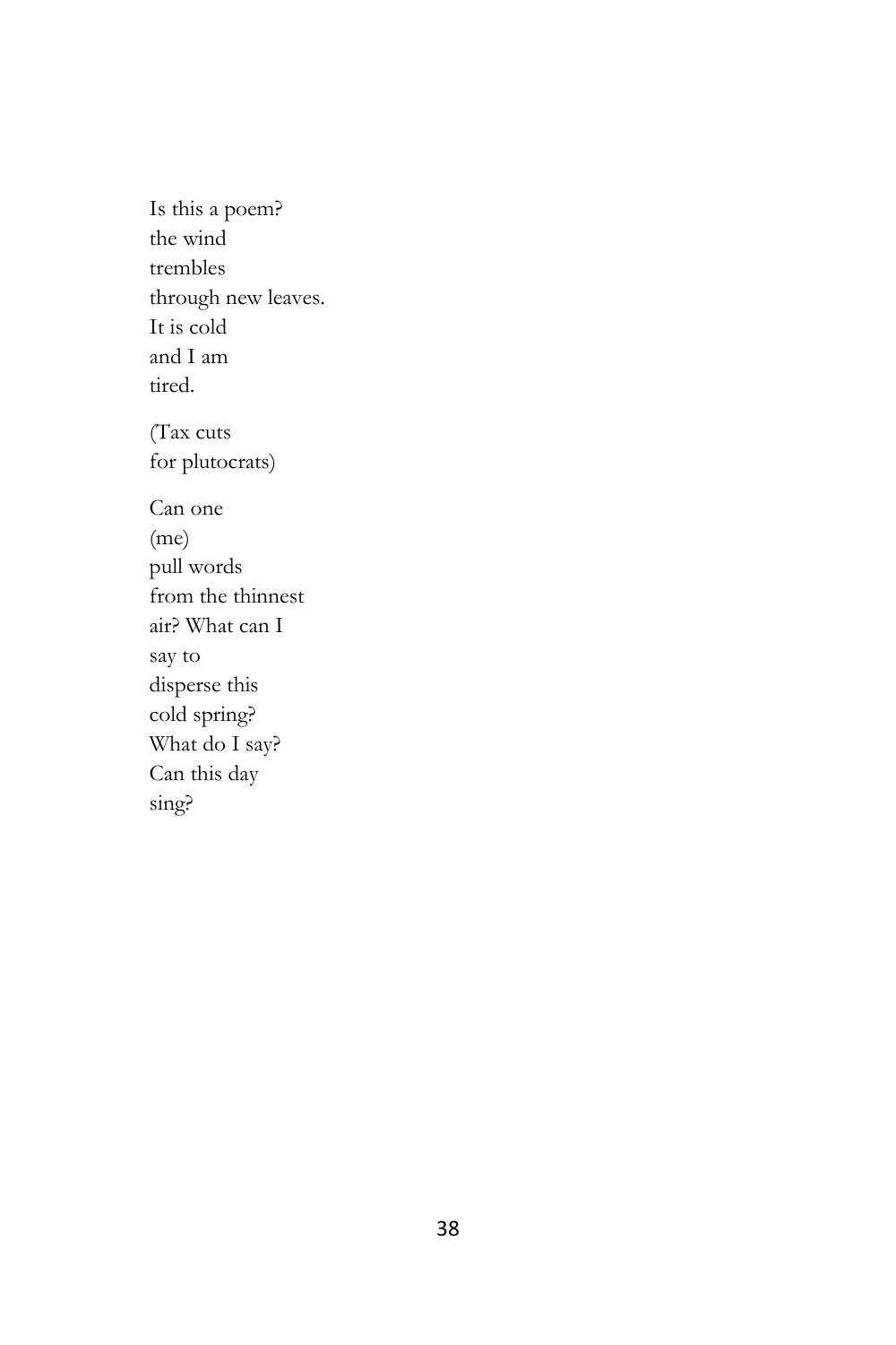Is this a poem?  
the wind  
trembles  
through new leaves.  
It is cold  
and I am  
tired.

(Tax cuts  
for plutocrats)

Can one  
(me)  
pull words  
from the thinnest  
air? What can I  
say to  
disperse this  
cold spring?  
What do I say?  
Can this day  
sing?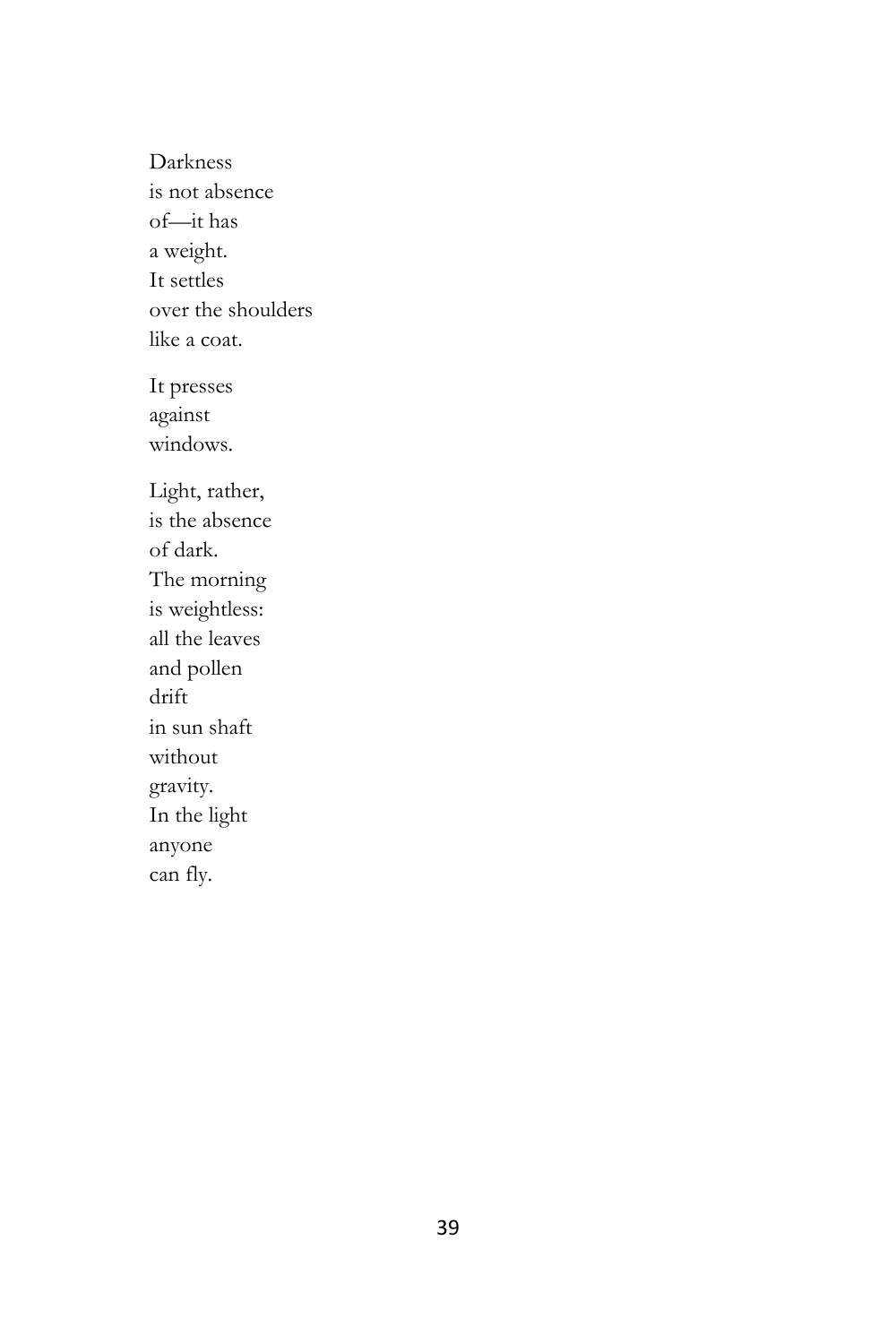Darkness  
is not absence  
of—it has  
a weight.  
It settles  
over the shoulders  
like a coat.

It presses  
against  
windows.

Light, rather,  
is the absence  
of dark.  
The morning  
is weightless:  
all the leaves  
and pollen  
drift  
in sun shaft  
without  
gravity.  
In the light  
anyone  
can fly.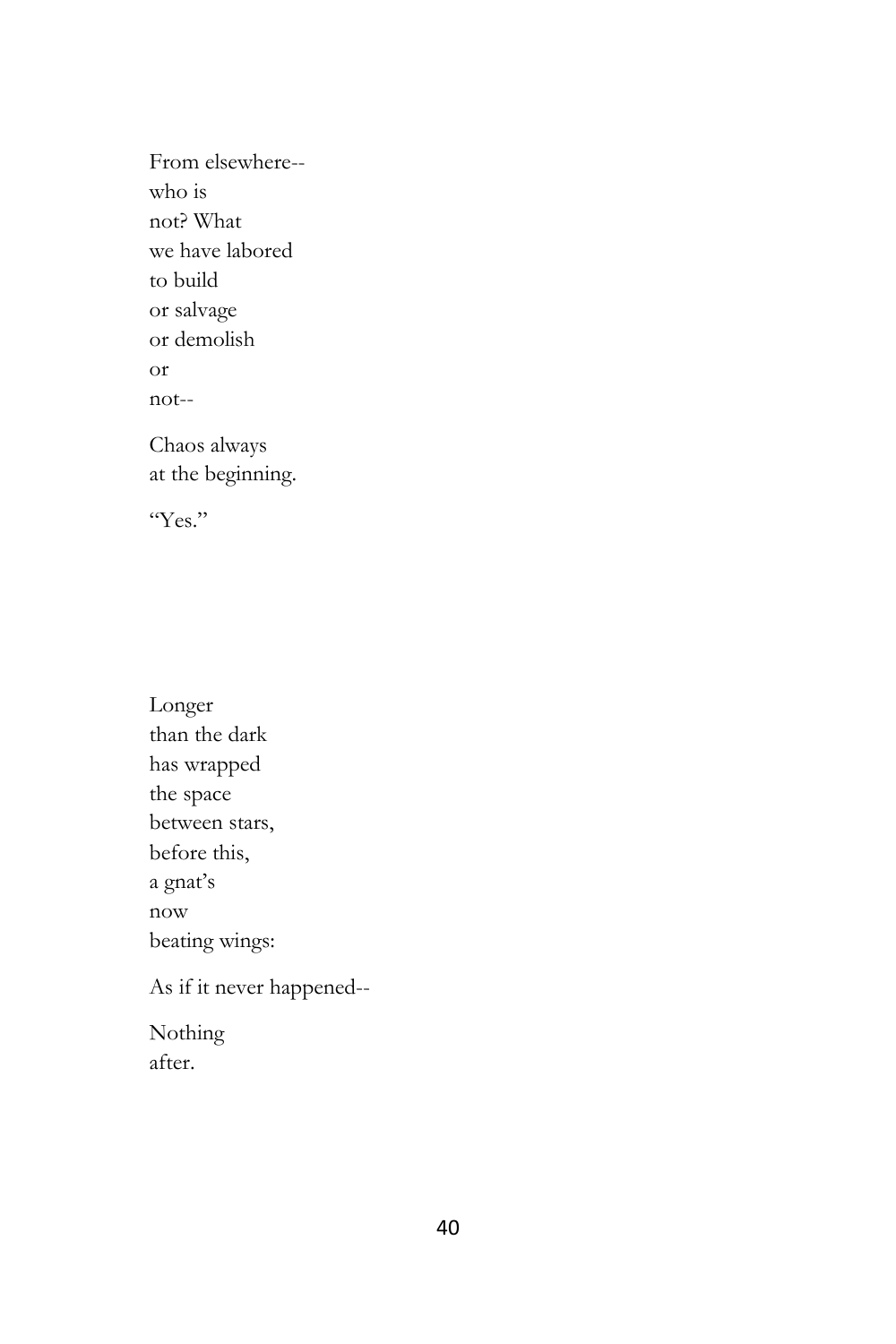From elsewhere--  
who is  
not? What  
we have labored  
to build  
or salvage  
or demolish  
or  
not--

Chaos always  
at the beginning.

"Yes."

Longer  
than the dark  
has wrapped  
the space  
between stars,  
before this,  
a gnat's  
now  
beating wings:

As if it never happened--

Nothing  
after.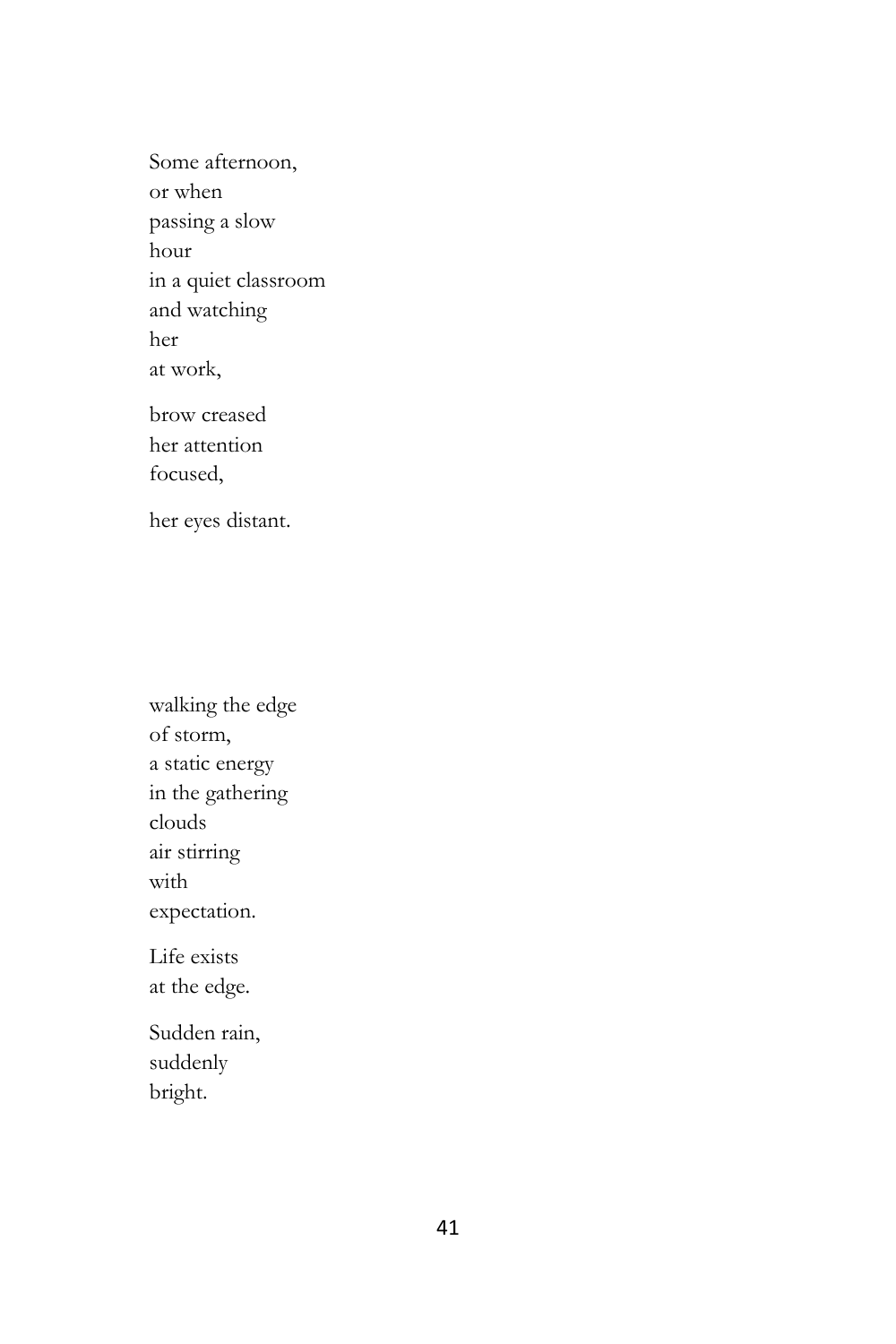Some afternoon,  
or when  
passing a slow  
hour  
in a quiet classroom  
and watching  
her  
at work,

brow creased  
her attention  
focused,

her eyes distant.

walking the edge  
of storm,  
a static energy  
in the gathering  
clouds  
air stirring  
with  
expectation.

Life exists  
at the edge.

Sudden rain,  
suddenly  
bright.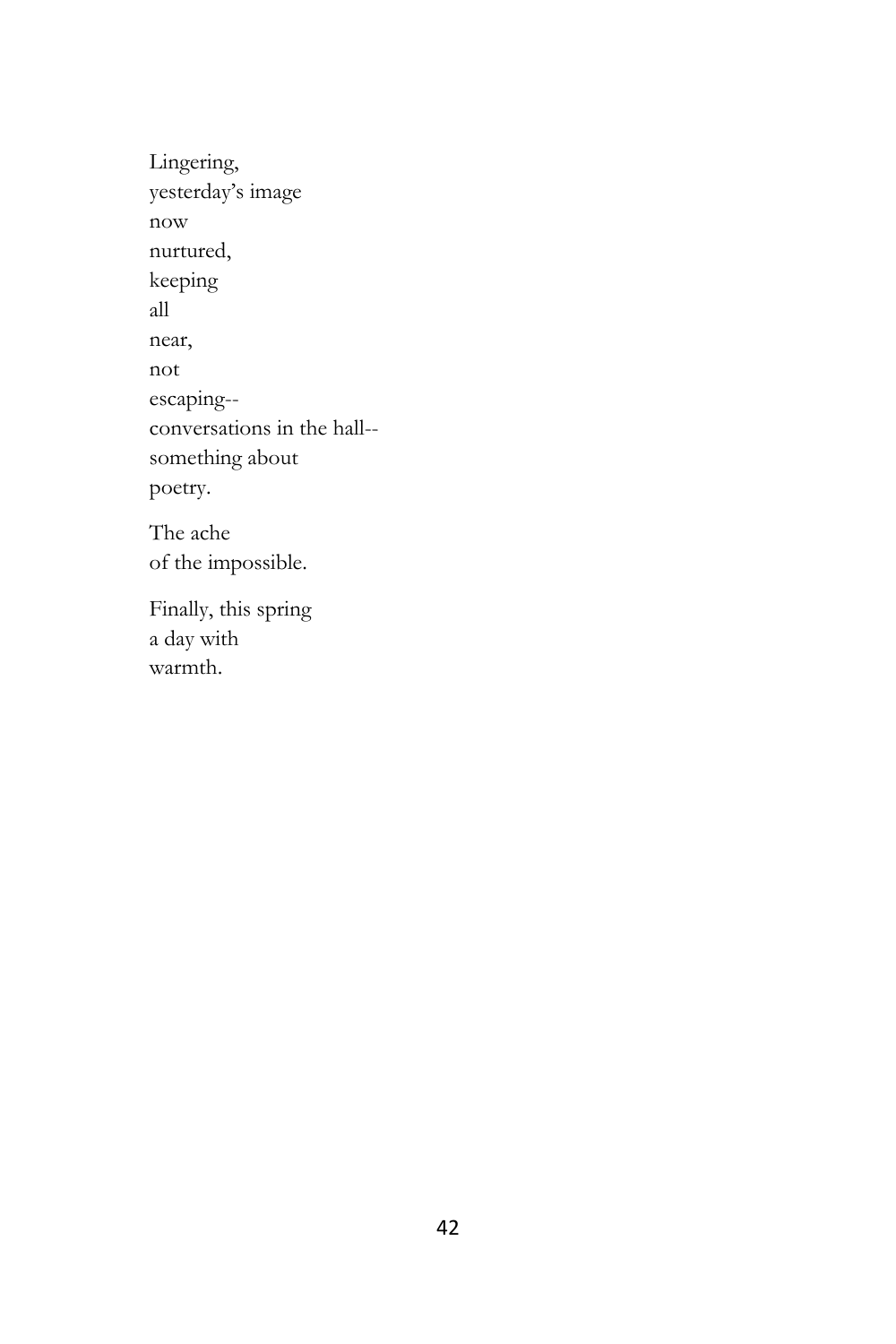Lingering,  
yesterday's image  
now  
nurtured,  
keeping  
all  
near,  
not  
escaping--  
conversations in the hall--  
something about  
poetry.

The ache  
of the impossible.

Finally, this spring  
a day with  
warmth.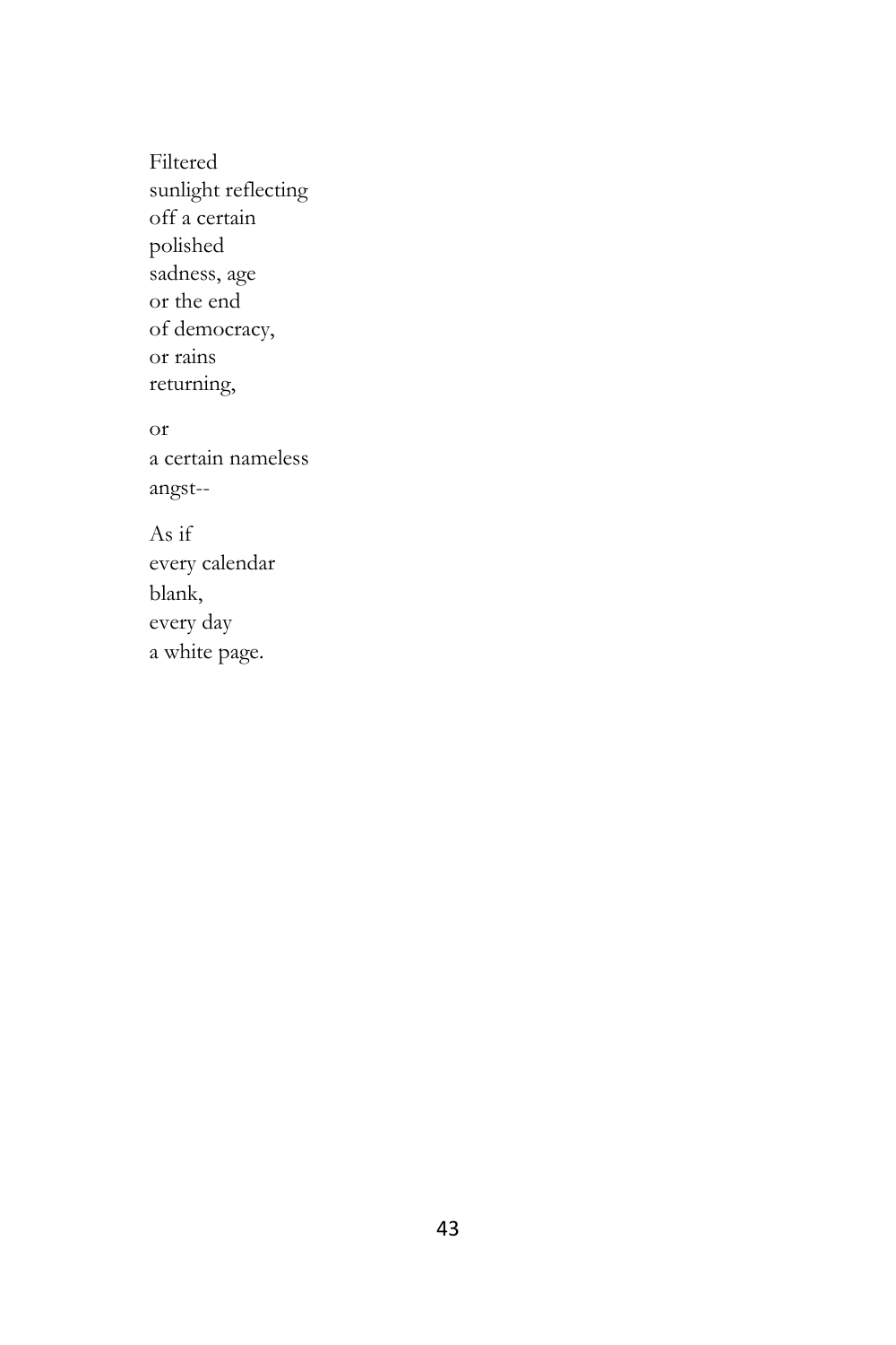Filtered  
sunlight reflecting  
off a certain  
polished  
sadness, age  
or the end  
of democracy,  
or rains  
returning,

or  
a certain nameless  
angst--

As if  
every calendar  
blank,  
every day  
a white page.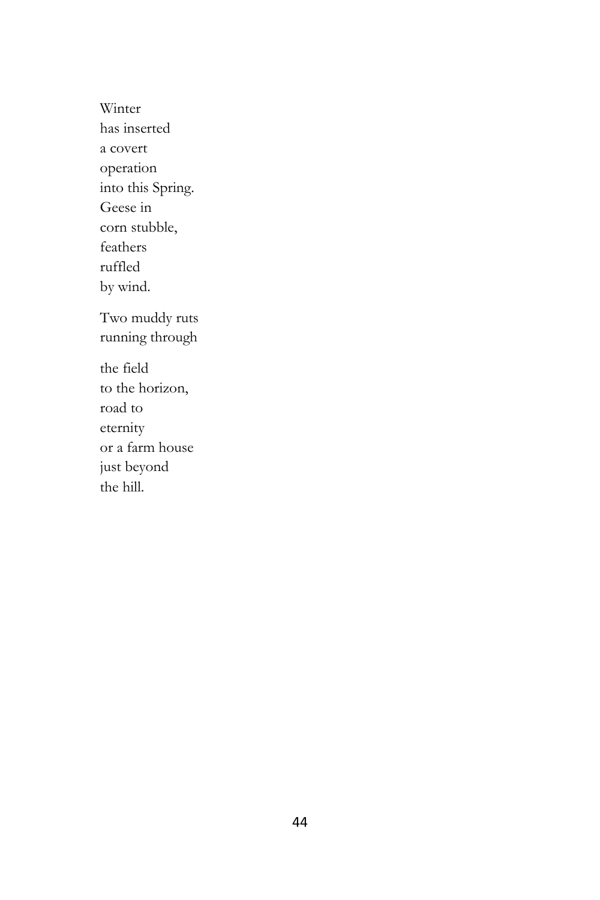Winter  
has inserted  
a covert  
operation  
into this Spring.  
Geese in  
corn stubble,  
feathers  
ruffled  
by wind.

Two muddy ruts  
running through

the field  
to the horizon,  
road to  
eternity  
or a farm house  
just beyond  
the hill.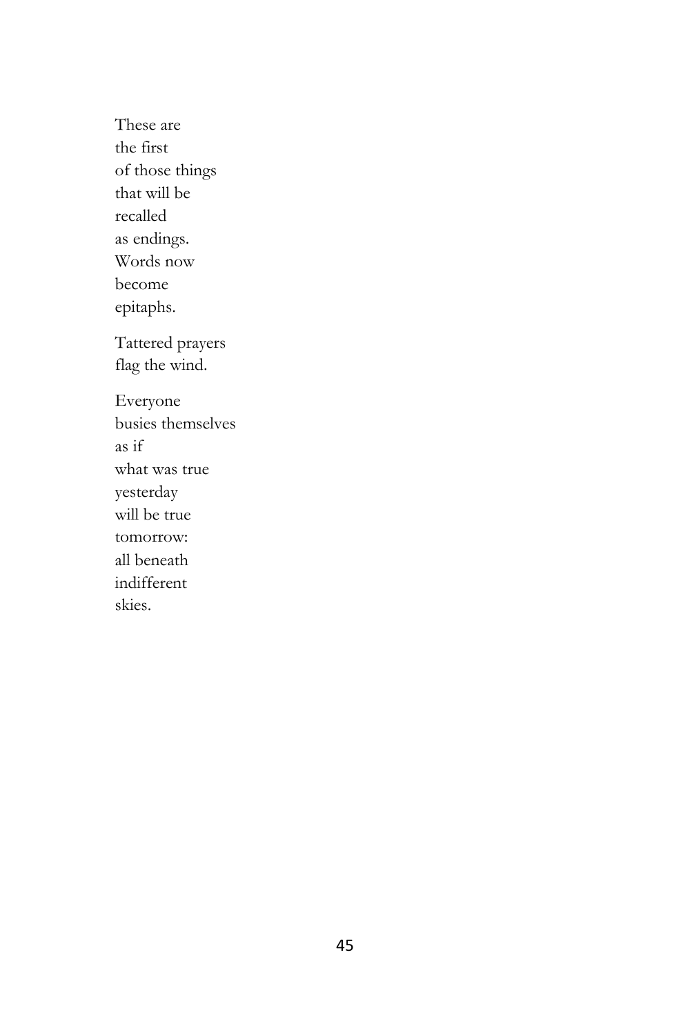These are  
the first  
of those things  
that will be  
recalled  
as endings.  
Words now  
become  
epitaphs.

Tattered prayers  
flag the wind.

Everyone  
busies themselves  
as if  
what was true  
yesterday  
will be true  
tomorrow:  
all beneath  
indifferent  
skies.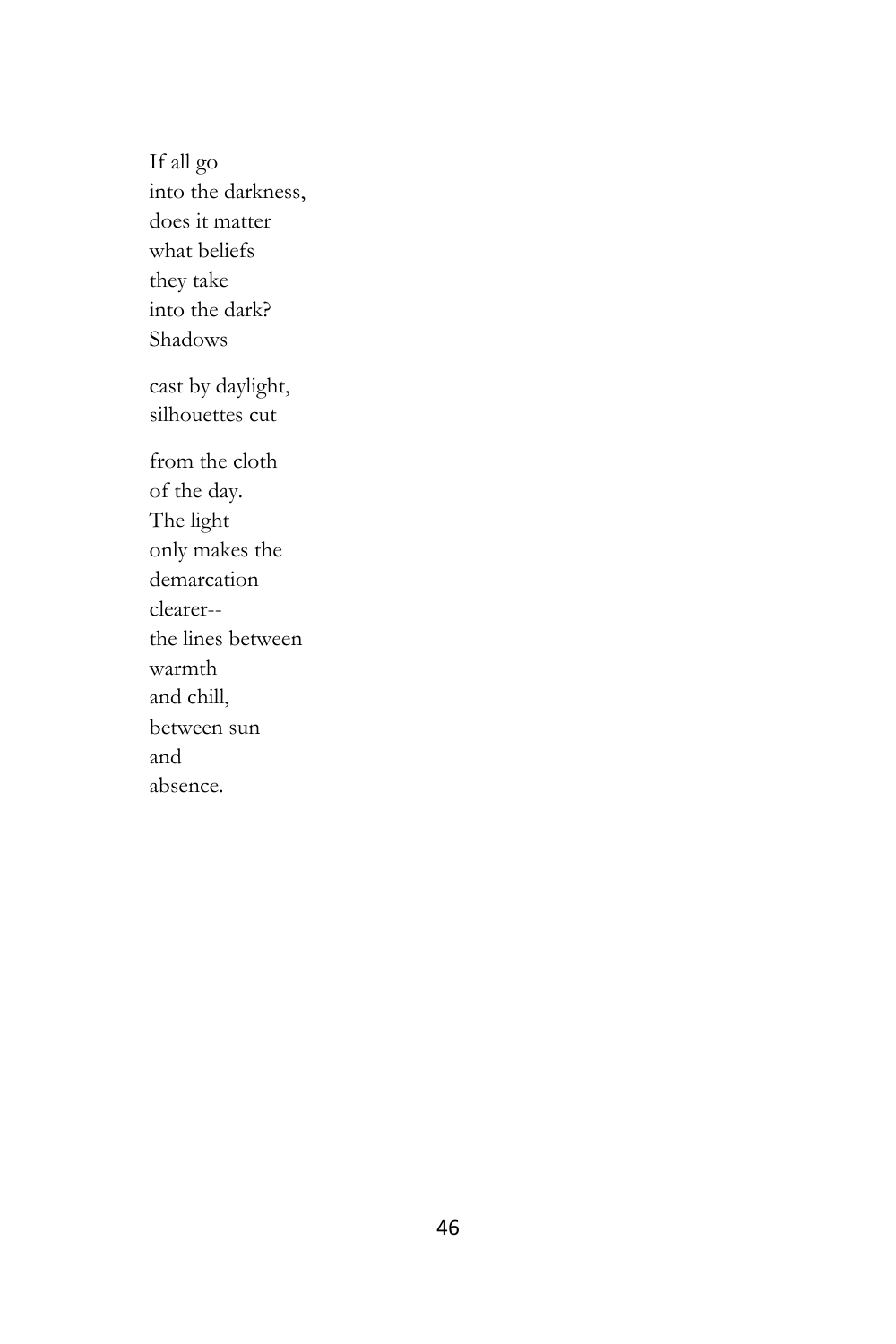If all go  
into the darkness,  
does it matter  
what beliefs  
they take  
into the dark?  
Shadows

cast by daylight,  
silhouettes cut

from the cloth  
of the day.  
The light  
only makes the  
demarcation  
clearer--  
the lines between  
warmth  
and chill,  
between sun  
and  
absence.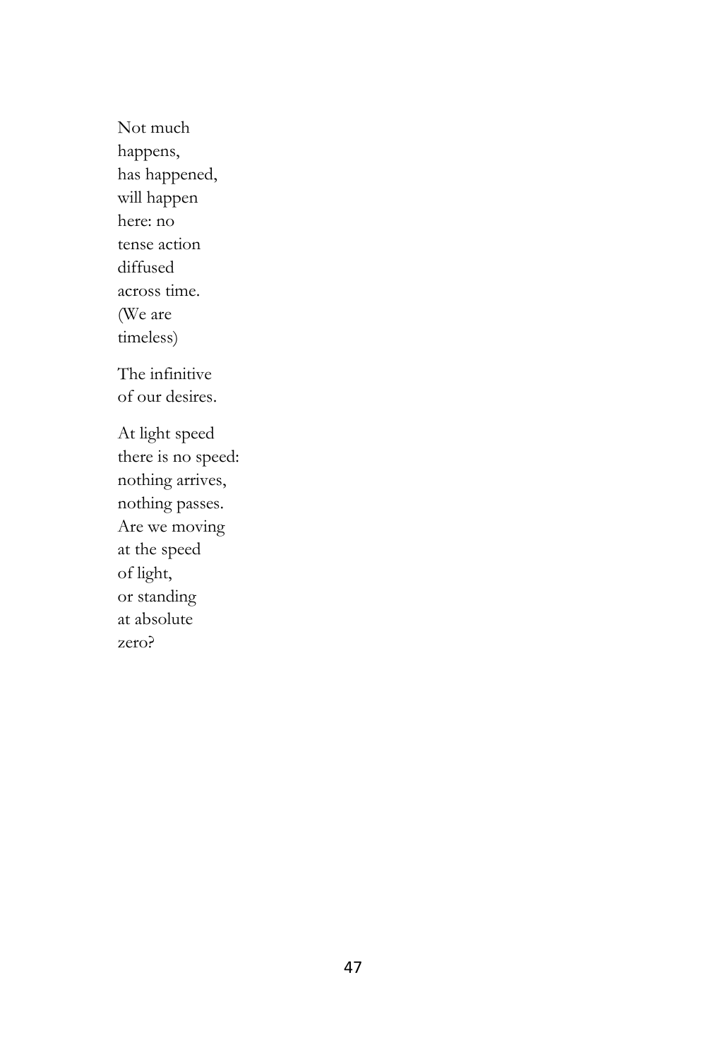Not much  
happens,  
has happened,  
will happen  
here: no  
tense action  
diffused  
across time.  
(We are  
timeless)

The infinitive  
of our desires.

At light speed  
there is no speed:  
nothing arrives,  
nothing passes.  
Are we moving  
at the speed  
of light,  
or standing  
at absolute  
zero?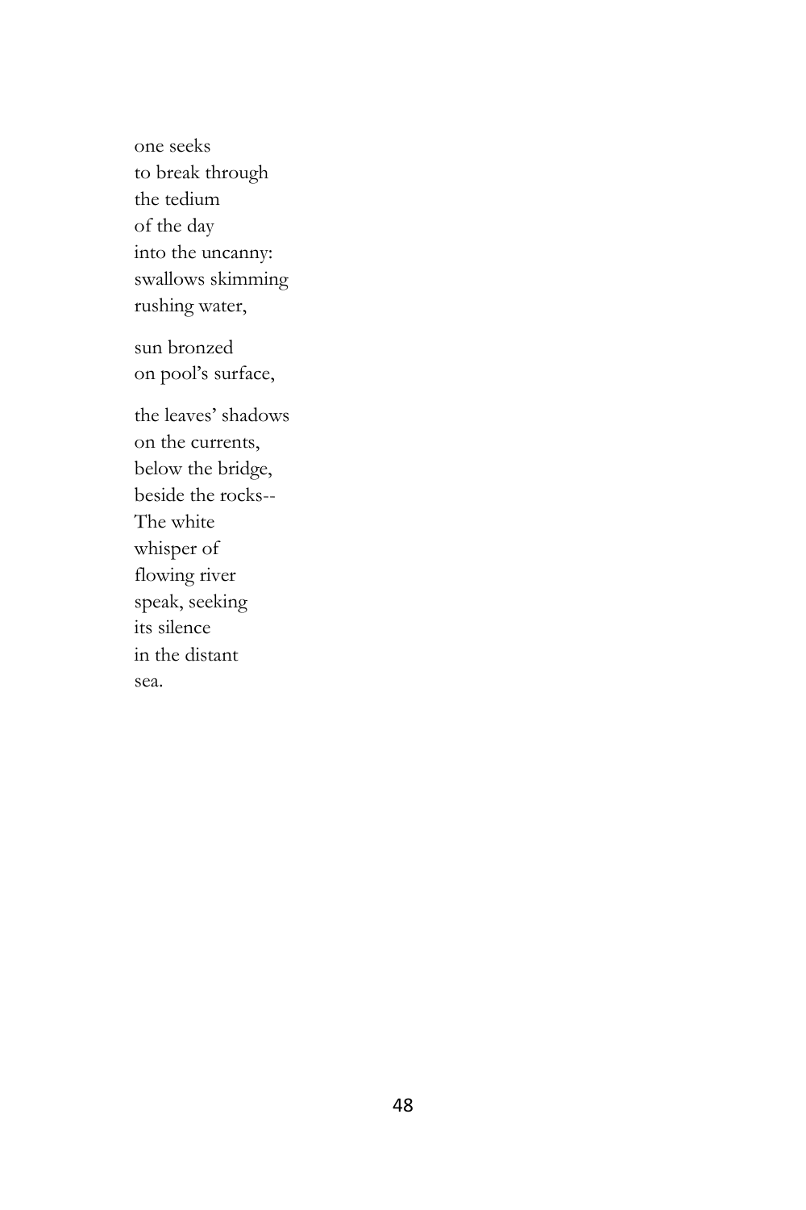one seeks  
to break through  
the tedium  
of the day  
into the uncanny:  
swallows skimming  
rushing water,

sun bronzed  
on pool's surface,

the leaves' shadows  
on the currents,  
below the bridge,  
beside the rocks--  
The white  
whisper of  
flowing river  
speak, seeking  
its silence  
in the distant  
sea.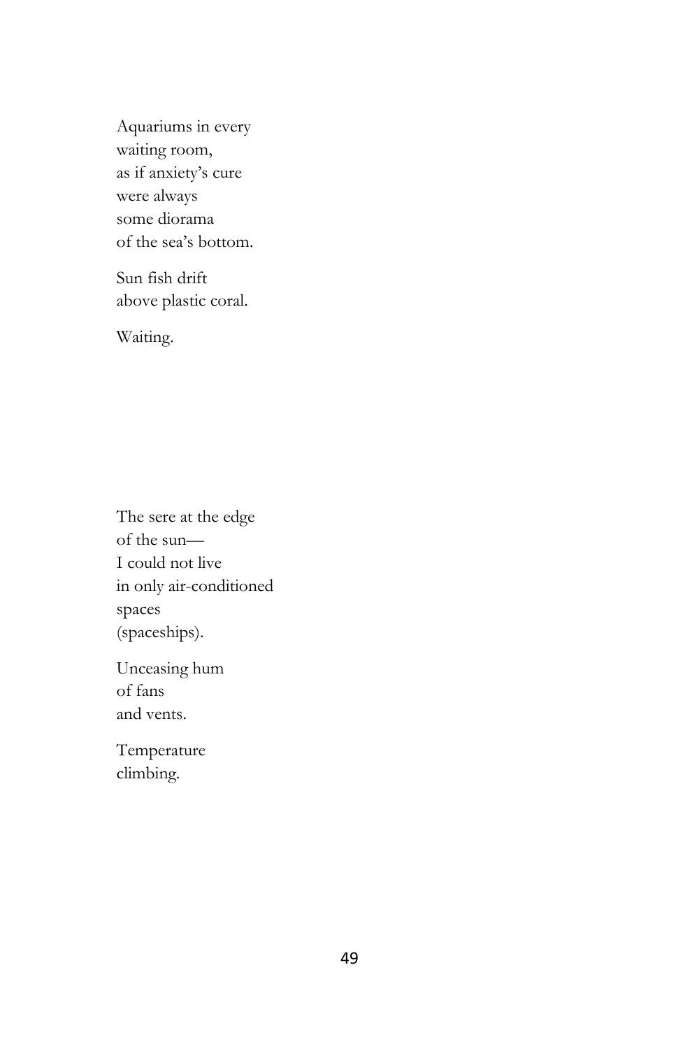Aquariums in every
waiting room,
as if anxiety's cure
were always
some diorama
of the sea's bottom.

Sun fish drift
above plastic coral.

Waiting.

The sere at the edge
of the sun—
I could not live
in only air-conditioned
spaces
(spaceships).

Unceasing hum
of fans
and vents.

Temperature
climbing.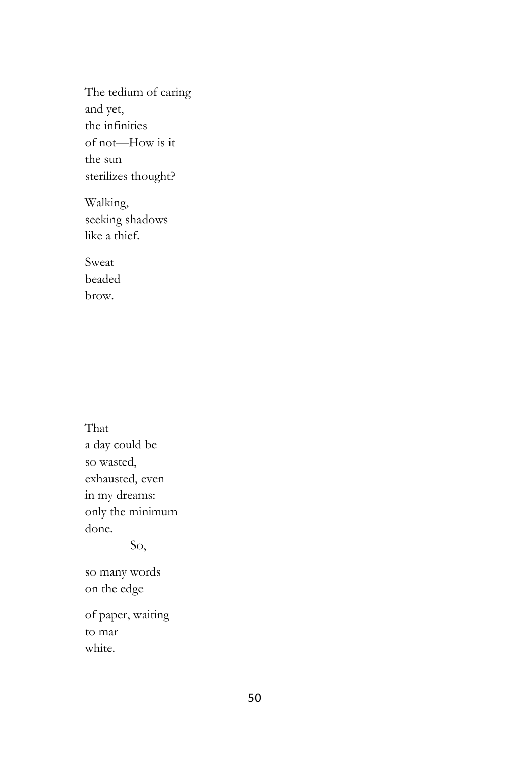The tedium of caring  
and yet,  
the infinities  
of not—How is it  
the sun  
sterilizes thought?

Walking,  
seeking shadows  
like a thief.

Sweat  
beaded  
brow.

That  
a day could be  
so wasted,  
exhausted, even  
in my dreams:  
only the minimum  
done.  
&nbsp;&nbsp;&nbsp;&nbsp;&nbsp;&nbsp;&nbsp;&nbsp;&nbsp;&nbsp;&nbsp;&nbsp;So,

so many words  
on the edge

of paper, waiting  
to mar  
white.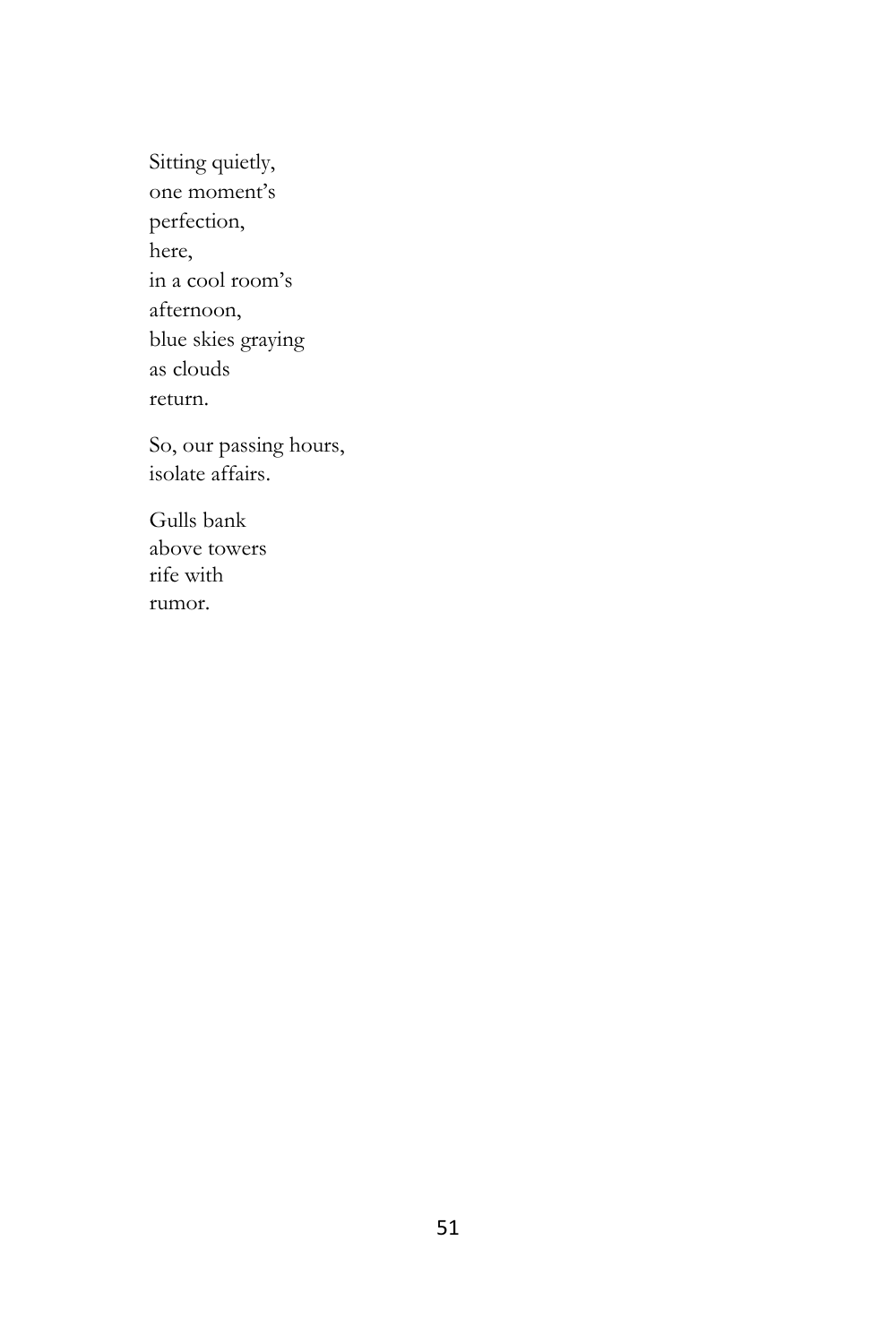Sitting quietly,  
one moment’s  
perfection,  
here,  
in a cool room’s  
afternoon,  
blue skies graying  
as clouds  
return.

So, our passing hours,  
isolate affairs.

Gulls bank  
above towers  
rife with  
rumor.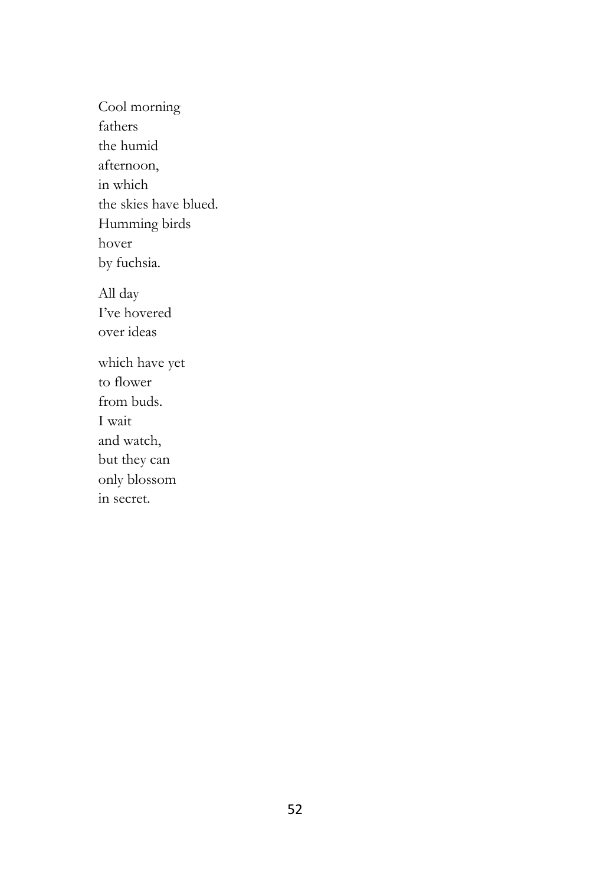Cool morning  
fathers  
the humid  
afternoon,  
in which  
the skies have blued.  
Humming birds  
hover  
by fuchsia.

All day  
I've hovered  
over ideas

which have yet  
to flower  
from buds.  
I wait  
and watch,  
but they can  
only blossom  
in secret.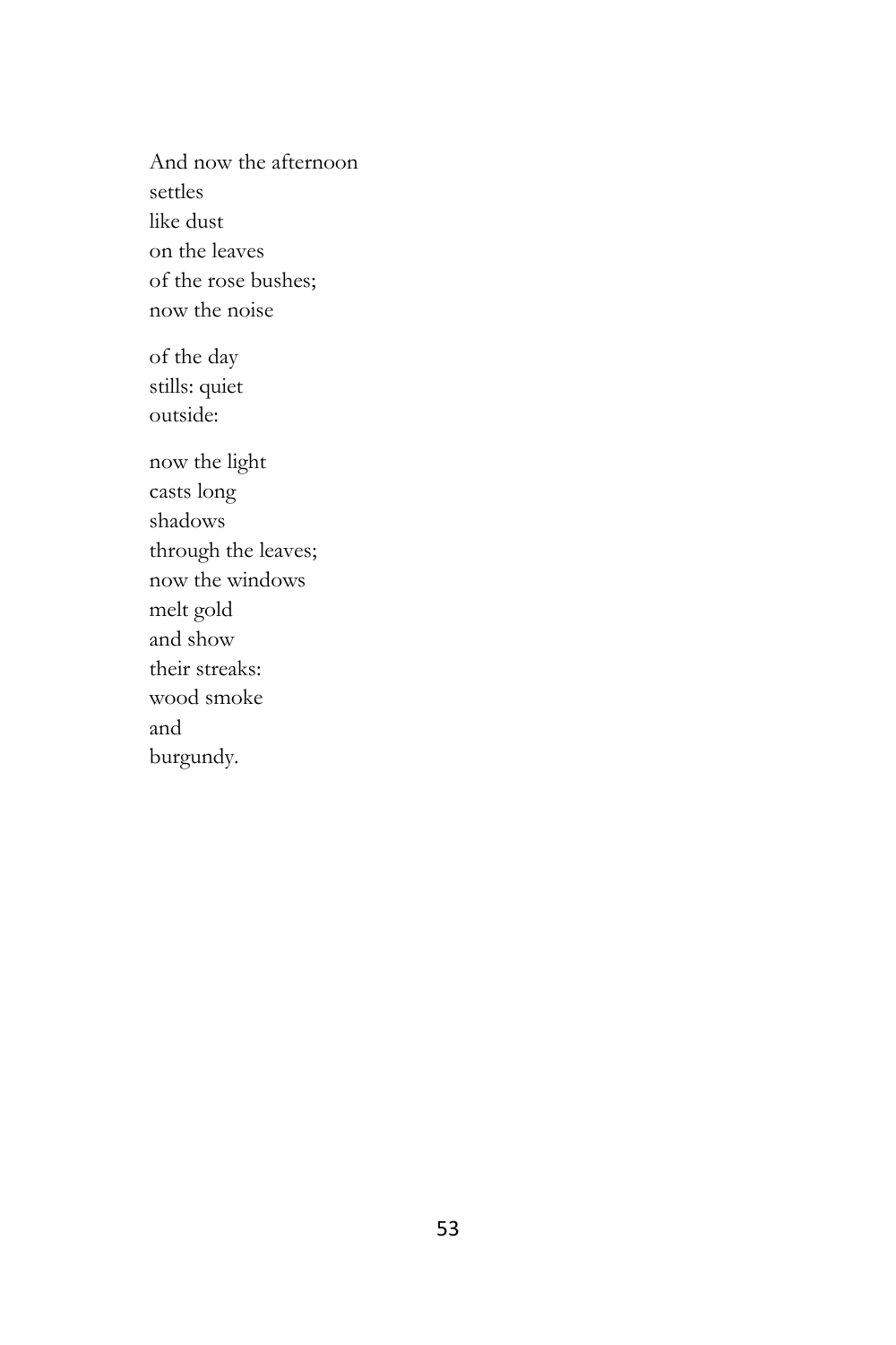And now the afternoon  
settles  
like dust  
on the leaves  
of the rose bushes;  
now the noise

of the day  
stills: quiet  
outside:

now the light  
casts long  
shadows  
through the leaves;  
now the windows  
melt gold  
and show  
their streaks:  
wood smoke  
and  
burgundy.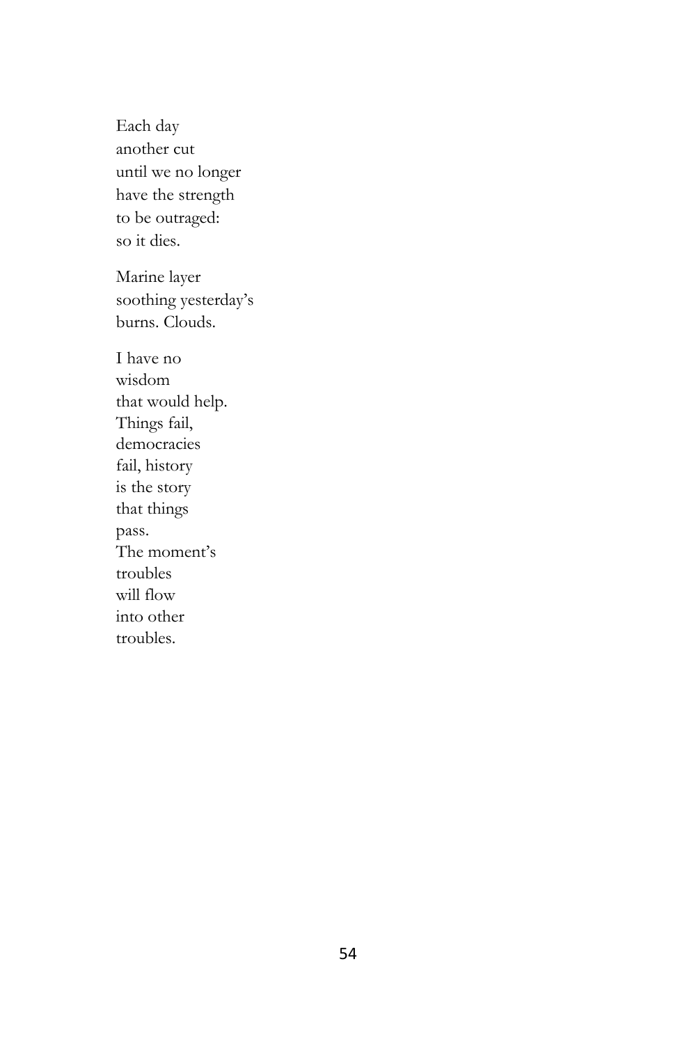Each day  
another cut  
until we no longer  
have the strength  
to be outraged:  
so it dies.

Marine layer  
soothing yesterday's  
burns. Clouds.

I have no  
wisdom  
that would help.  
Things fail,  
democracies  
fail, history  
is the story  
that things  
pass.  
The moment's  
troubles  
will flow  
into other  
troubles.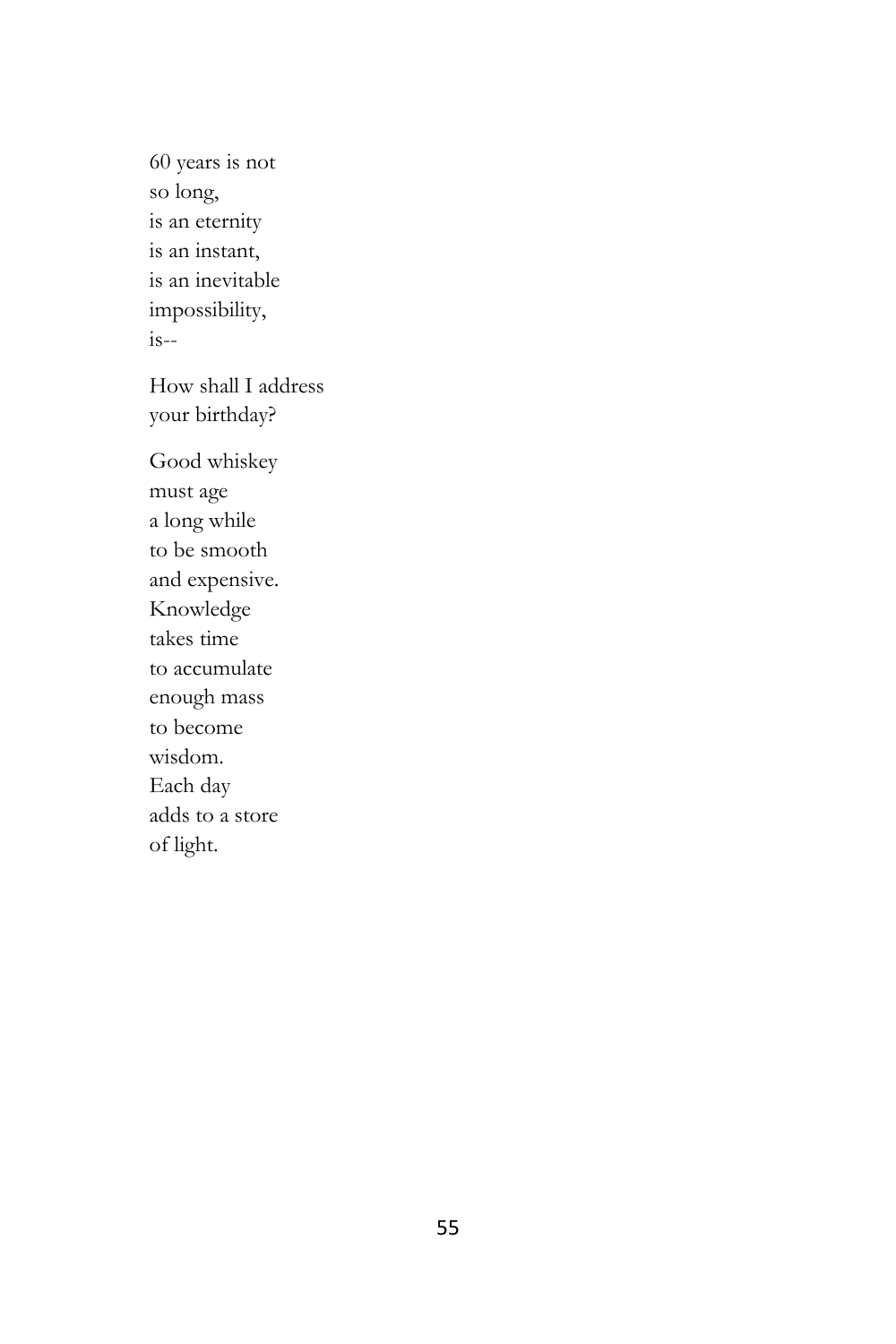60 years is not  
so long,  
is an eternity  
is an instant,  
is an inevitable  
impossibility,  
is--

How shall I address  
your birthday?

Good whiskey  
must age  
a long while  
to be smooth  
and expensive.  
Knowledge  
takes time  
to accumulate  
enough mass  
to become  
wisdom.  
Each day  
adds to a store  
of light.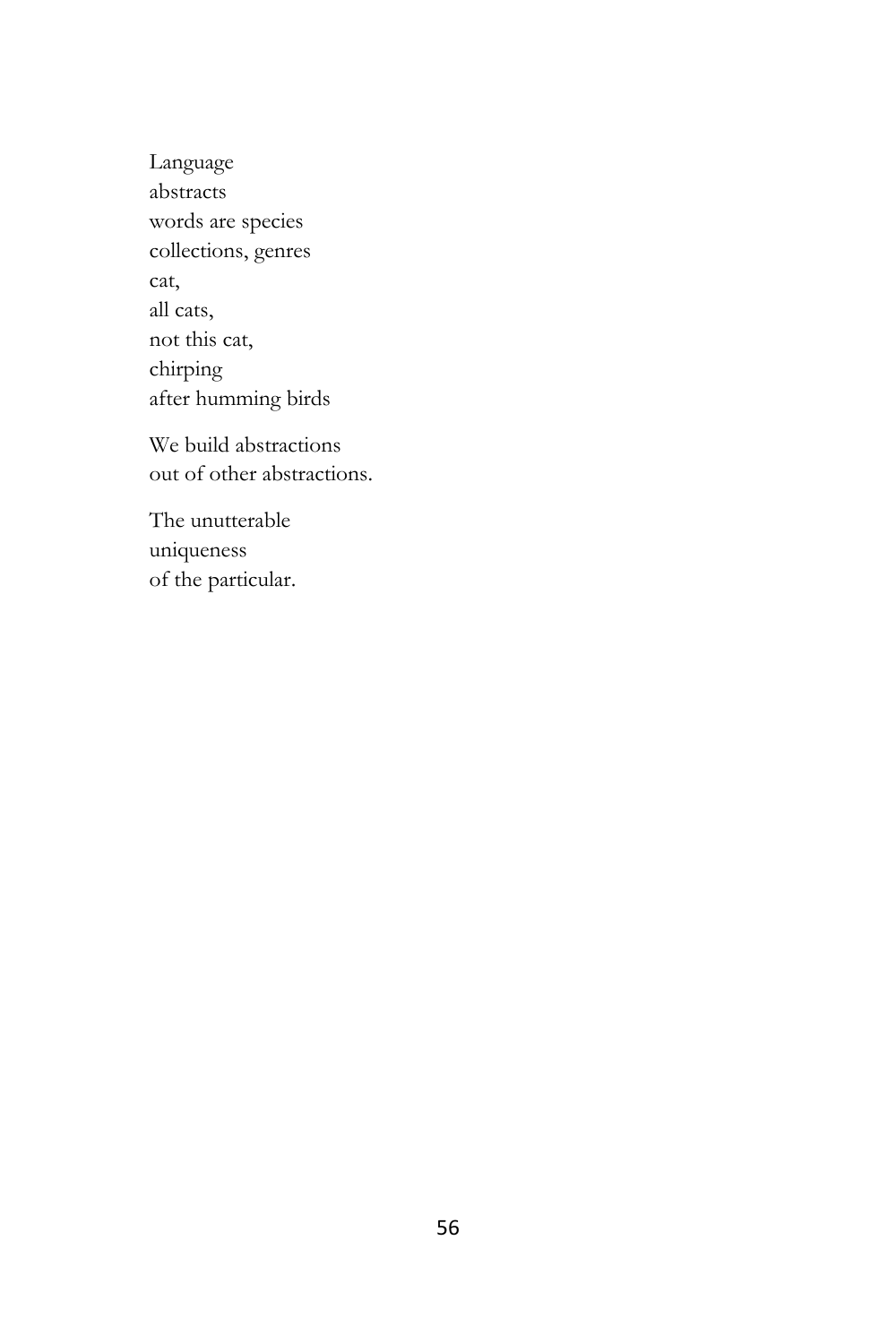Language  
abstracts  
words are species  
collections, genres  
cat,  
all cats,  
not this cat,  
chirping  
after humming birds

We build abstractions  
out of other abstractions.

The unutterable  
uniqueness  
of the particular.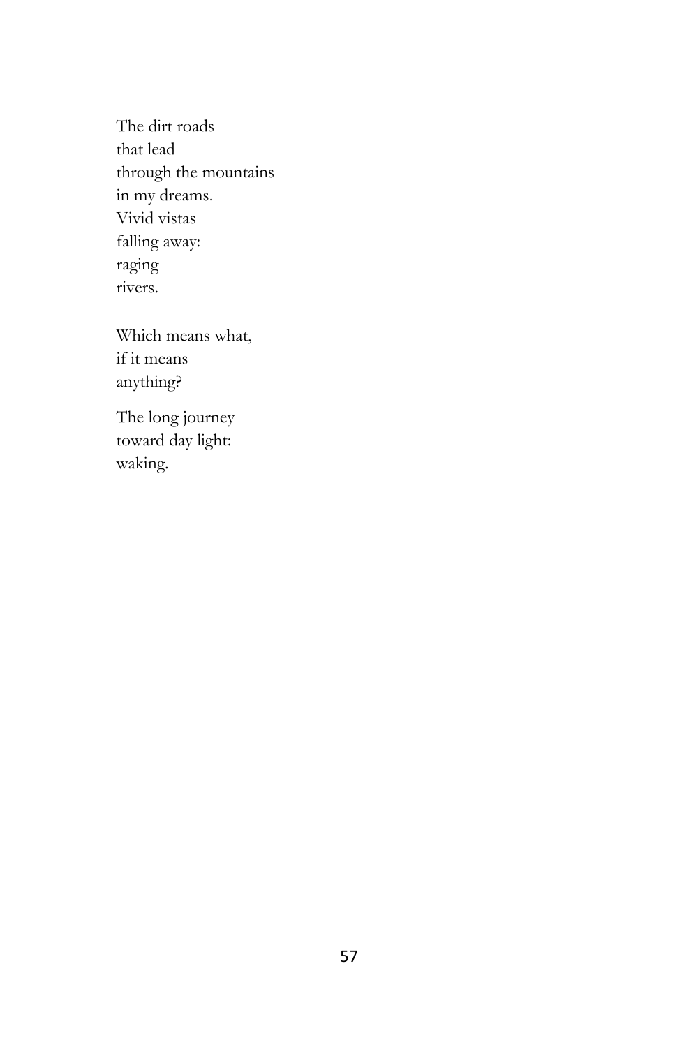The dirt roads  
that lead  
through the mountains  
in my dreams.  
Vivid vistas  
falling away:  
raging  
rivers.

Which means what,  
if it means  
anything?

The long journey  
toward day light:  
waking.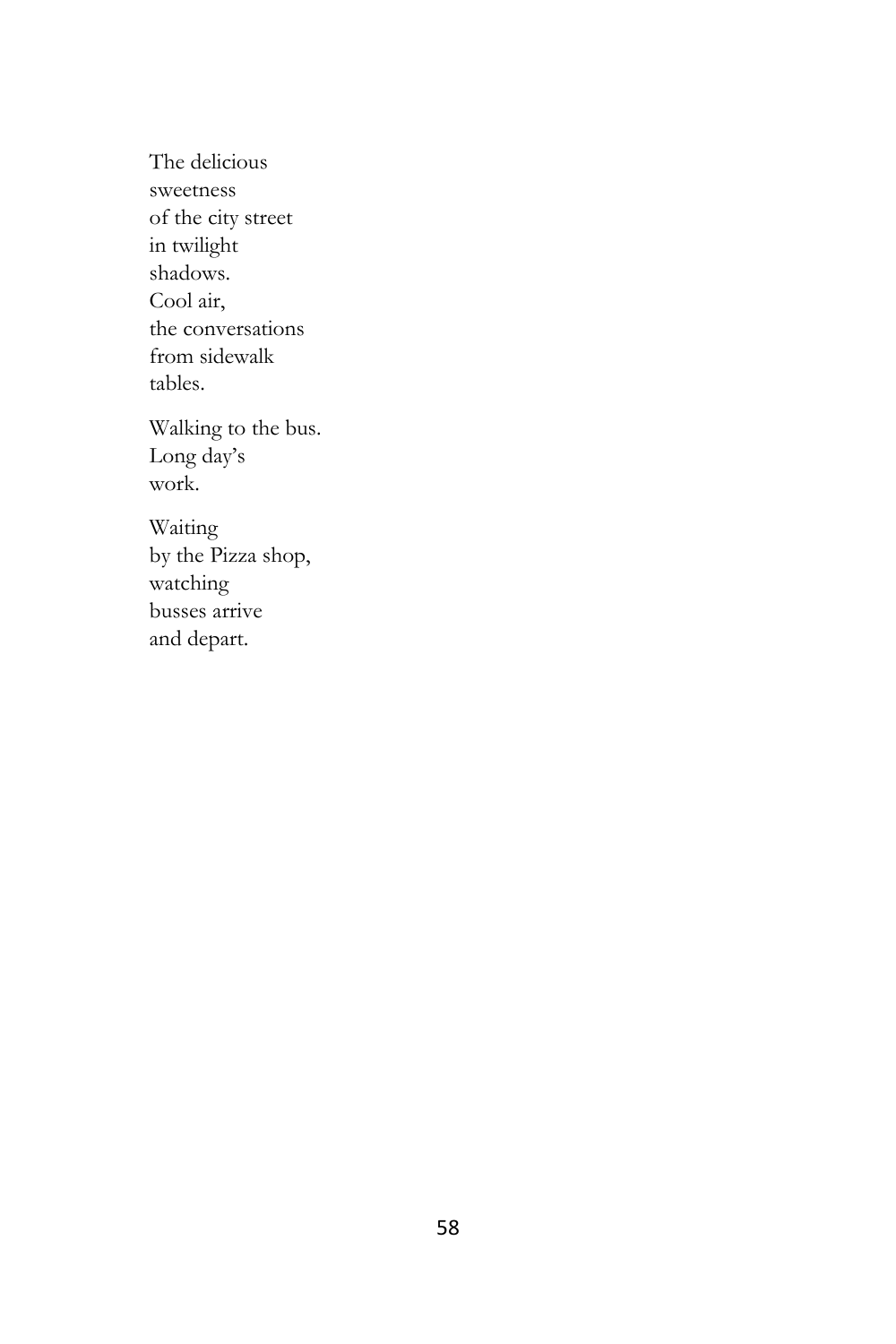The delicious  
sweetness  
of the city street  
in twilight  
shadows.  
Cool air,  
the conversations  
from sidewalk  
tables.

Walking to the bus.  
Long day's  
work.

Waiting  
by the Pizza shop,  
watching  
busses arrive  
and depart.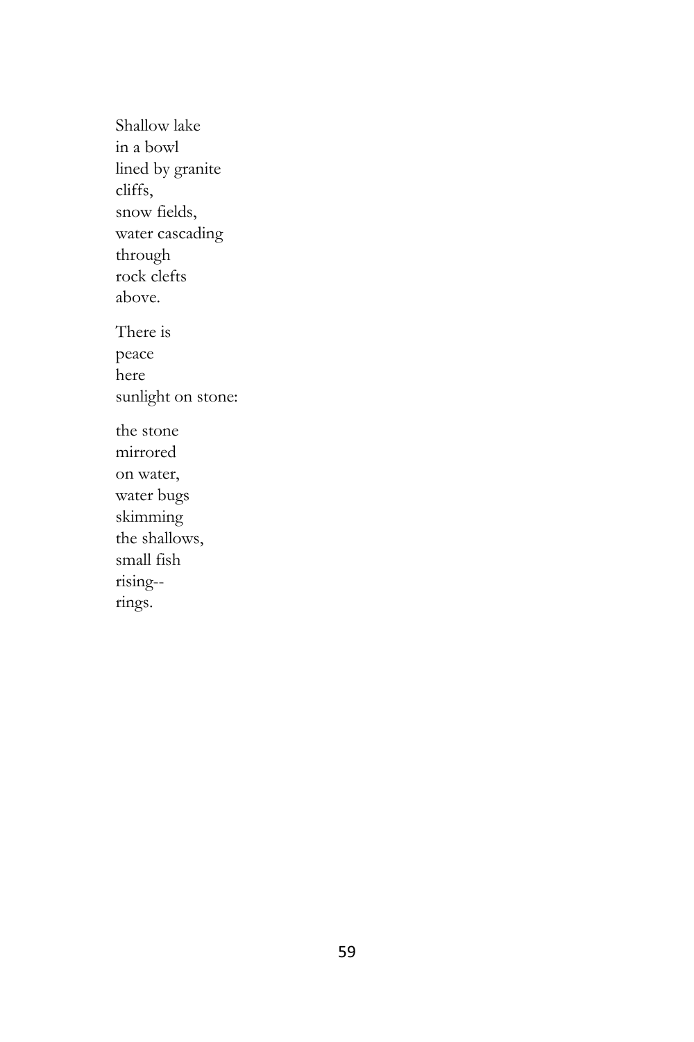Shallow lake  
in a bowl  
lined by granite  
cliffs,  
snow fields,  
water cascading  
through  
rock clefts  
above.

There is  
peace  
here  
sunlight on stone:

the stone  
mirrored  
on water,  
water bugs  
skimming  
the shallows,  
small fish  
rising--  
rings.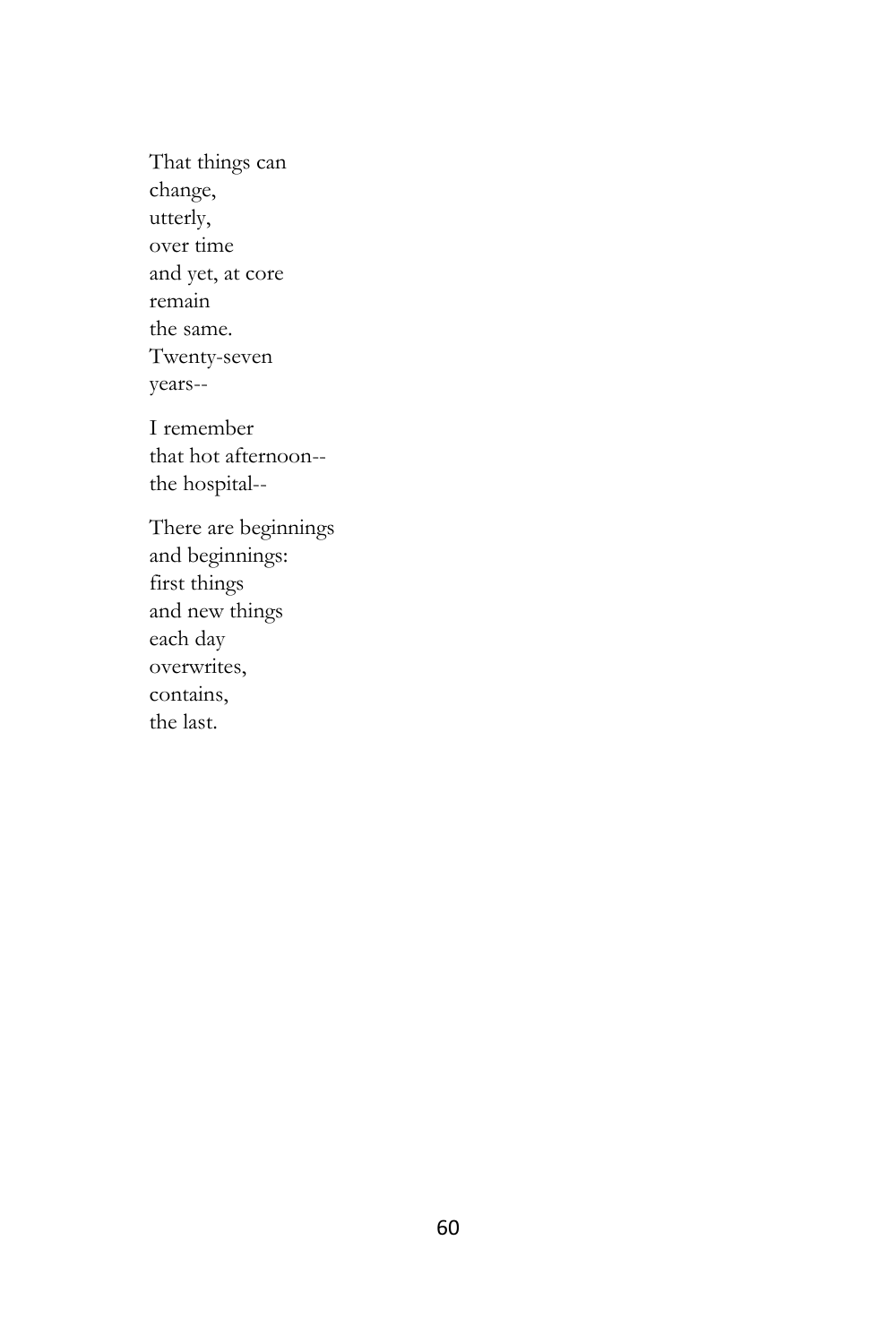That things can  
change,  
utterly,  
over time  
and yet, at core  
remain  
the same.  
Twenty-seven  
years--

I remember  
that hot afternoon--  
the hospital--

There are beginnings  
and beginnings:  
first things  
and new things  
each day  
overwrites,  
contains,  
the last.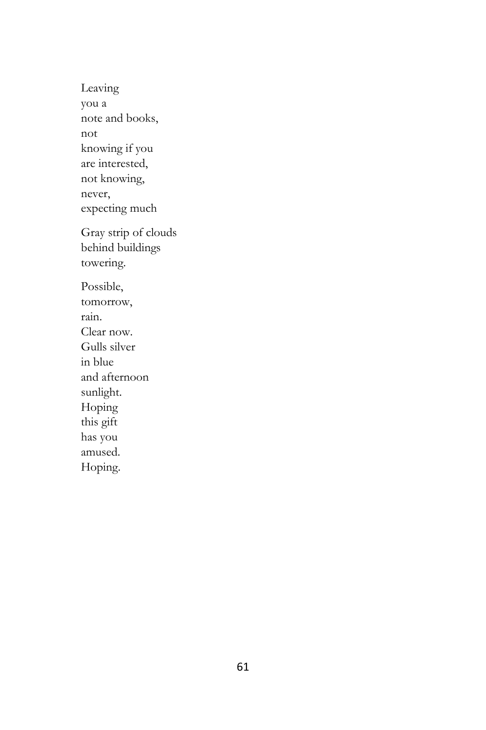Leaving  
you a  
note and books,  
not  
knowing if you  
are interested,  
not knowing,  
never,  
expecting much

Gray strip of clouds  
behind buildings  
towering.

Possible,  
tomorrow,  
rain.  
Clear now.  
Gulls silver  
in blue  
and afternoon  
sunlight.  
Hoping  
this gift  
has you  
amused.  
Hoping.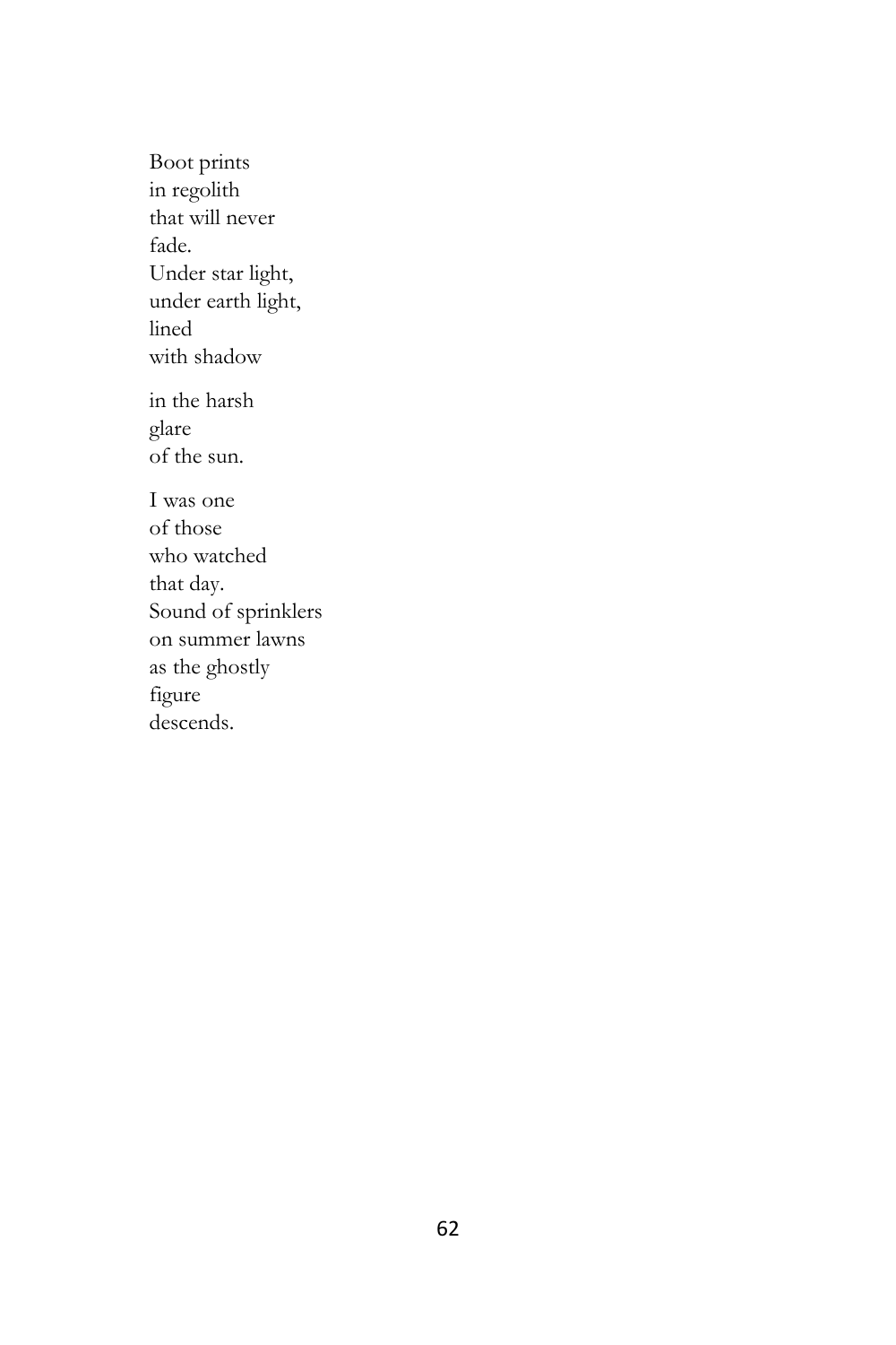Boot prints  
in regolith  
that will never  
fade.  
Under star light,  
under earth light,  
lined  
with shadow

in the harsh  
glare  
of the sun.

I was one  
of those  
who watched  
that day.  
Sound of sprinklers  
on summer lawns  
as the ghostly  
figure  
descends.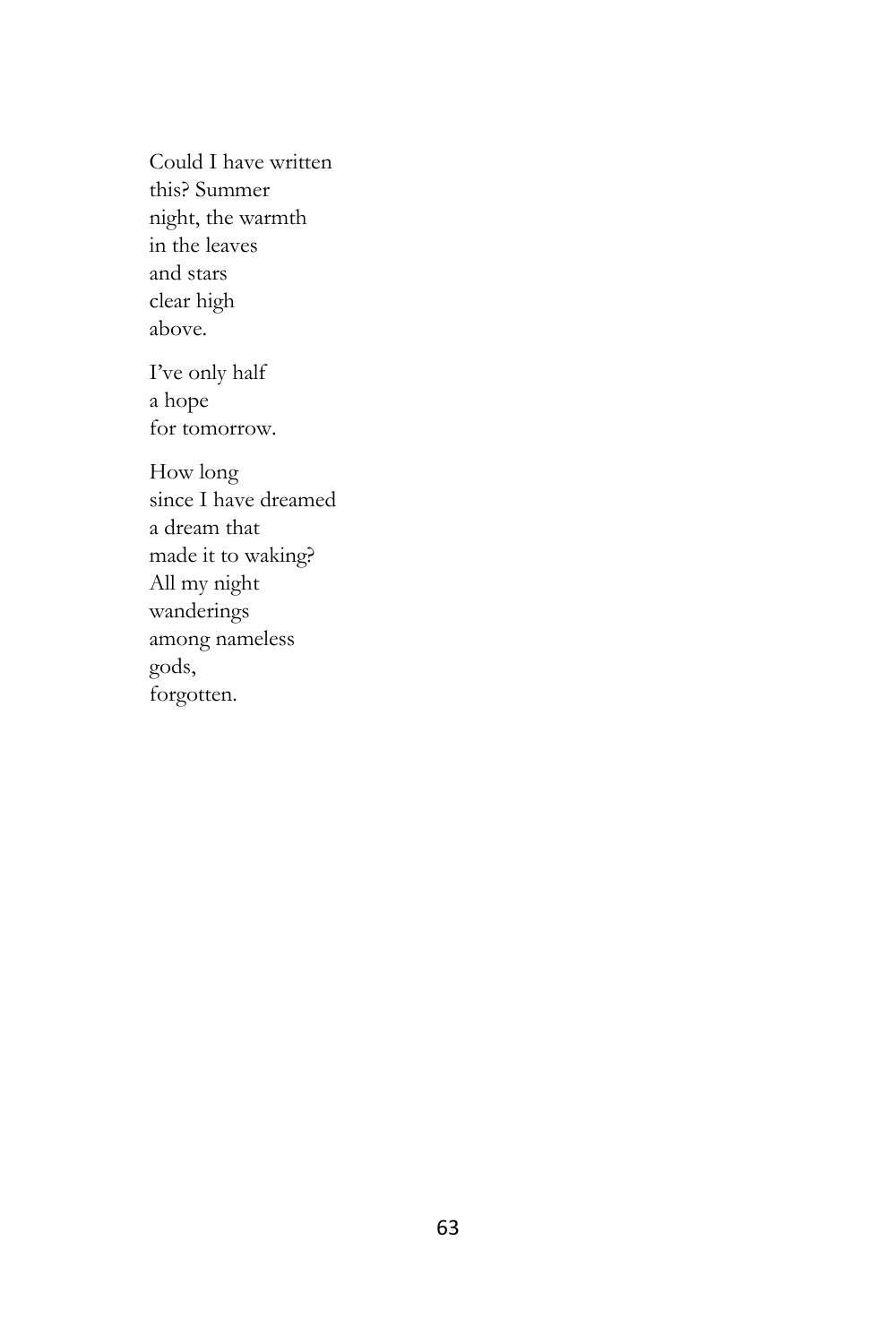Could I have written  
this? Summer  
night, the warmth  
in the leaves  
and stars  
clear high  
above.

I've only half  
a hope  
for tomorrow.

How long  
since I have dreamed  
a dream that  
made it to waking?  
All my night  
wanderings  
among nameless  
gods,  
forgotten.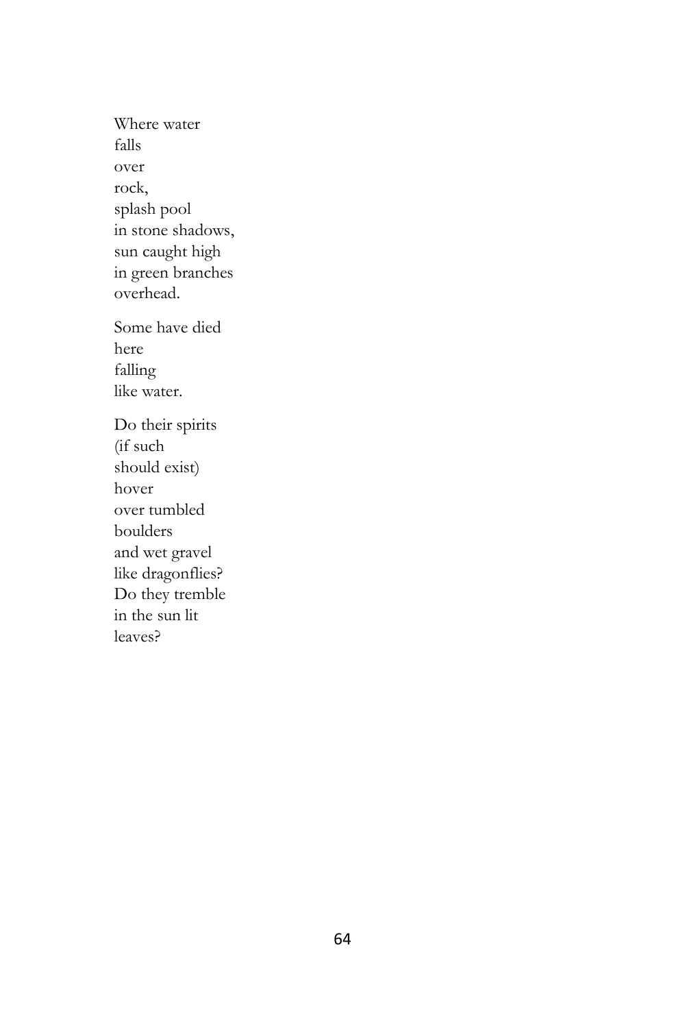Where water  
falls  
over  
rock,  
splash pool  
in stone shadows,  
sun caught high  
in green branches  
overhead.

Some have died  
here  
falling  
like water.

Do their spirits  
(if such  
should exist)  
hover  
over tumbled  
boulders  
and wet gravel  
like dragonflies?  
Do they tremble  
in the sun lit  
leaves?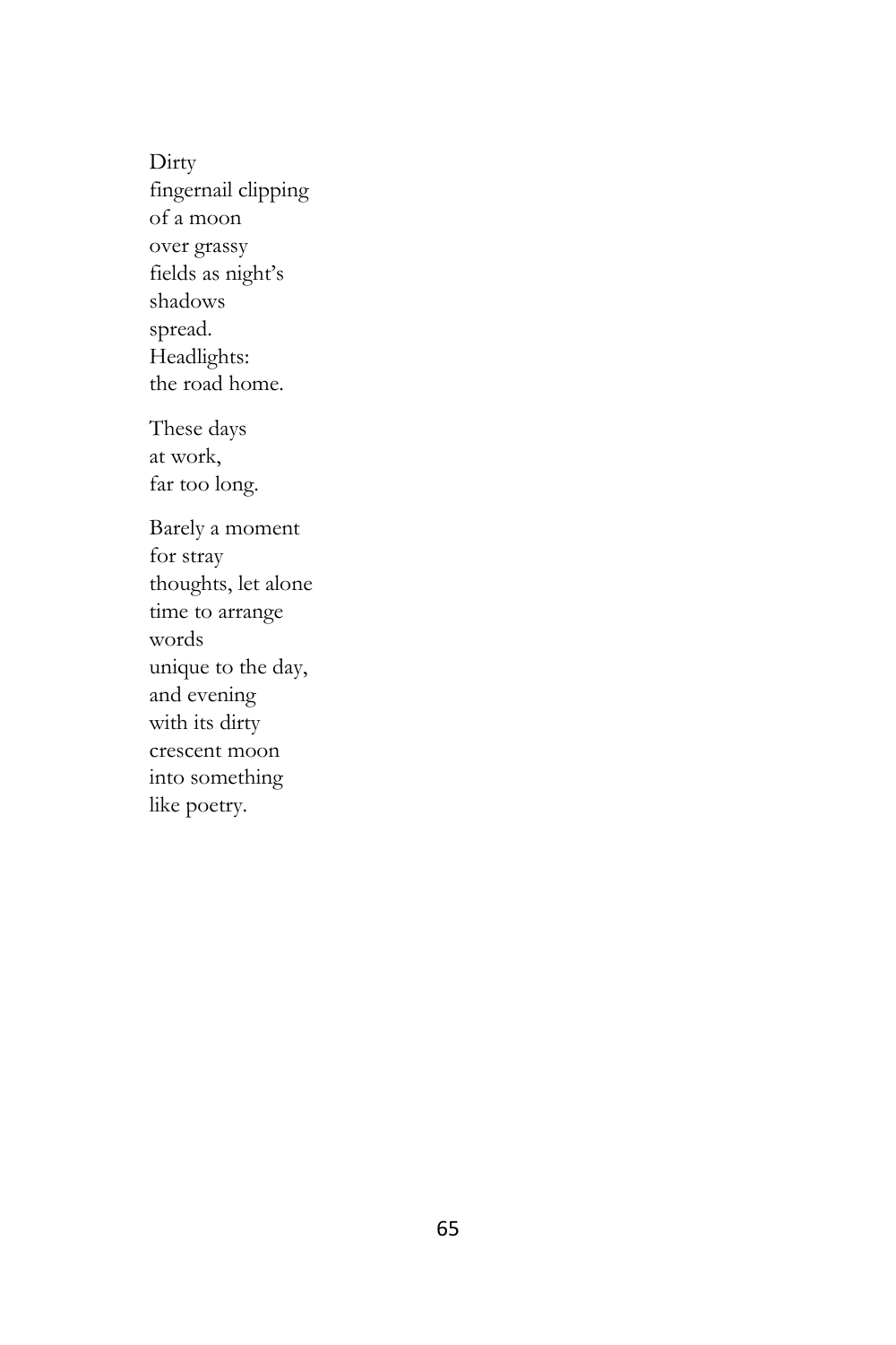Dirty  
fingernail clipping  
of a moon  
over grassy  
fields as night's  
shadows  
spread.  
Headlights:  
the road home.

These days  
at work,  
far too long.

Barely a moment  
for stray  
thoughts, let alone  
time to arrange  
words  
unique to the day,  
and evening  
with its dirty  
crescent moon  
into something  
like poetry.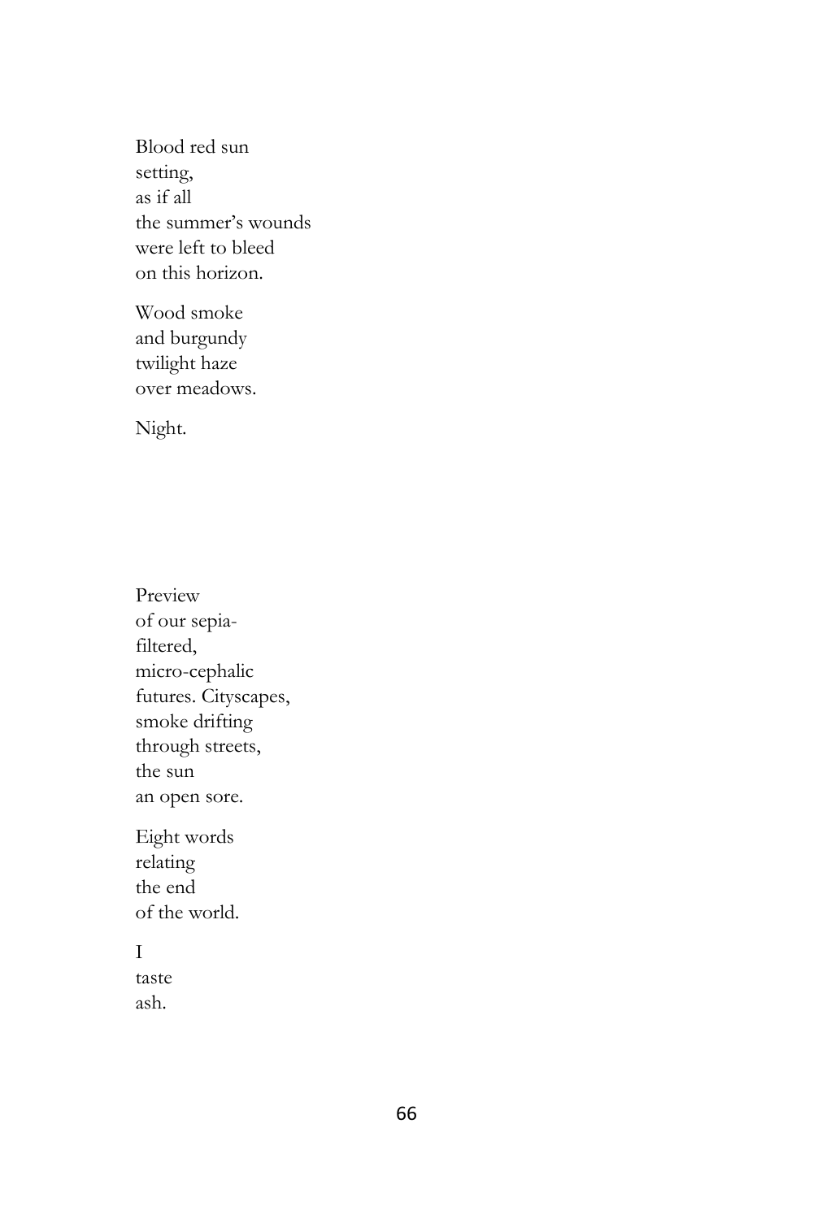Blood red sun  
setting,  
as if all  
the summer's wounds  
were left to bleed  
on this horizon.

Wood smoke  
and burgundy  
twilight haze  
over meadows.

Night.

Preview  
of our sepia-  
filtered,  
micro-cephalic  
futures. Cityscapes,  
smoke drifting  
through streets,  
the sun  
an open sore.

Eight words  
relating  
the end  
of the world.

I  
taste  
ash.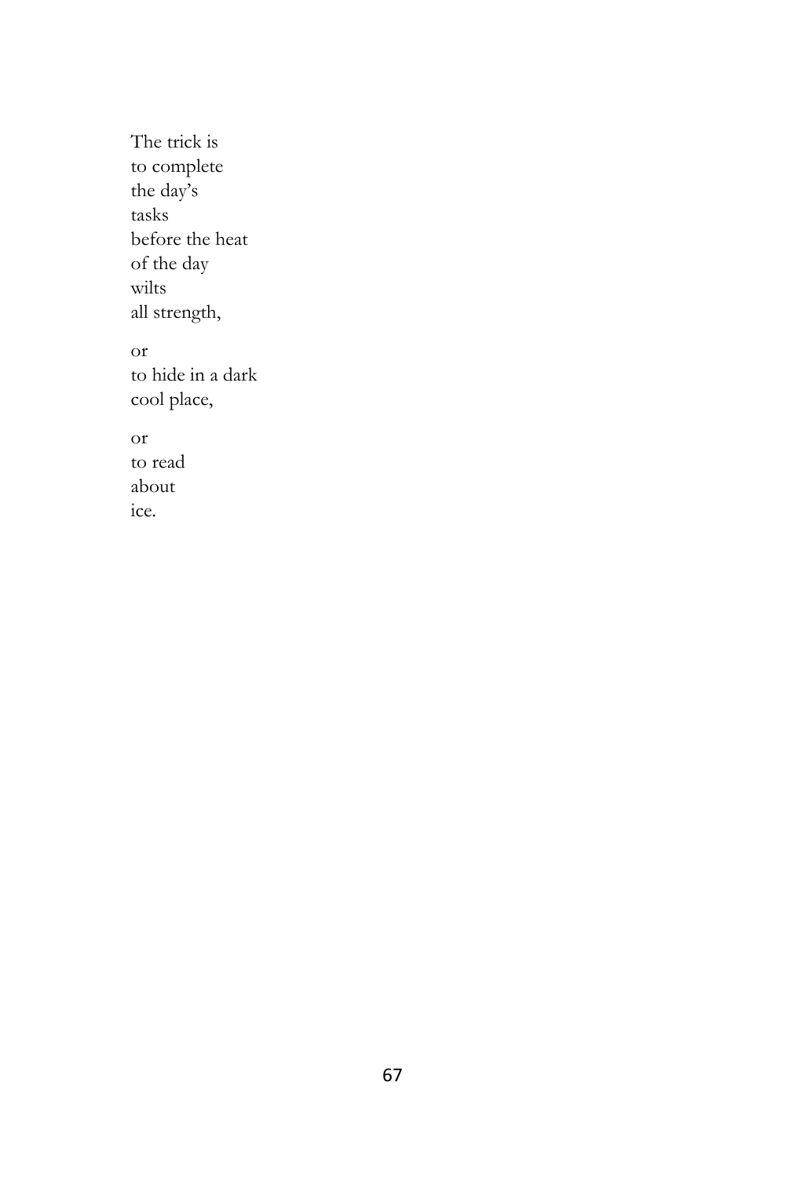The trick is  
to complete  
the day's  
tasks  
before the heat  
of the day  
wilts  
all strength,

or  
to hide in a dark  
cool place,

or  
to read  
about  
ice.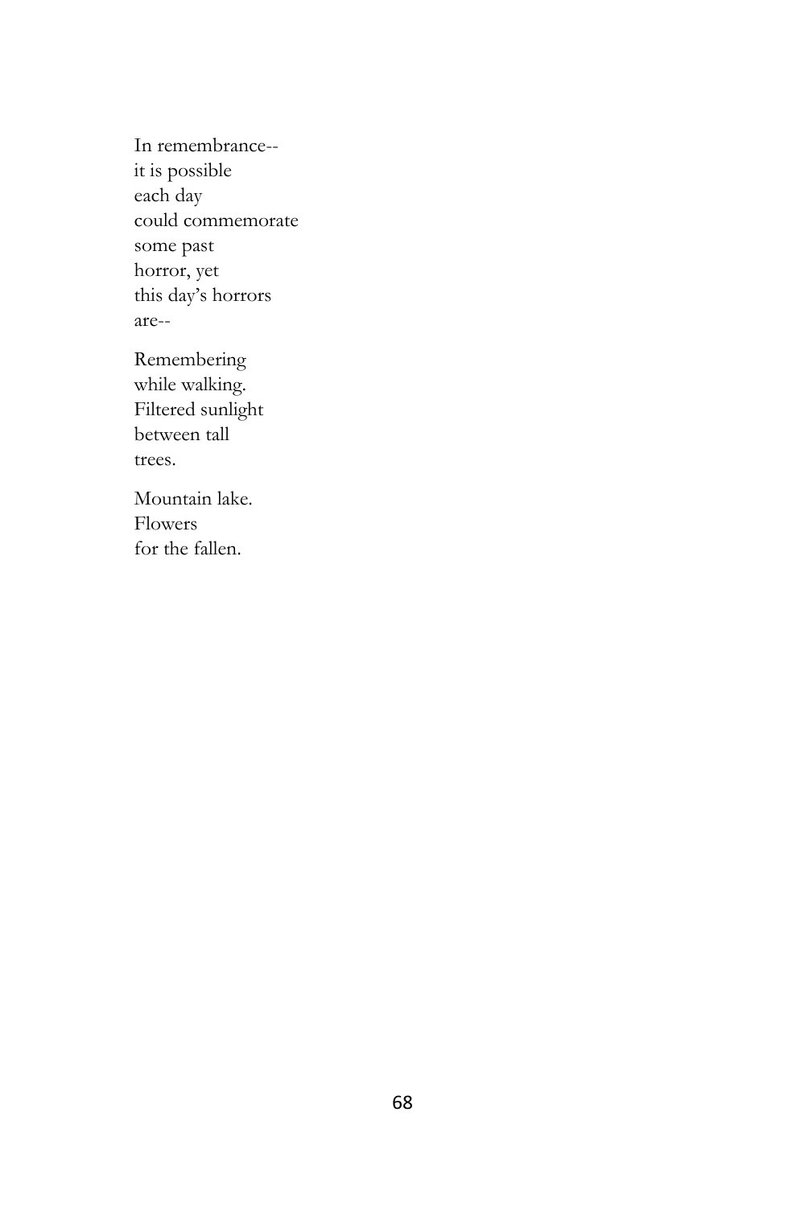In remembrance--  
it is possible  
each day  
could commemorate  
some past  
horror, yet  
this day's horrors  
are--

Remembering  
while walking.  
Filtered sunlight  
between tall  
trees.

Mountain lake.  
Flowers  
for the fallen.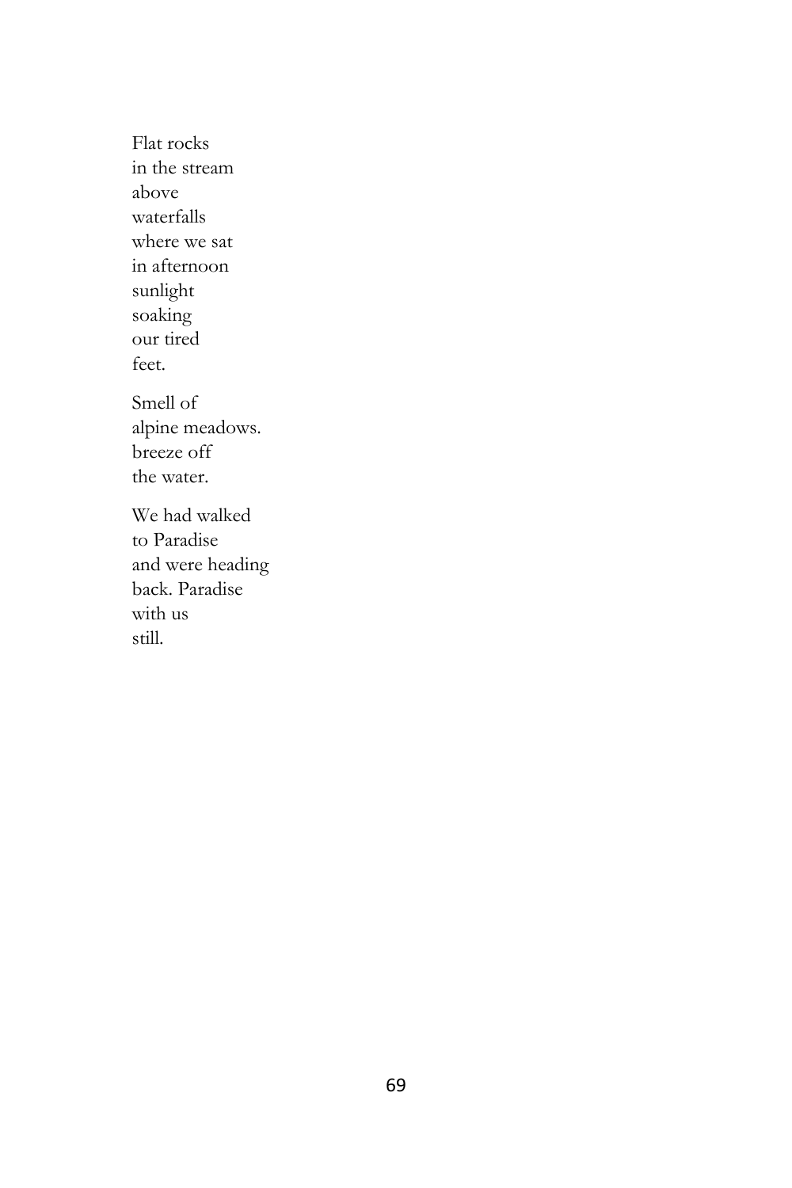Flat rocks  
in the stream  
above  
waterfalls  
where we sat  
in afternoon  
sunlight  
soaking  
our tired  
feet.

Smell of  
alpine meadows.  
breeze off  
the water.

We had walked  
to Paradise  
and were heading  
back. Paradise  
with us  
still.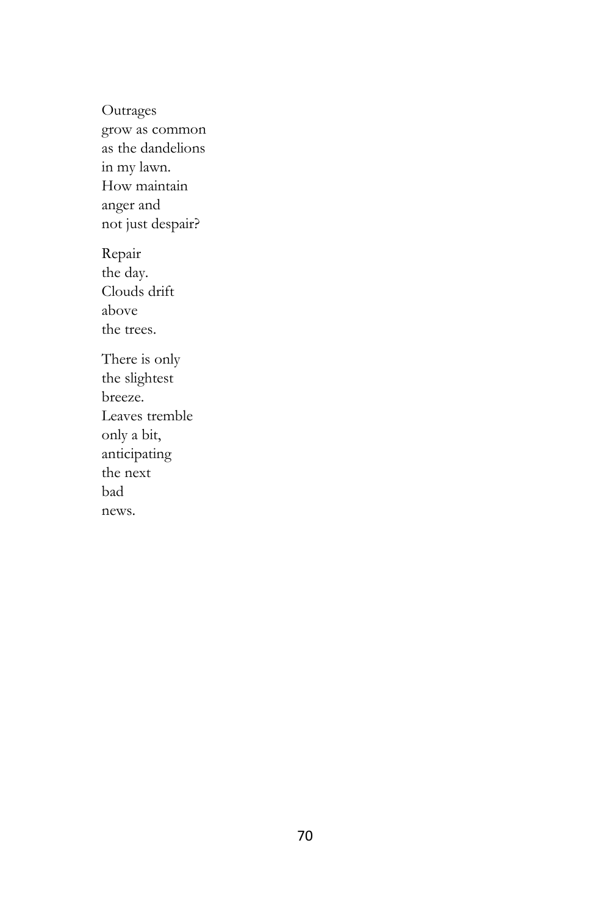Outrages  
grow as common  
as the dandelions  
in my lawn.  
How maintain  
anger and  
not just despair?

Repair  
the day.  
Clouds drift  
above  
the trees.

There is only  
the slightest  
breeze.  
Leaves tremble  
only a bit,  
anticipating  
the next  
bad  
news.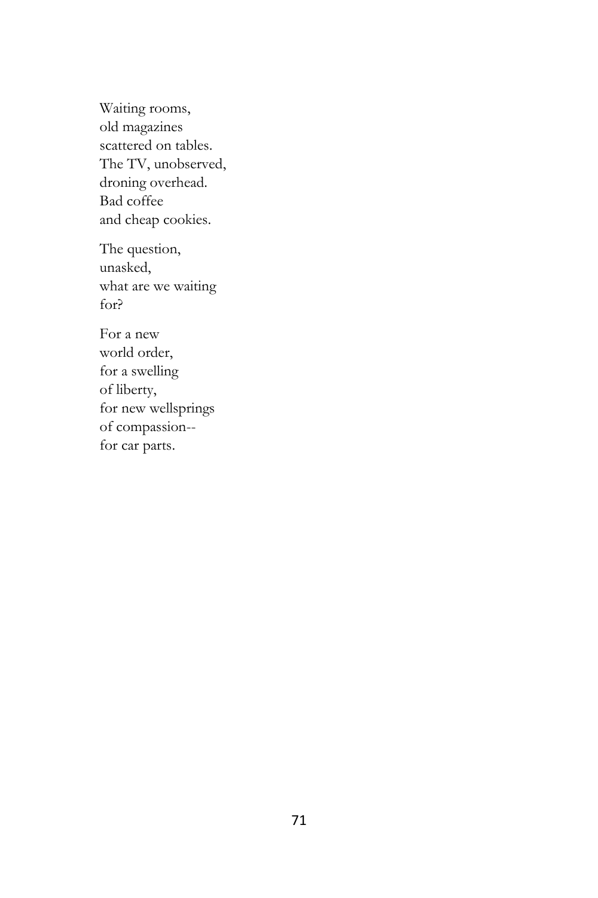Waiting rooms,  
old magazines  
scattered on tables.  
The TV, unobserved,  
droning overhead.  
Bad coffee  
and cheap cookies.

The question,  
unasked,  
what are we waiting  
for?

For a new  
world order,  
for a swelling  
of liberty,  
for new wellsprings  
of compassion--  
for car parts.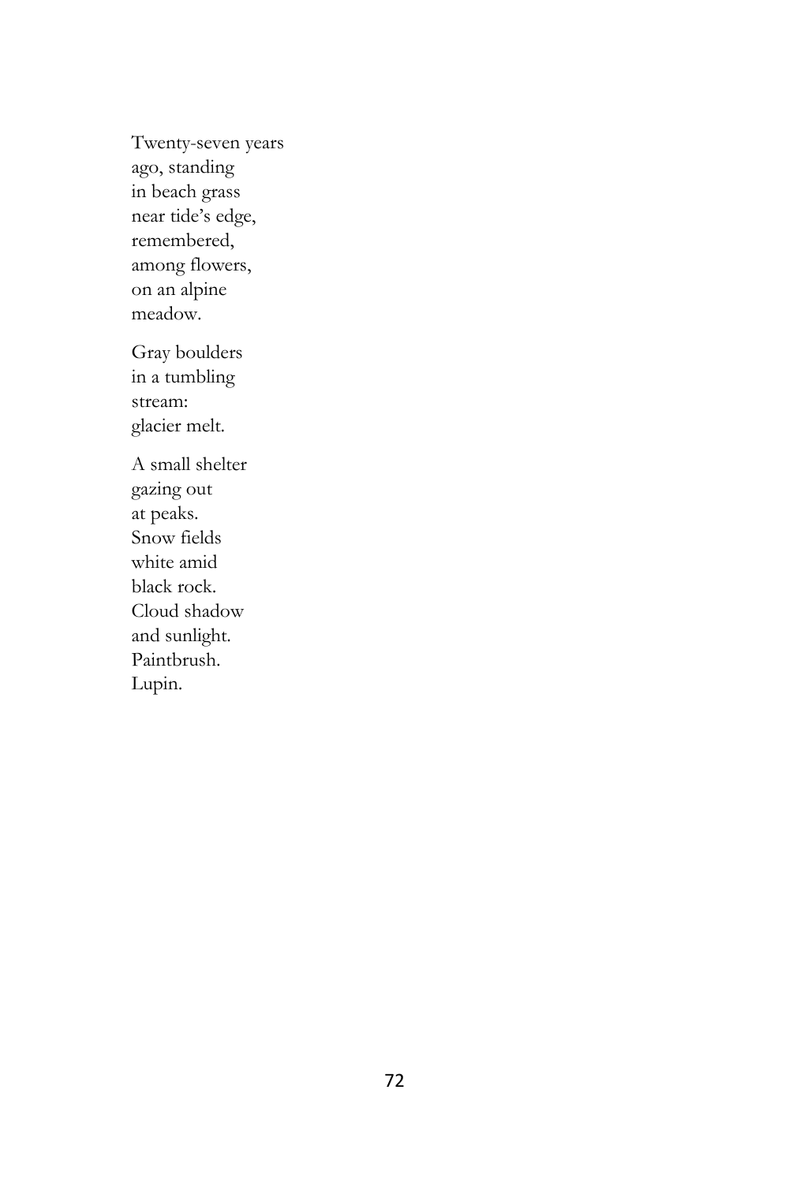Twenty-seven years  
ago, standing  
in beach grass  
near tide's edge,  
remembered,  
among flowers,  
on an alpine  
meadow.

Gray boulders  
in a tumbling  
stream:  
glacier melt.

A small shelter  
gazing out  
at peaks.  
Snow fields  
white amid  
black rock.  
Cloud shadow  
and sunlight.  
Paintbrush.  
Lupin.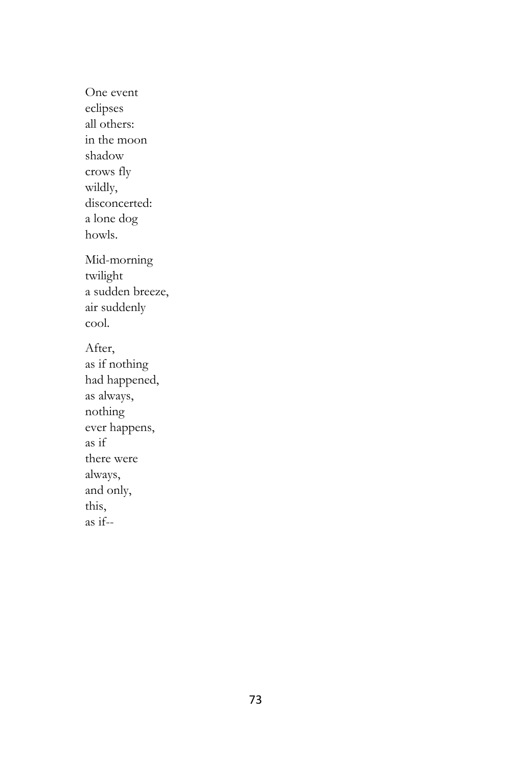One event  
eclipses  
all others:  
in the moon  
shadow  
crows fly  
wildly,  
disconcerted:  
a lone dog  
howls.

Mid-morning  
twilight  
a sudden breeze,  
air suddenly  
cool.

After,  
as if nothing  
had happened,  
as always,  
nothing  
ever happens,  
as if  
there were  
always,  
and only,  
this,  
as if--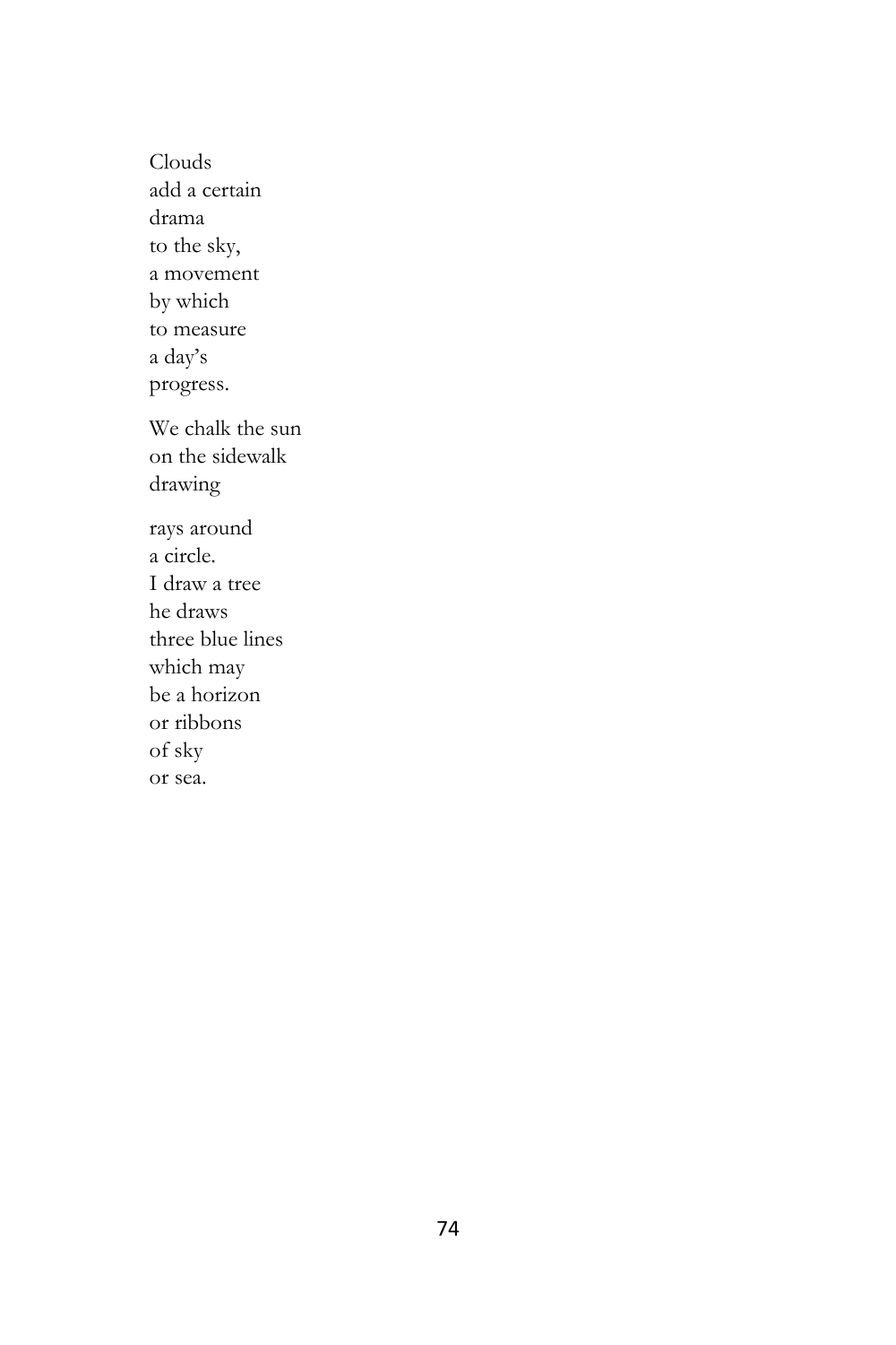Clouds  
add a certain  
drama  
to the sky,  
a movement  
by which  
to measure  
a day's  
progress.

We chalk the sun  
on the sidewalk  
drawing

rays around  
a circle.  
I draw a tree  
he draws  
three blue lines  
which may  
be a horizon  
or ribbons  
of sky  
or sea.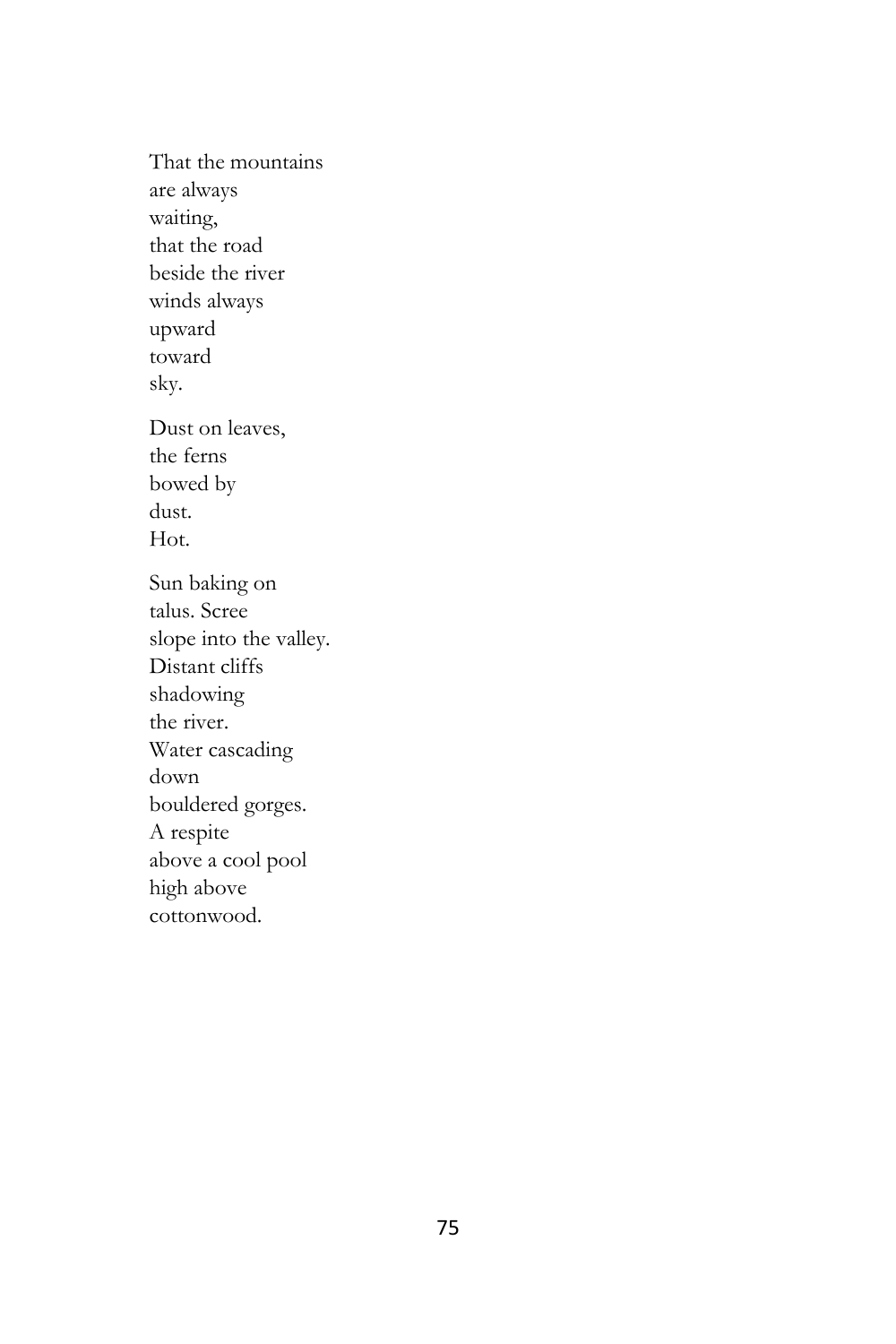That the mountains  
are always  
waiting,  
that the road  
beside the river  
winds always  
upward  
toward  
sky.

Dust on leaves,  
the ferns  
bowed by  
dust.  
Hot.

Sun baking on  
talus. Scree  
slope into the valley.  
Distant cliffs  
shadowing  
the river.  
Water cascading  
down  
bouldered gorges.  
A respite  
above a cool pool  
high above  
cottonwood.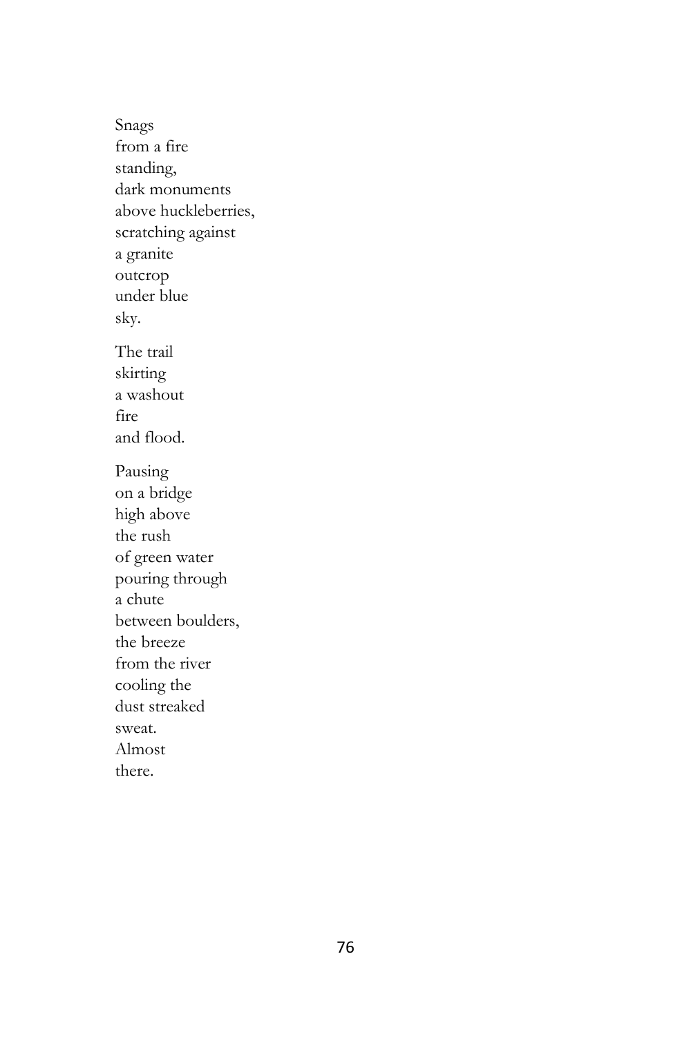Snags  
from a fire  
standing,  
dark monuments  
above huckleberries,  
scratching against  
a granite  
outcrop  
under blue  
sky.

The trail  
skirting  
a washout  
fire  
and flood.

Pausing  
on a bridge  
high above  
the rush  
of green water  
pouring through  
a chute  
between boulders,  
the breeze  
from the river  
cooling the  
dust streaked  
sweat.  
Almost  
there.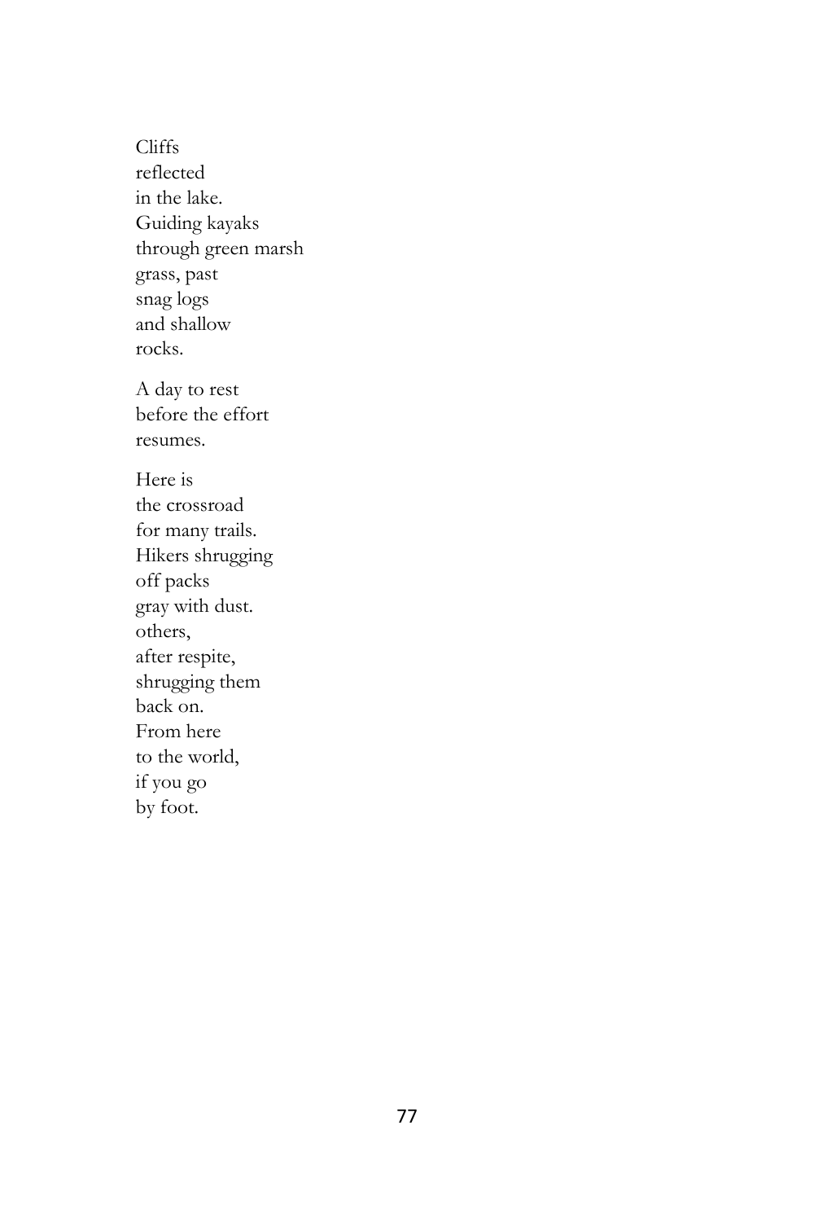Cliffs  
reflected  
in the lake.  
Guiding kayaks  
through green marsh  
grass, past  
snag logs  
and shallow  
rocks.

A day to rest  
before the effort  
resumes.

Here is  
the crossroad  
for many trails.  
Hikers shrugging  
off packs  
gray with dust.  
others,  
after respite,  
shrugging them  
back on.  
From here  
to the world,  
if you go  
by foot.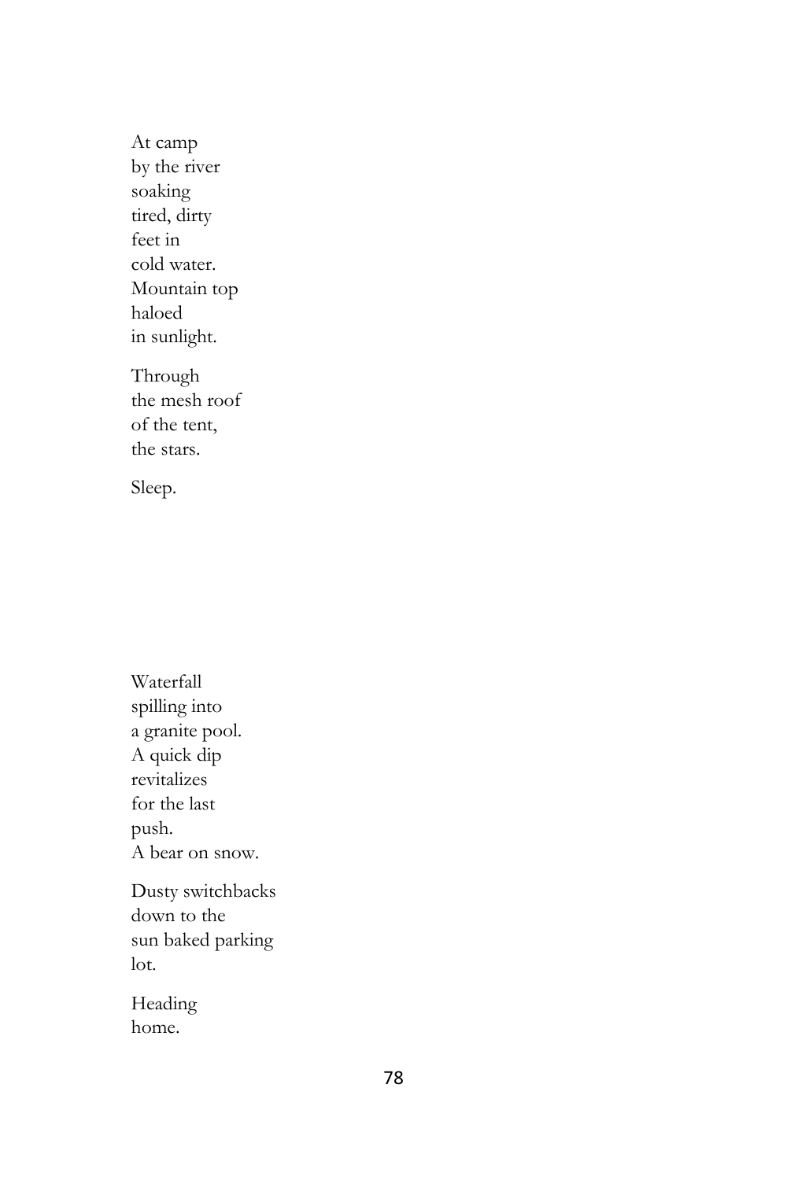At camp  
by the river  
soaking  
tired, dirty  
feet in  
cold water.  
Mountain top  
haloed  
in sunlight.

Through  
the mesh roof  
of the tent,  
the stars.

Sleep.

Waterfall  
spilling into  
a granite pool.  
A quick dip  
revitalizes  
for the last  
push.  
A bear on snow.

Dusty switchbacks  
down to the  
sun baked parking  
lot.

Heading  
home.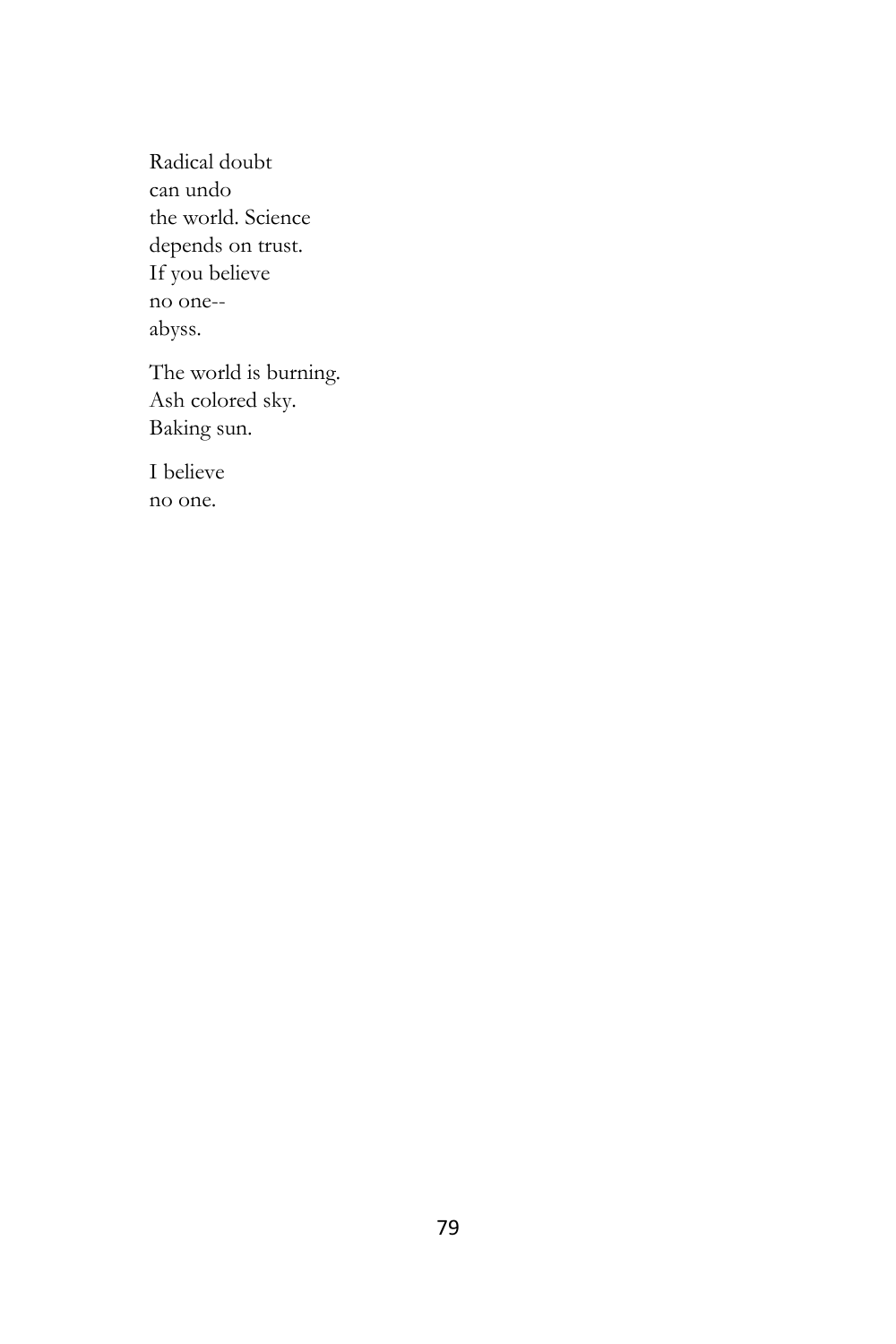Radical doubt  
can undo  
the world. Science  
depends on trust.  
If you believe  
no one--  
abyss.

The world is burning.  
Ash colored sky.  
Baking sun.

I believe  
no one.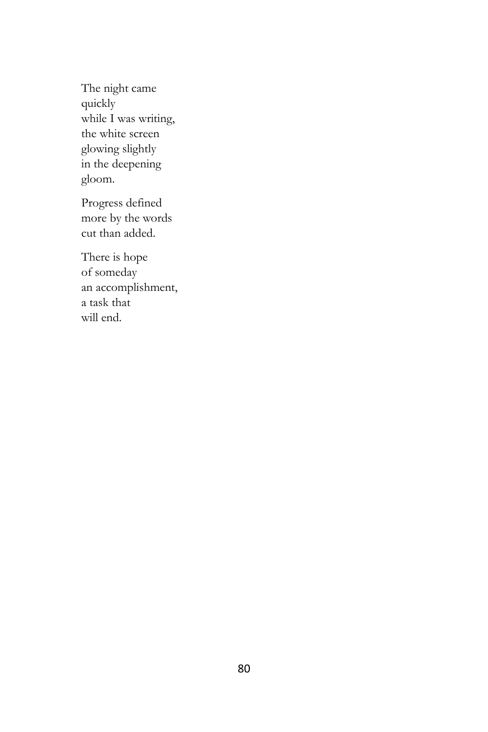The night came  
quickly  
while I was writing,  
the white screen  
glowing slightly  
in the deepening  
gloom.

Progress defined  
more by the words  
cut than added.

There is hope  
of someday  
an accomplishment,  
a task that  
will end.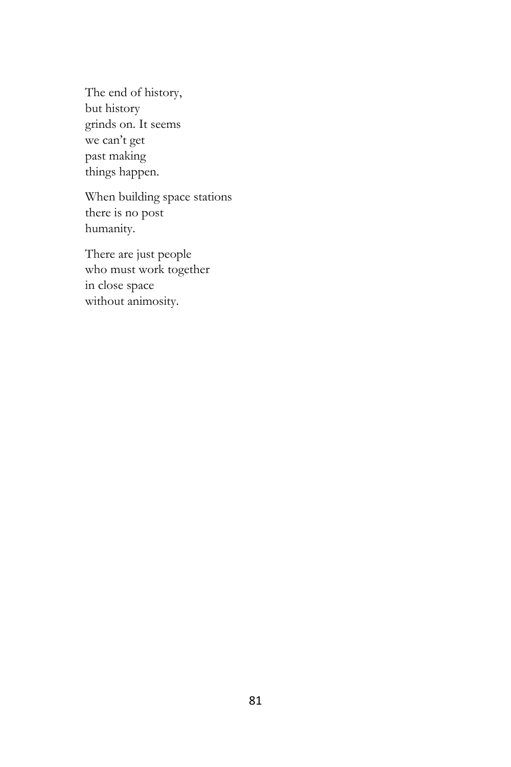The end of history,  
but history  
grinds on. It seems  
we can't get  
past making  
things happen.

When building space stations  
there is no post  
humanity.

There are just people  
who must work together  
in close space  
without animosity.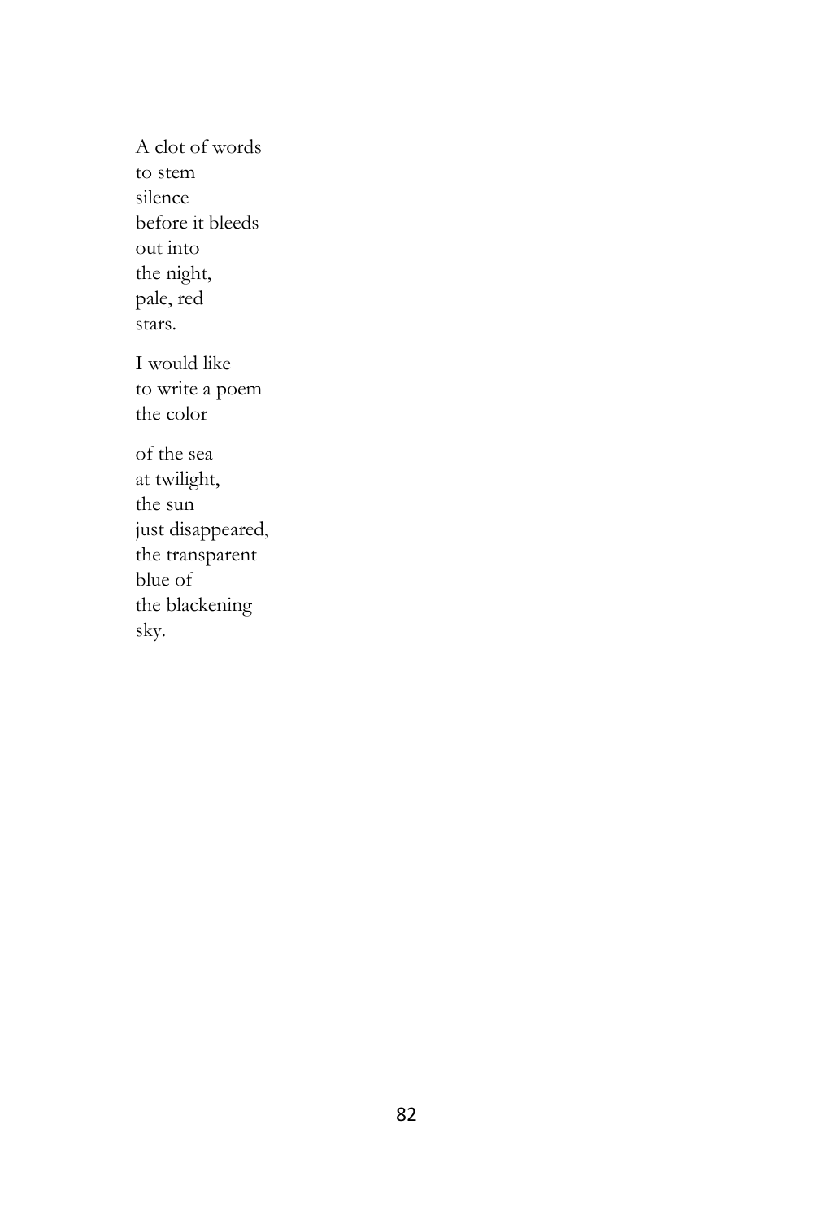A clot of words  
to stem  
silence  
before it bleeds  
out into  
the night,  
pale, red  
stars.

I would like  
to write a poem  
the color

of the sea  
at twilight,  
the sun  
just disappeared,  
the transparent  
blue of  
the blackening  
sky.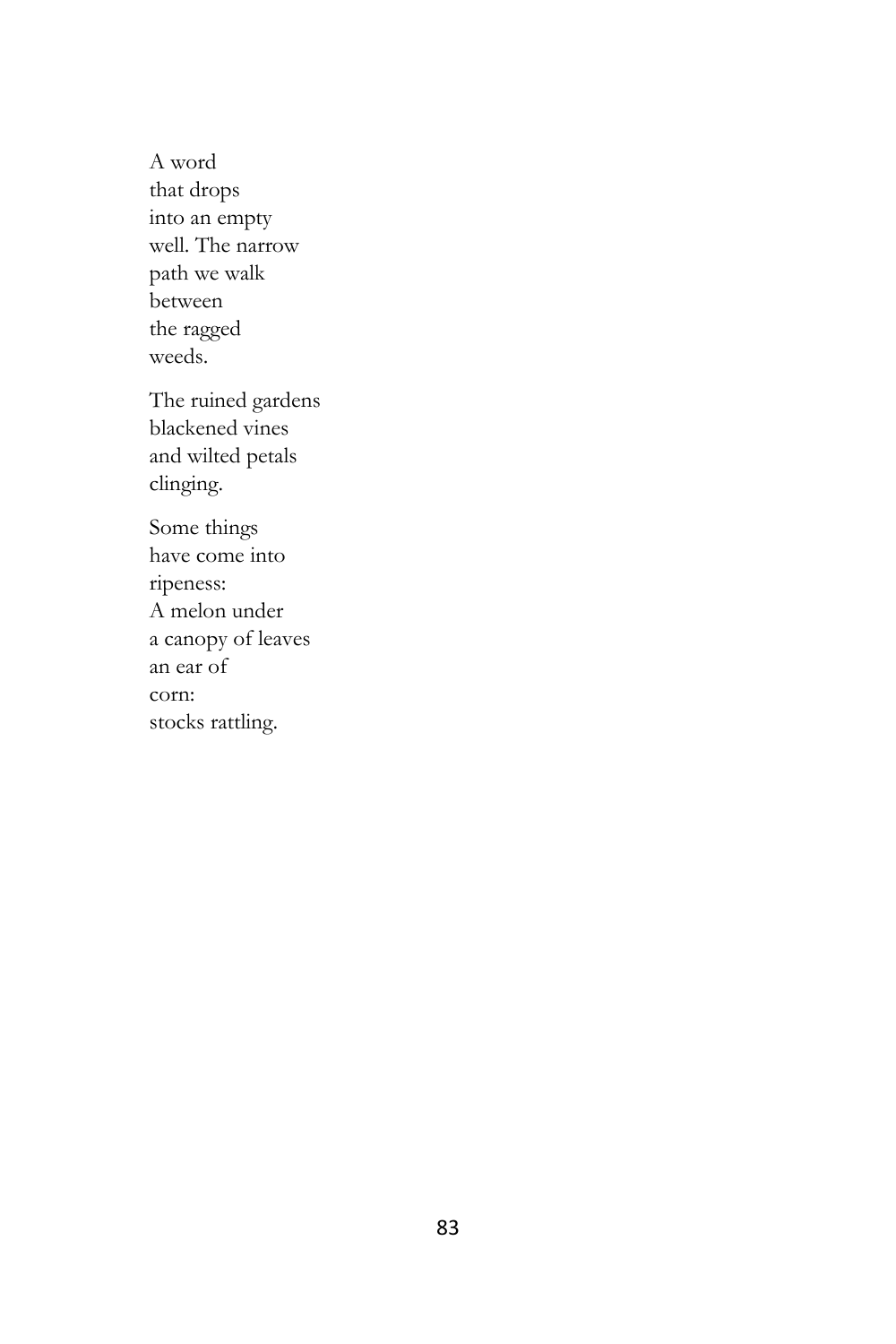A word  
that drops  
into an empty  
well. The narrow  
path we walk  
between  
the ragged  
weeds.

The ruined gardens  
blackened vines  
and wilted petals  
clinging.

Some things  
have come into  
ripeness:  
A melon under  
a canopy of leaves  
an ear of  
corn:  
stocks rattling.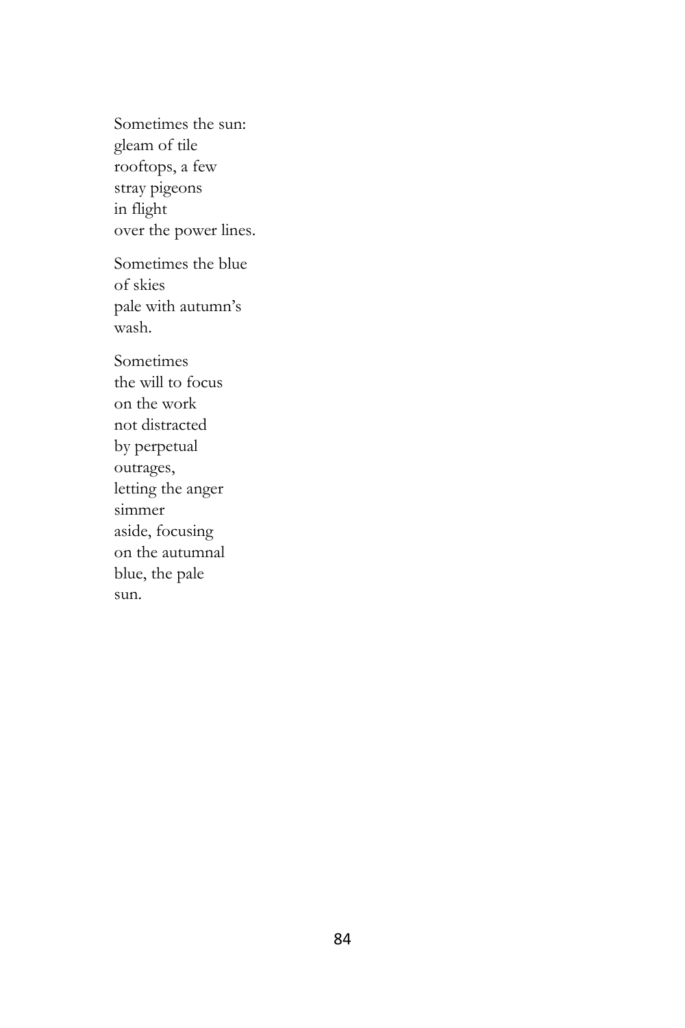Sometimes the sun:  
gleam of tile  
rooftops, a few  
stray pigeons  
in flight  
over the power lines.

Sometimes the blue  
of skies  
pale with autumn's  
wash.

Sometimes  
the will to focus  
on the work  
not distracted  
by perpetual  
outrages,  
letting the anger  
simmer  
aside, focusing  
on the autumnal  
blue, the pale  
sun.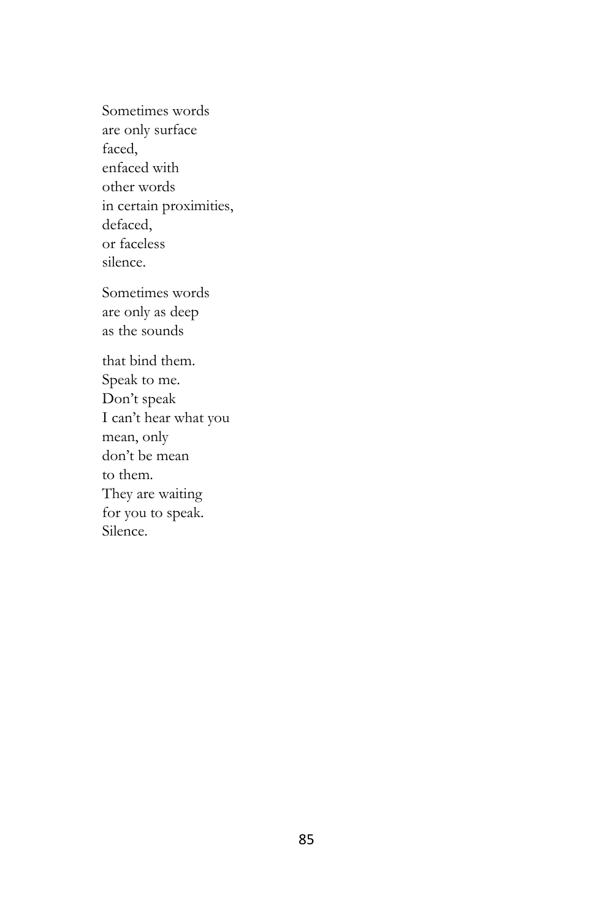Sometimes words  
are only surface  
faced,  
enfaced with  
other words  
in certain proximities,  
defaced,  
or faceless  
silence.

Sometimes words  
are only as deep  
as the sounds

that bind them.  
Speak to me.  
Don't speak  
I can't hear what you  
mean, only  
don't be mean  
to them.  
They are waiting  
for you to speak.  
Silence.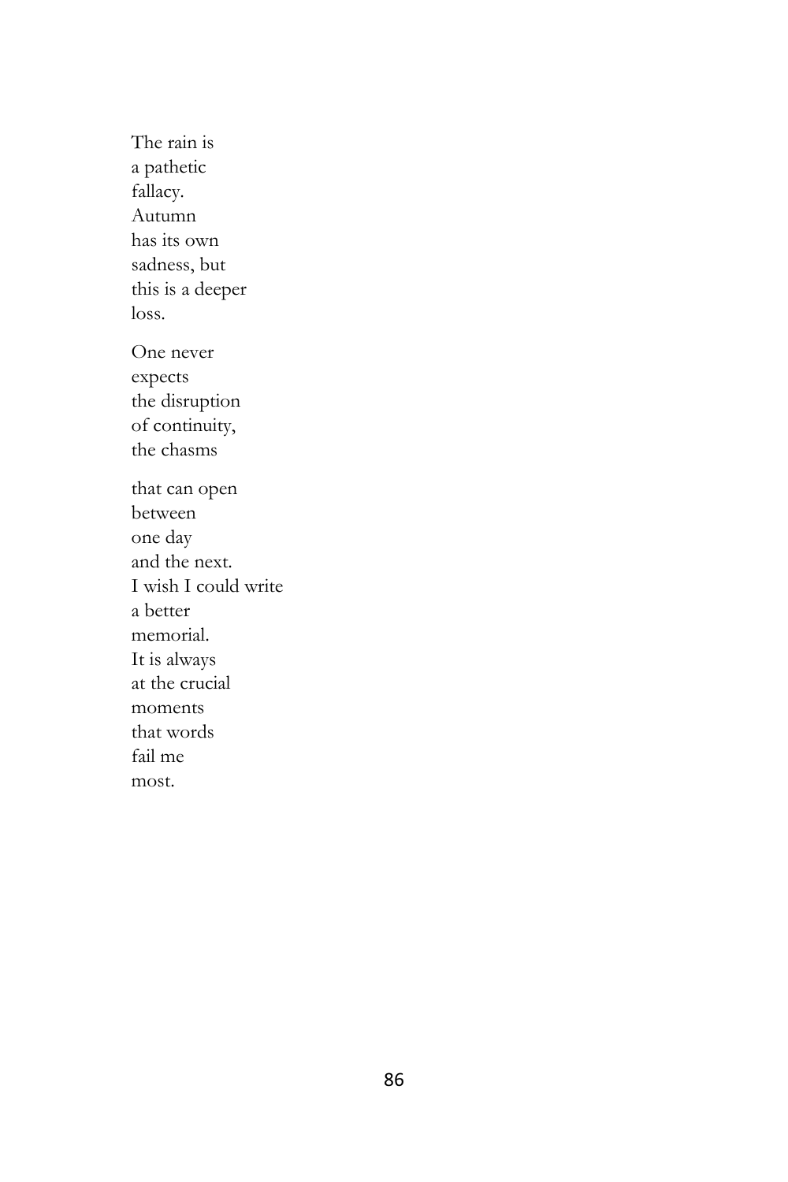The rain is  
a pathetic  
fallacy.  
Autumn  
has its own  
sadness, but  
this is a deeper  
loss.

One never  
expects  
the disruption  
of continuity,  
the chasms

that can open  
between  
one day  
and the next.  
I wish I could write  
a better  
memorial.  
It is always  
at the crucial  
moments  
that words  
fail me  
most.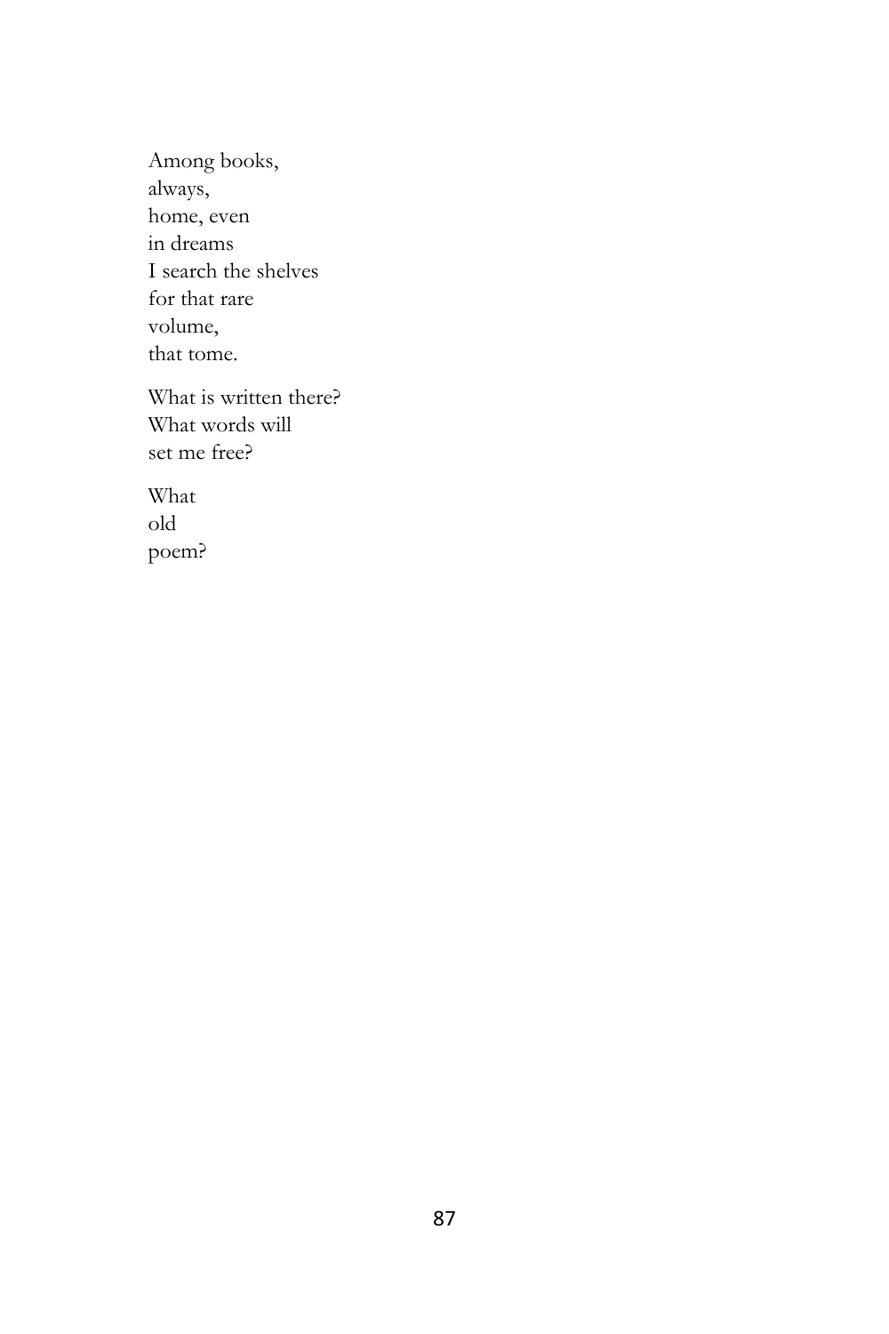Among books,  
always,  
home, even  
in dreams  
I search the shelves  
for that rare  
volume,  
that tome.

What is written there?  
What words will  
set me free?

What  
old  
poem?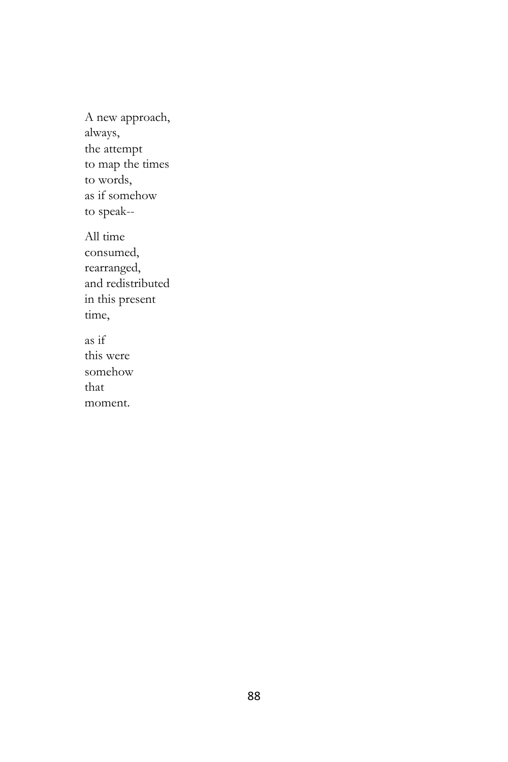A new approach,  
always,  
the attempt  
to map the times  
to words,  
as if somehow  
to speak--

All time  
consumed,  
rearranged,  
and redistributed  
in this present  
time,

as if  
this were  
somehow  
that  
moment.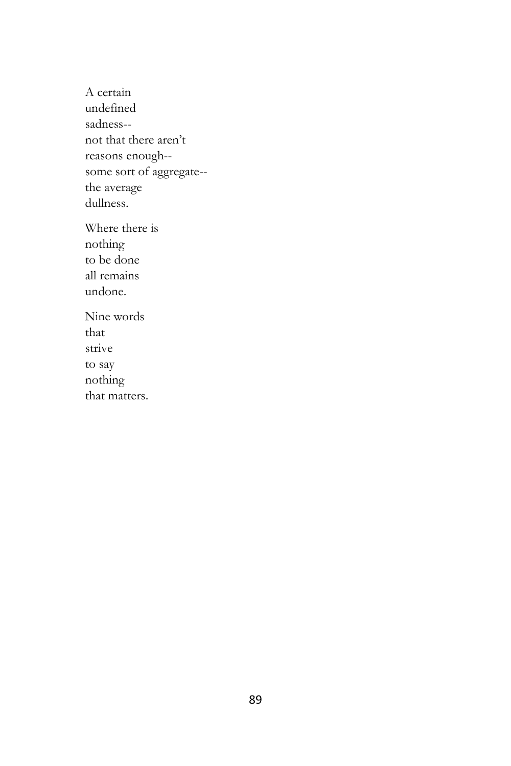A certain  
undefined  
sadness--  
not that there aren't  
reasons enough--  
some sort of aggregate--  
the average  
dullness.

Where there is  
nothing  
to be done  
all remains  
undone.

Nine words  
that  
strive  
to say  
nothing  
that matters.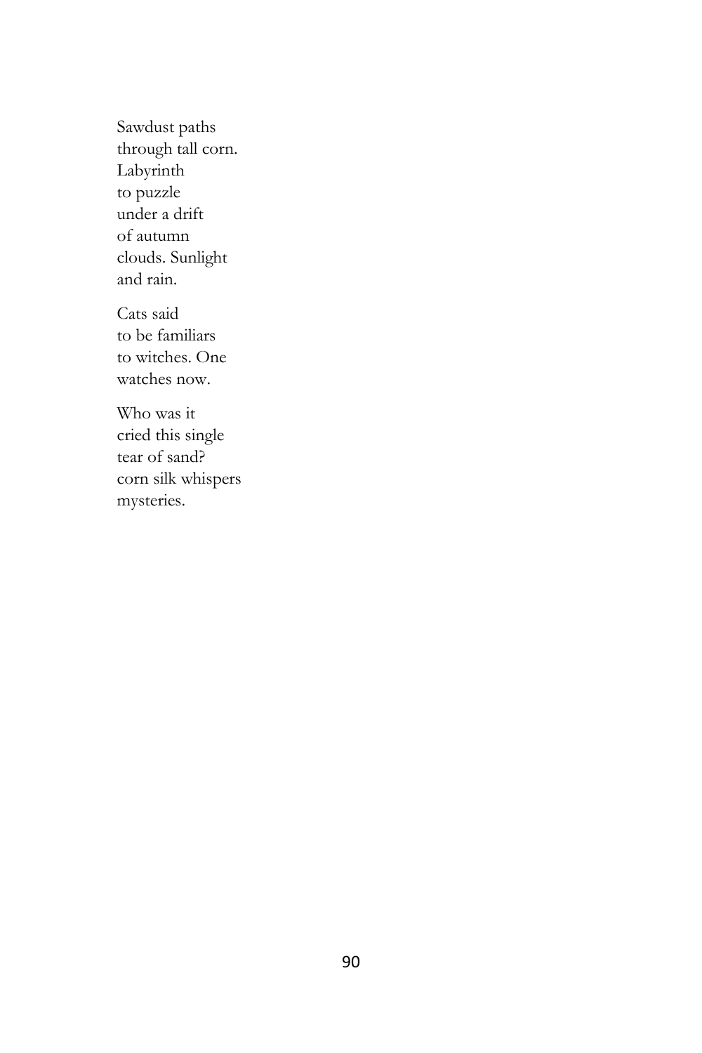Sawdust paths  
through tall corn.  
Labyrinth  
to puzzle  
under a drift  
of autumn  
clouds. Sunlight  
and rain.

Cats said  
to be familiars  
to witches. One  
watches now.

Who was it  
cried this single  
tear of sand?  
corn silk whispers  
mysteries.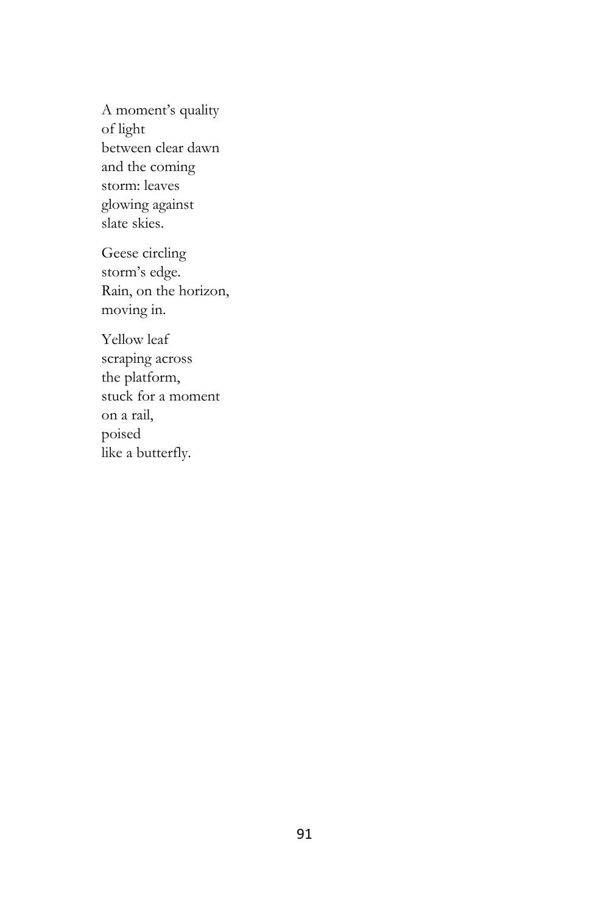A moment's quality  
of light  
between clear dawn  
and the coming  
storm: leaves  
glowing against  
slate skies.

Geese circling  
storm's edge.  
Rain, on the horizon,  
moving in.

Yellow leaf  
scraping across  
the platform,  
stuck for a moment  
on a rail,  
poised  
like a butterfly.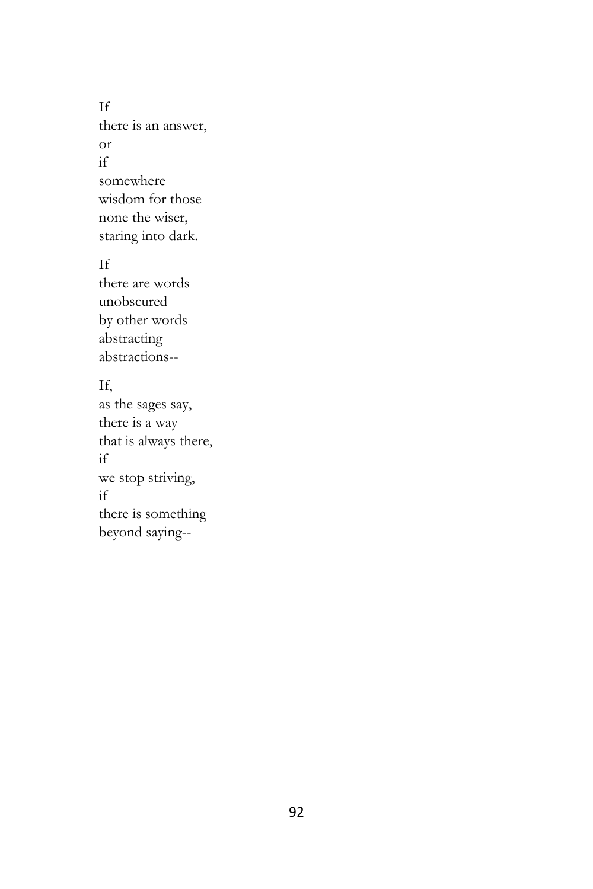If  
there is an answer,  
or  
if  
somewhere  
wisdom for those  
none the wiser,  
staring into dark.

If  
there are words  
unobscured  
by other words  
abstracting  
abstractions--

If,  
as the sages say,  
there is a way  
that is always there,  
if  
we stop striving,  
if  
there is something  
beyond saying--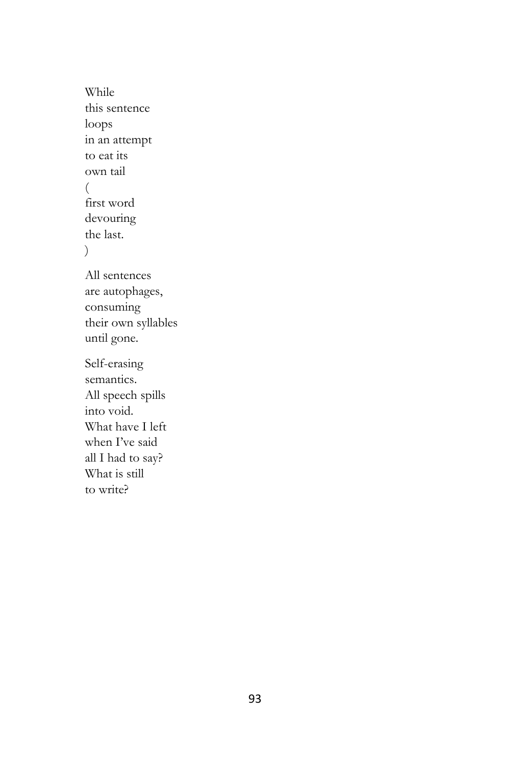While  
this sentence  
loops  
in an attempt  
to eat its  
own tail  
(  
first word  
devouring  
the last.  
)

All sentences  
are autophages,  
consuming  
their own syllables  
until gone.

Self-erasing  
semantics.  
All speech spills  
into void.  
What have I left  
when I've said  
all I had to say?  
What is still  
to write?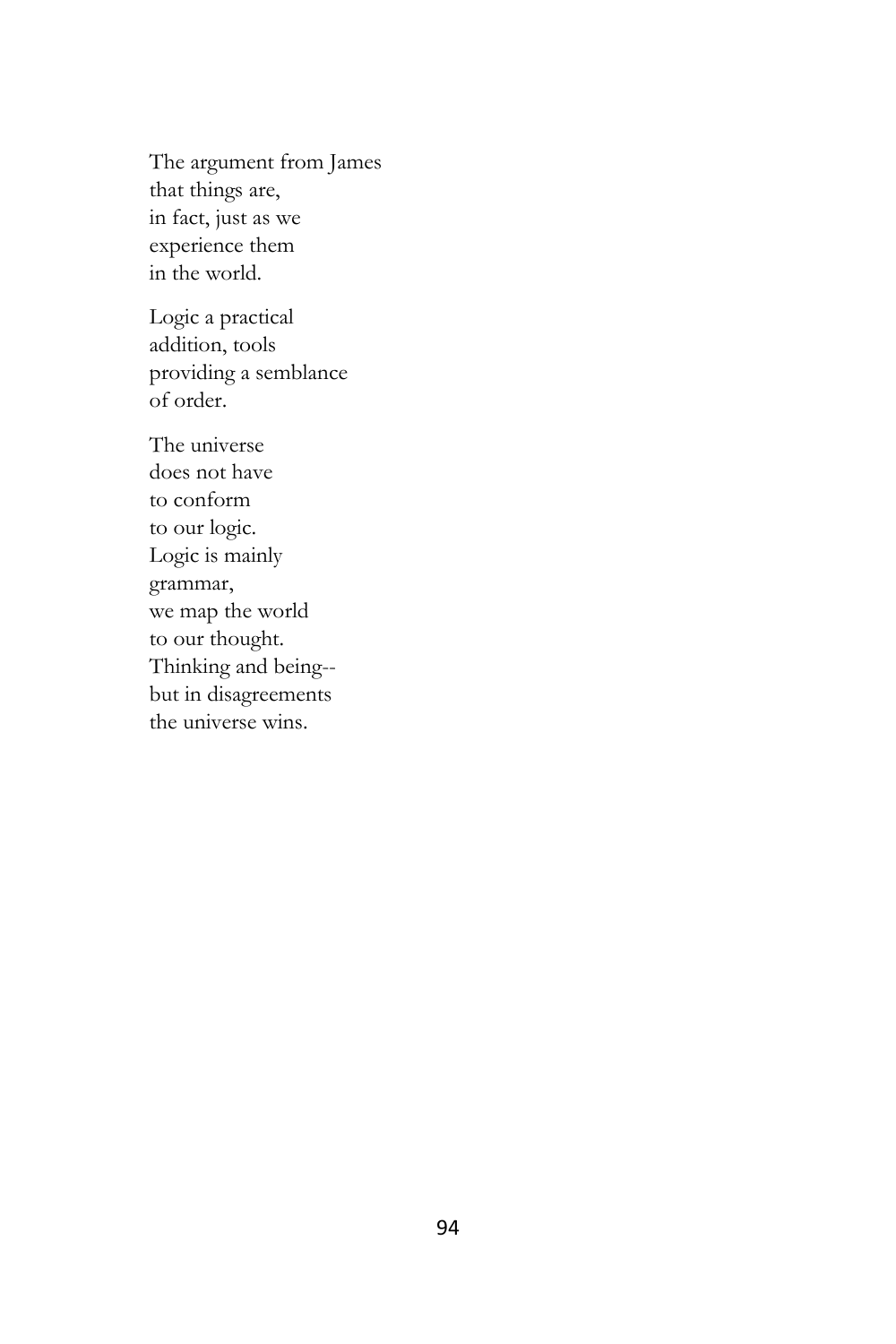The argument from James  
that things are,  
in fact, just as we  
experience them  
in the world.

Logic a practical  
addition, tools  
providing a semblance  
of order.

The universe  
does not have  
to conform  
to our logic.  
Logic is mainly  
grammar,  
we map the world  
to our thought.  
Thinking and being--  
but in disagreements  
the universe wins.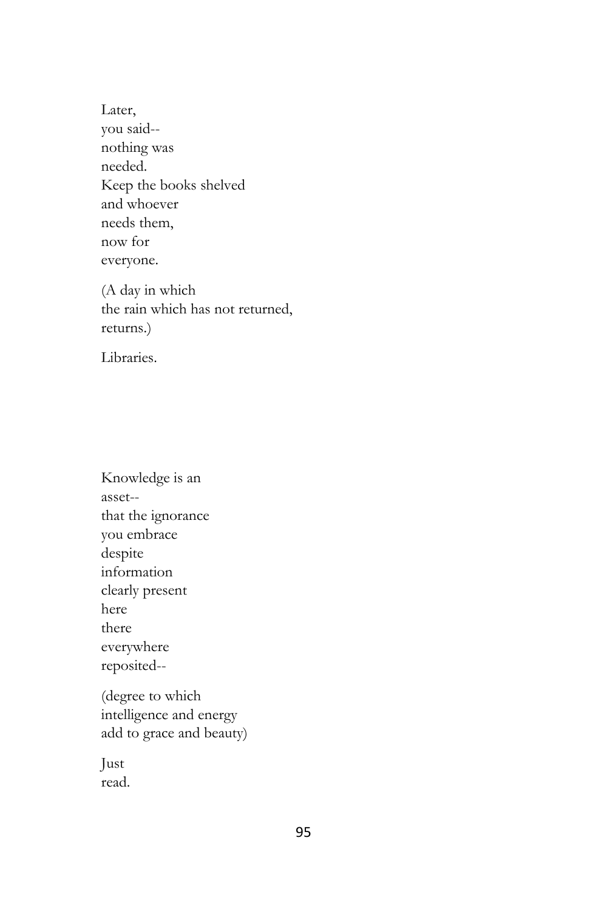Later,  
you said--  
nothing was  
needed.  
Keep the books shelved  
and whoever  
needs them,  
now for  
everyone.

(A day in which  
the rain which has not returned,  
returns.)

Libraries.

Knowledge is an  
asset--  
that the ignorance  
you embrace  
despite  
information  
clearly present  
here  
there  
everywhere  
reposited--

(degree to which  
intelligence and energy  
add to grace and beauty)

Just  
read.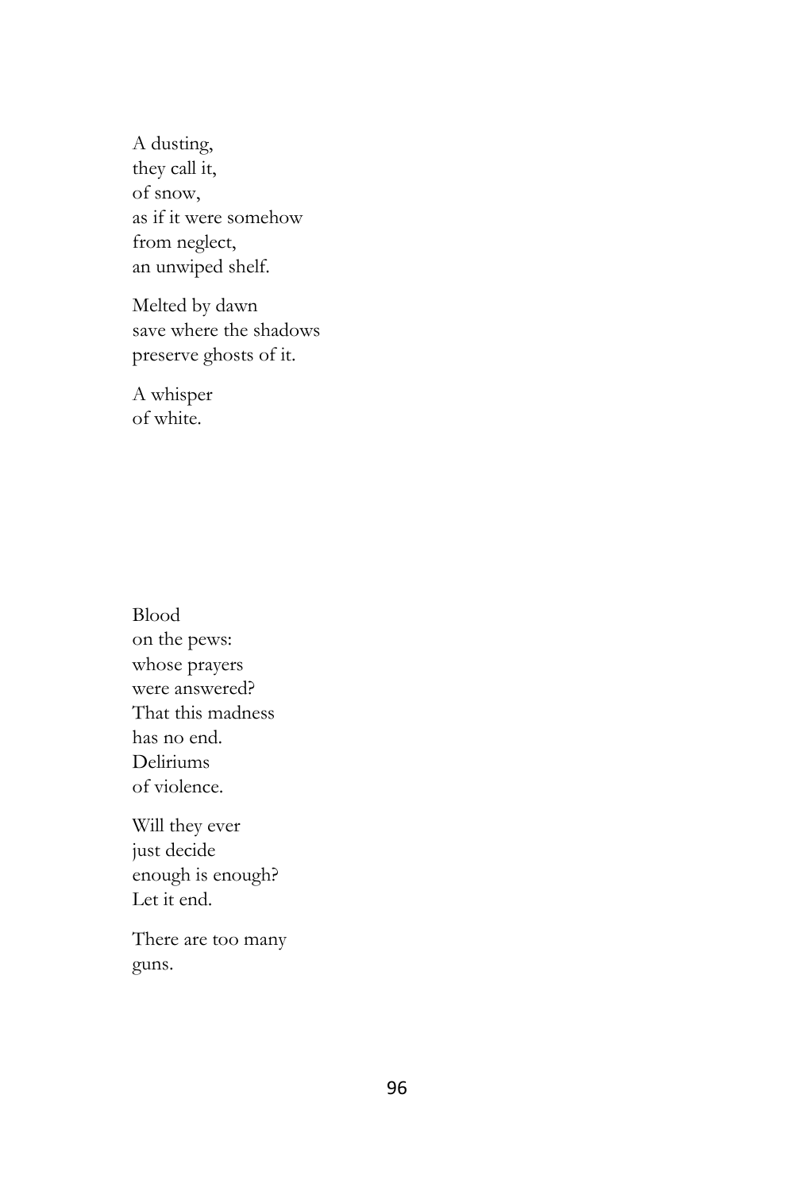A dusting,
they call it,
of snow,
as if it were somehow
from neglect,
an unwiped shelf.

Melted by dawn
save where the shadows
preserve ghosts of it.

A whisper
of white.

Blood
on the pews:
whose prayers
were answered?
That this madness
has no end.
Deliriums
of violence.

Will they ever
just decide
enough is enough?
Let it end.

There are too many
guns.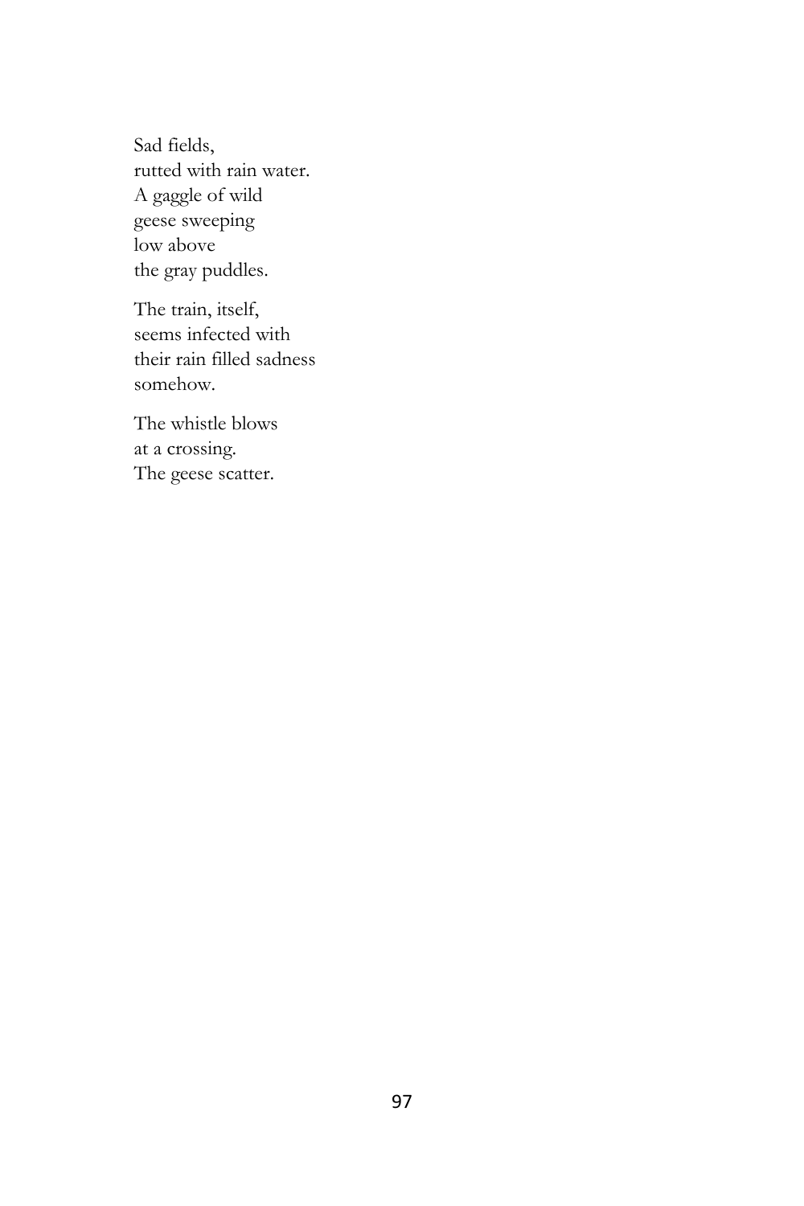Sad fields,  
rutted with rain water.  
A gaggle of wild  
geese sweeping  
low above  
the gray puddles.

The train, itself,  
seems infected with  
their rain filled sadness  
somehow.

The whistle blows  
at a crossing.  
The geese scatter.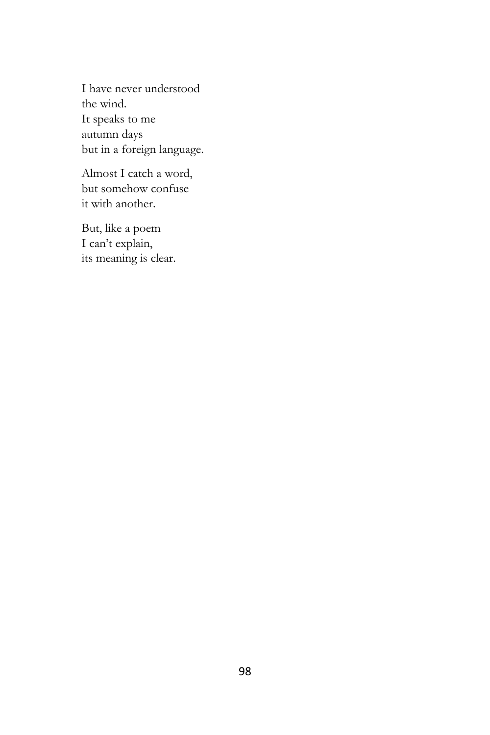I have never understood  
the wind.  
It speaks to me  
autumn days  
but in a foreign language.

Almost I catch a word,  
but somehow confuse  
it with another.

But, like a poem  
I can't explain,  
its meaning is clear.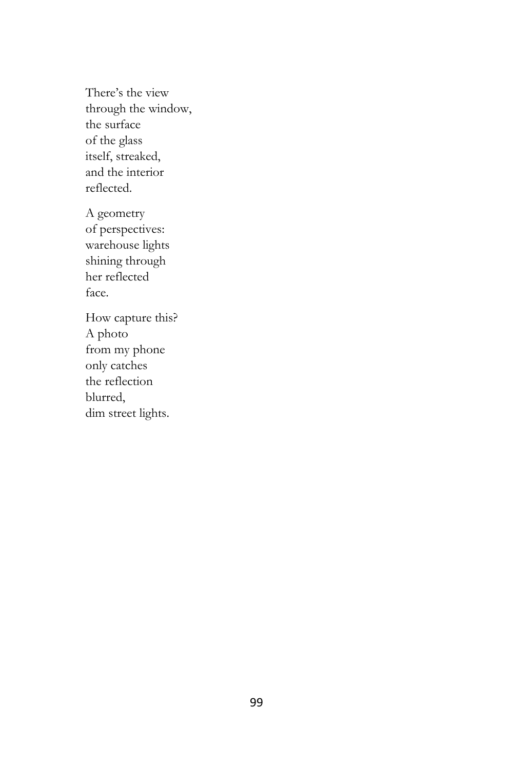There's the view  
through the window,  
the surface  
of the glass  
itself, streaked,  
and the interior  
reflected.

A geometry  
of perspectives:  
warehouse lights  
shining through  
her reflected  
face.

How capture this?  
A photo  
from my phone  
only catches  
the reflection  
blurred,  
dim street lights.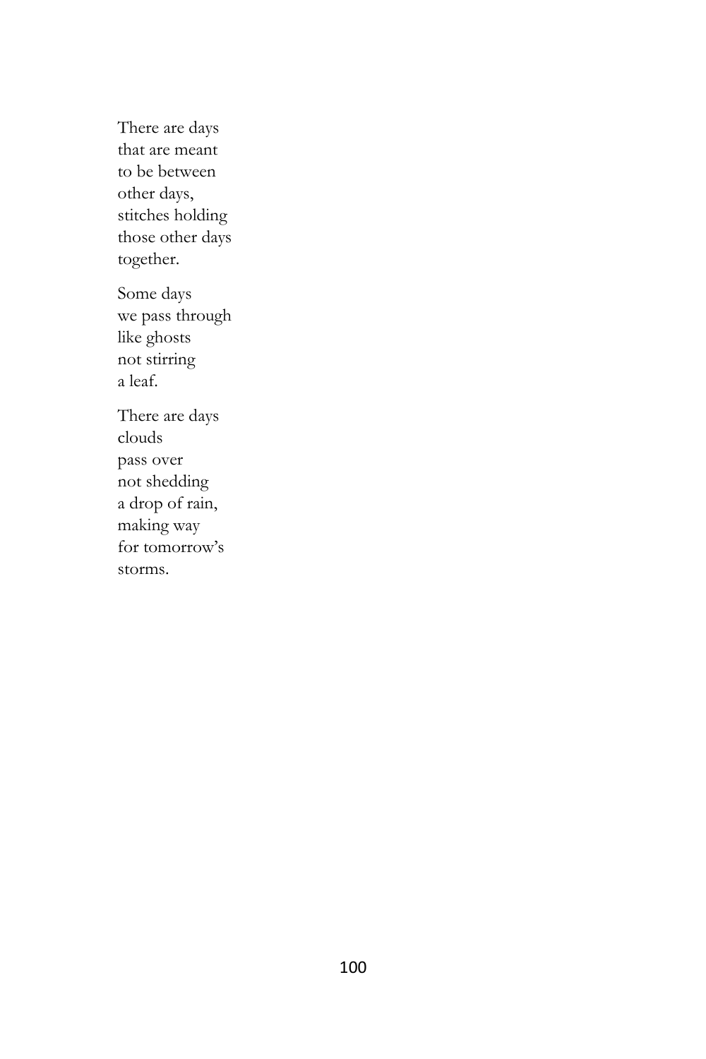There are days  
that are meant  
to be between  
other days,  
stitches holding  
those other days  
together.

Some days  
we pass through  
like ghosts  
not stirring  
a leaf.

There are days  
clouds  
pass over  
not shedding  
a drop of rain,  
making way  
for tomorrow's  
storms.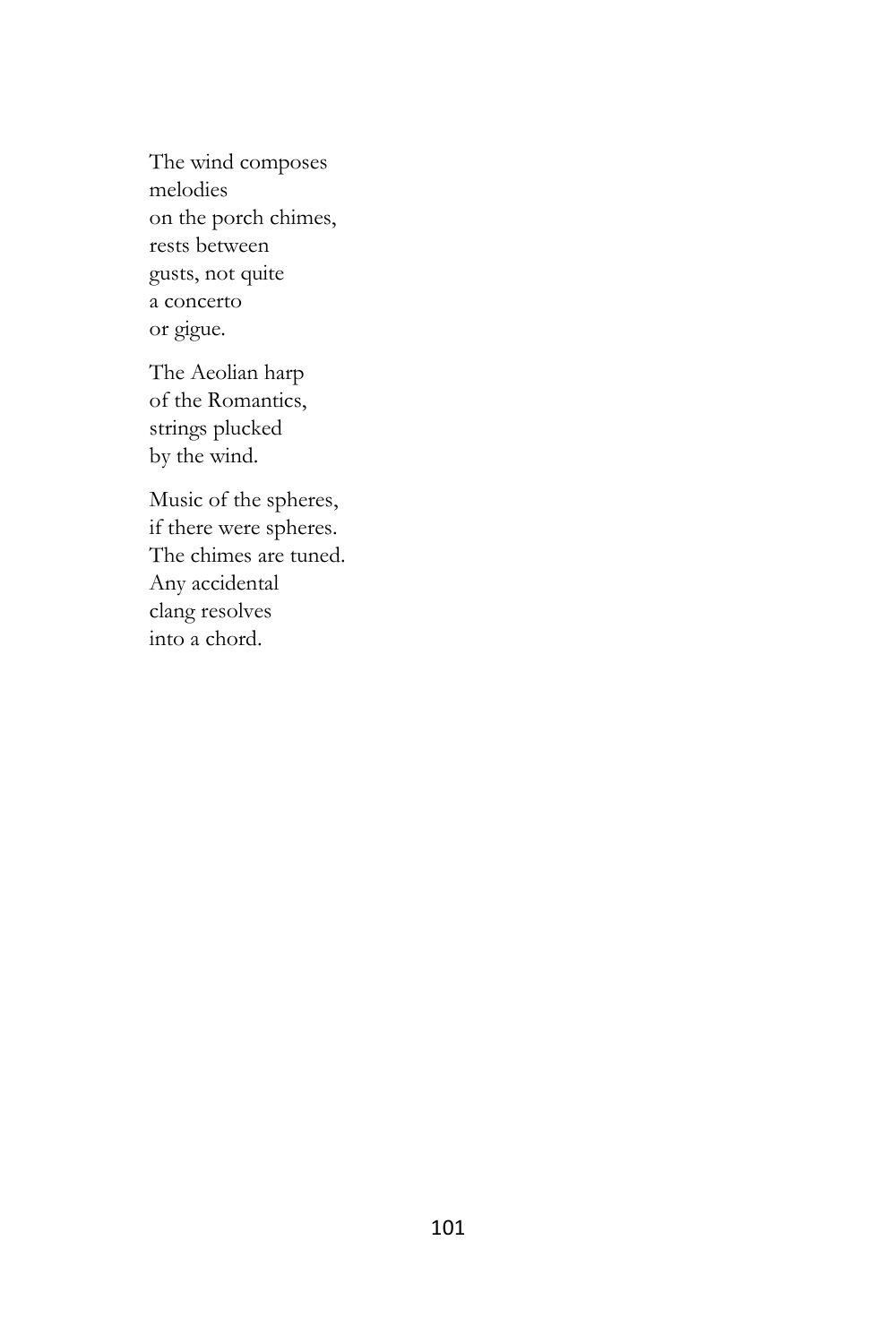The wind composes  
melodies  
on the porch chimes,  
rests between  
gusts, not quite  
a concerto  
or gigue.

The Aeolian harp  
of the Romantics,  
strings plucked  
by the wind.

Music of the spheres,  
if there were spheres.  
The chimes are tuned.  
Any accidental  
clang resolves  
into a chord.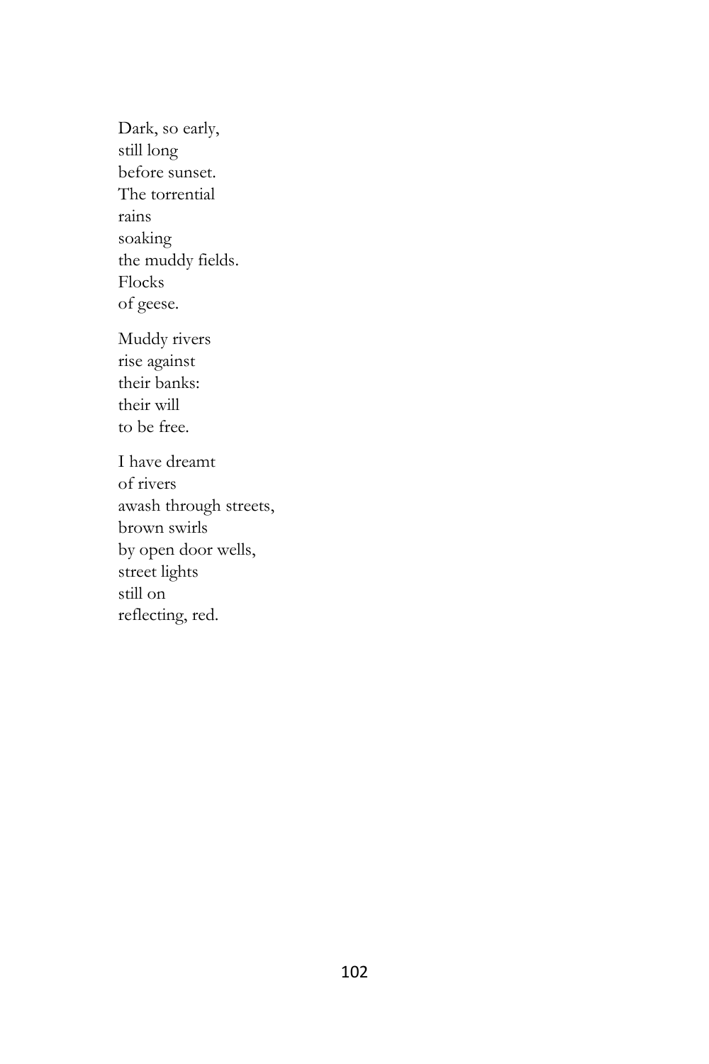Dark, so early,  
still long  
before sunset.  
The torrential  
rains  
soaking  
the muddy fields.  
Flocks  
of geese.

Muddy rivers  
rise against  
their banks:  
their will  
to be free.

I have dreamt  
of rivers  
awash through streets,  
brown swirls  
by open door wells,  
street lights  
still on  
reflecting, red.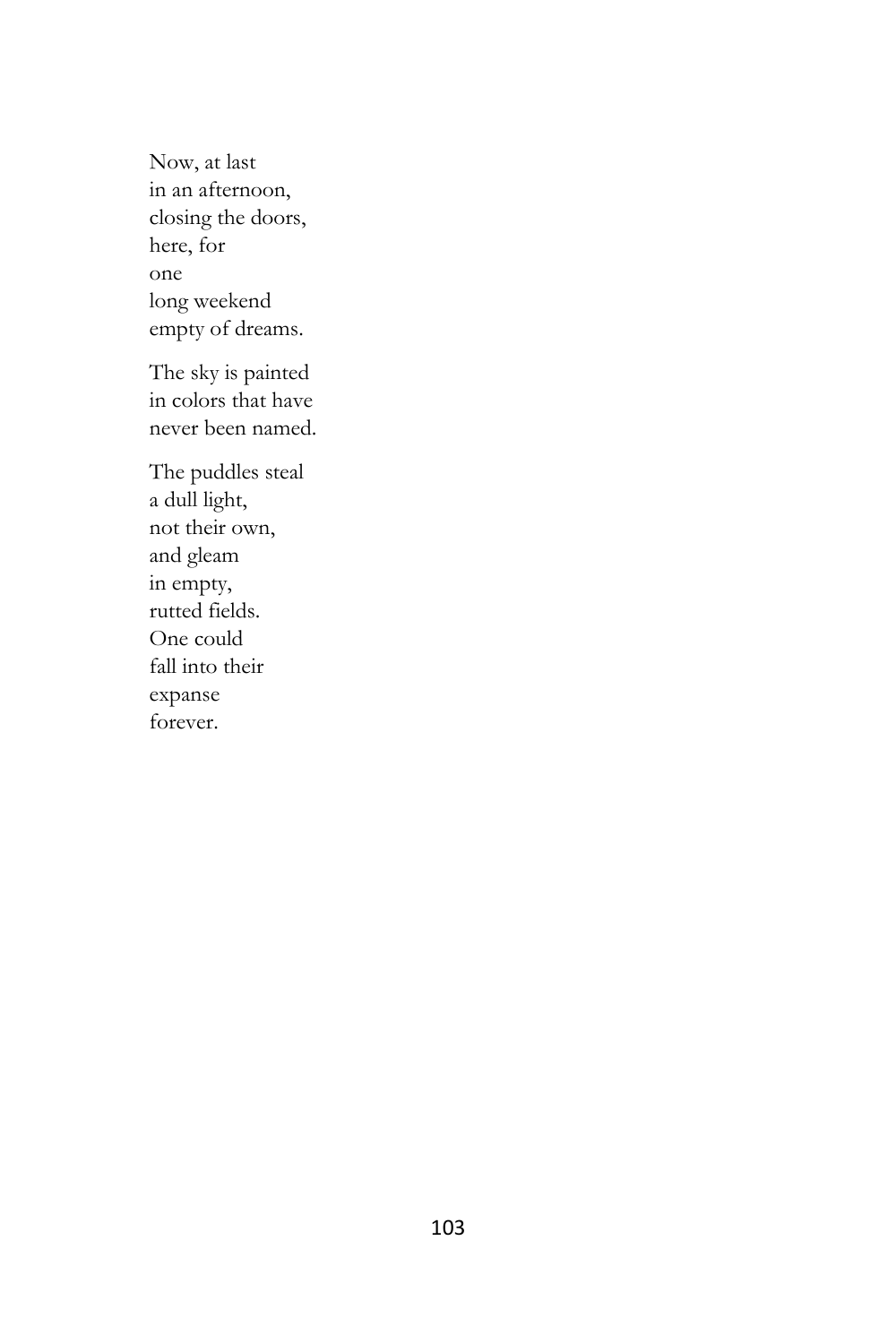Now, at last  
in an afternoon,  
closing the doors,  
here, for  
one  
long weekend  
empty of dreams.

The sky is painted  
in colors that have  
never been named.

The puddles steal  
a dull light,  
not their own,  
and gleam  
in empty,  
rutted fields.  
One could  
fall into their  
expanse  
forever.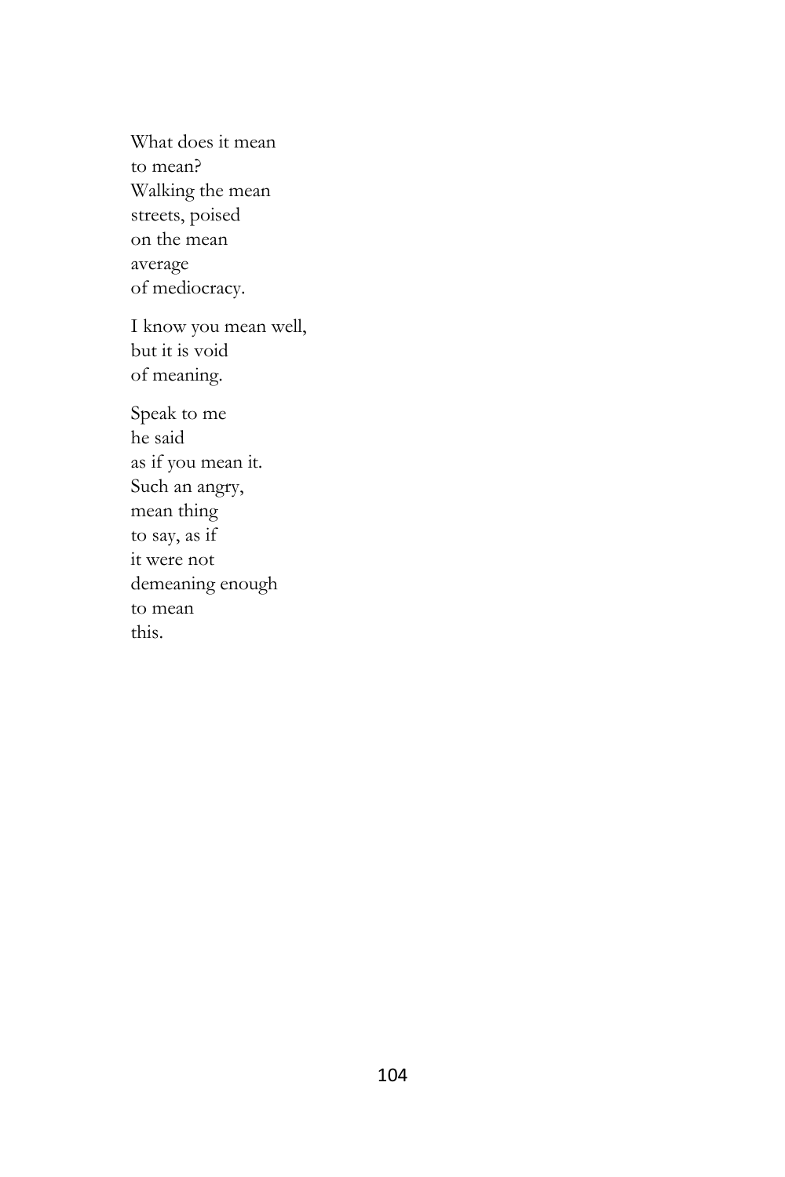What does it mean  
to mean?  
Walking the mean  
streets, poised  
on the mean  
average  
of mediocracy.

I know you mean well,  
but it is void  
of meaning.

Speak to me  
he said  
as if you mean it.  
Such an angry,  
mean thing  
to say, as if  
it were not  
demeaning enough  
to mean  
this.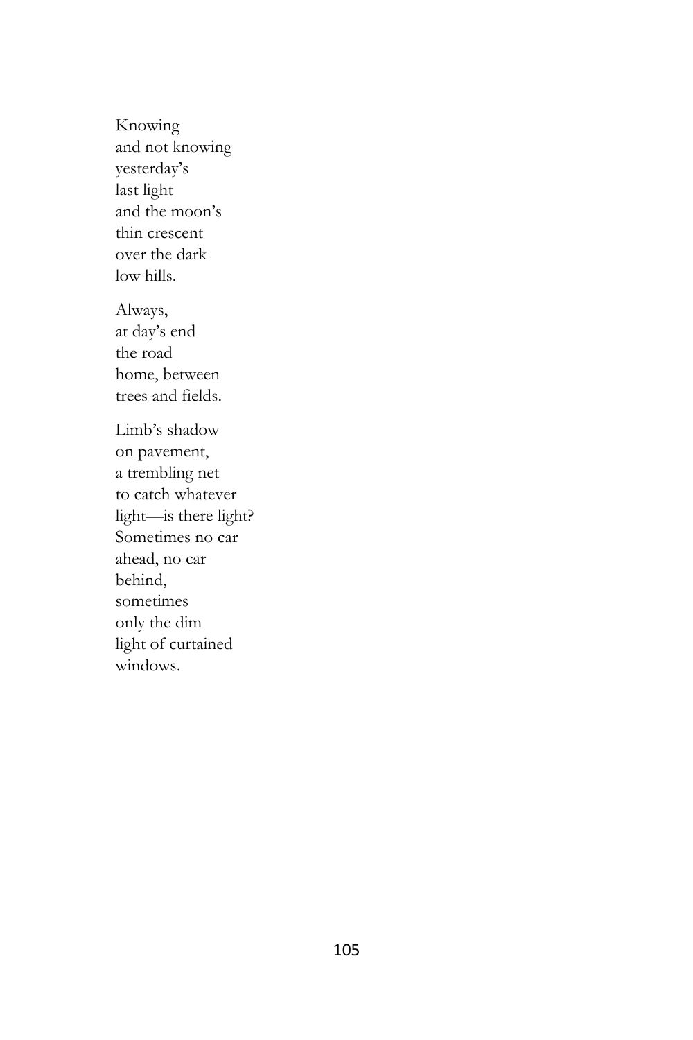Knowing  
and not knowing  
yesterday's  
last light  
and the moon's  
thin crescent  
over the dark  
low hills.

Always,  
at day's end  
the road  
home, between  
trees and fields.

Limb's shadow  
on pavement,  
a trembling net  
to catch whatever  
light—is there light?  
Sometimes no car  
ahead, no car  
behind,  
sometimes  
only the dim  
light of curtained  
windows.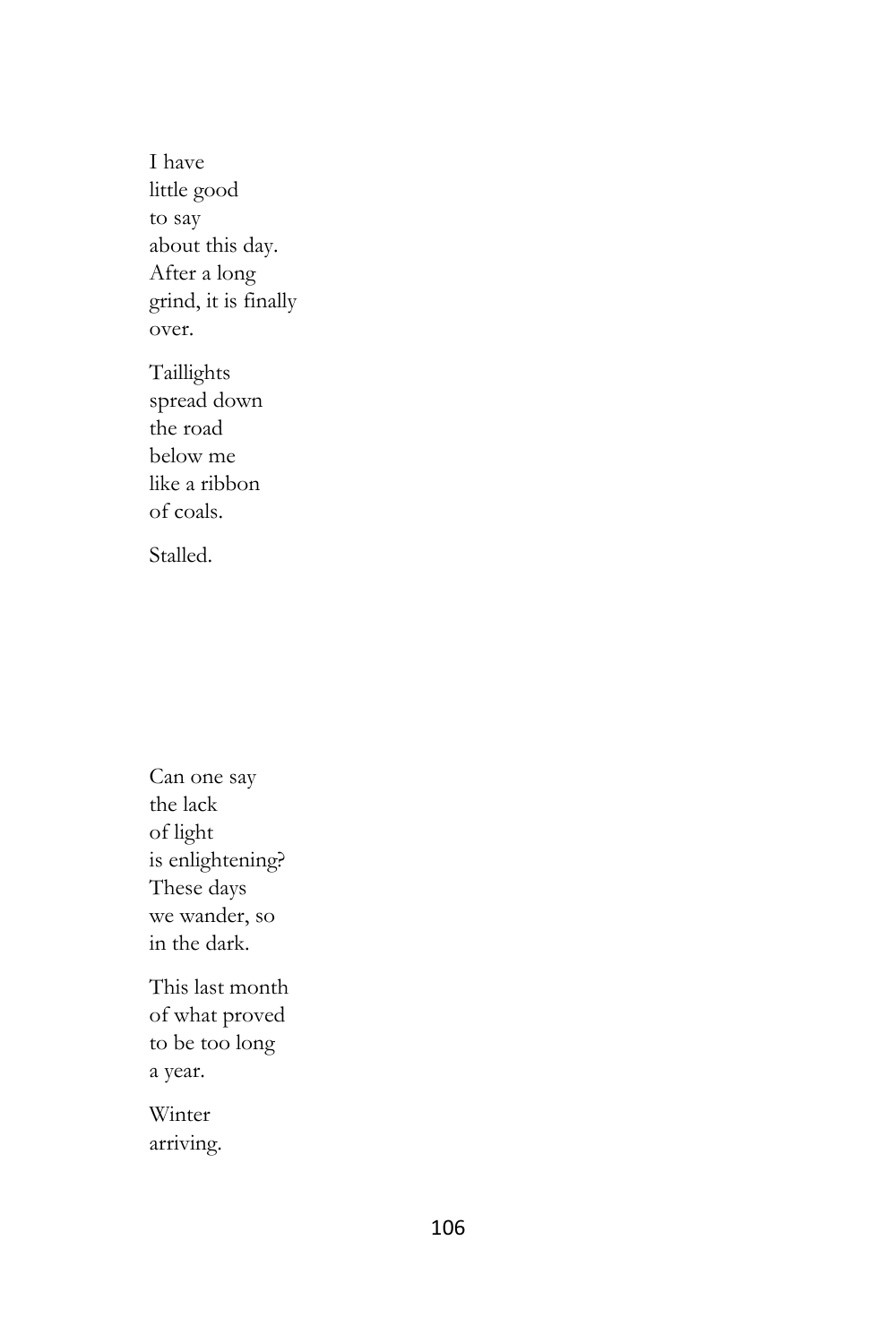I have  
little good  
to say  
about this day.  
After a long  
grind, it is finally  
over.

Taillights  
spread down  
the road  
below me  
like a ribbon  
of coals.

Stalled.

Can one say  
the lack  
of light  
is enlightening?  
These days  
we wander, so  
in the dark.

This last month  
of what proved  
to be too long  
a year.

Winter  
arriving.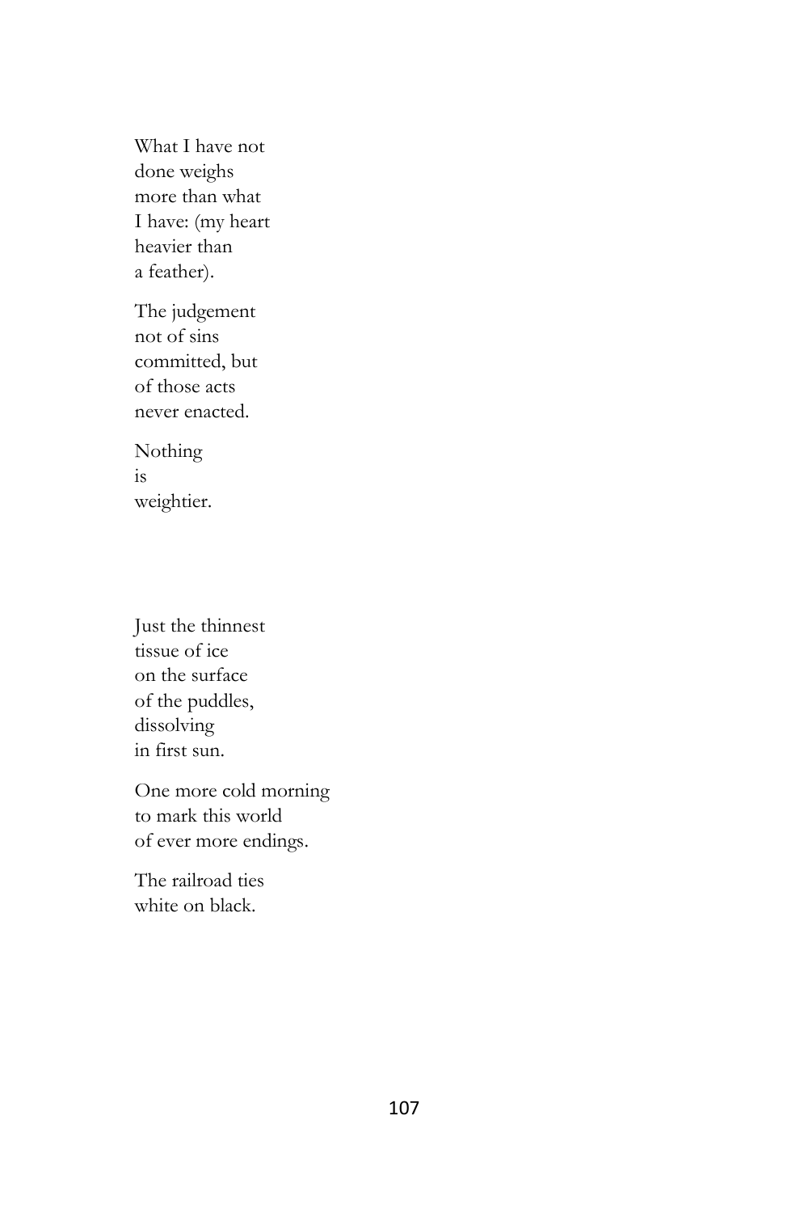What I have not  
done weighs  
more than what  
I have: (my heart  
heavier than  
a feather).

The judgement  
not of sins  
committed, but  
of those acts  
never enacted.

Nothing  
is  
weightier.

Just the thinnest  
tissue of ice  
on the surface  
of the puddles,  
dissolving  
in first sun.

One more cold morning  
to mark this world  
of ever more endings.

The railroad ties  
white on black.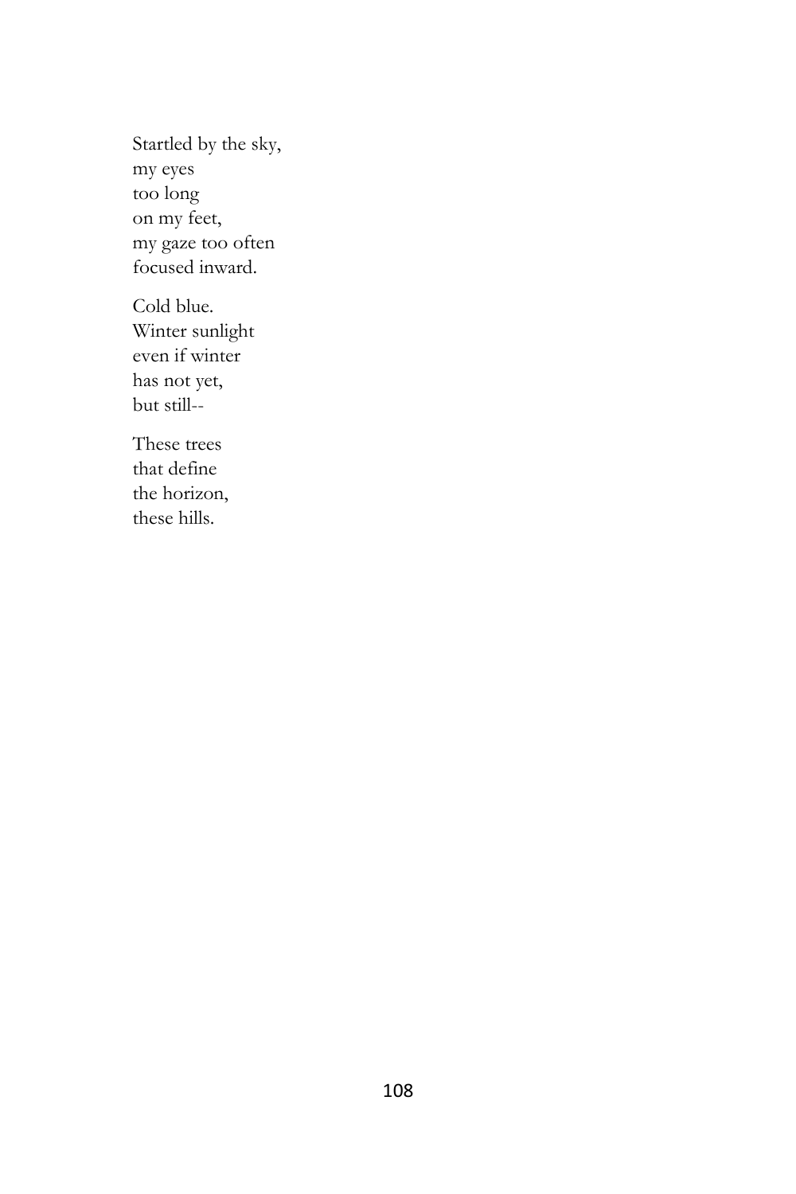Startled by the sky,  
my eyes  
too long  
on my feet,  
my gaze too often  
focused inward.

Cold blue.  
Winter sunlight  
even if winter  
has not yet,  
but still--

These trees  
that define  
the horizon,  
these hills.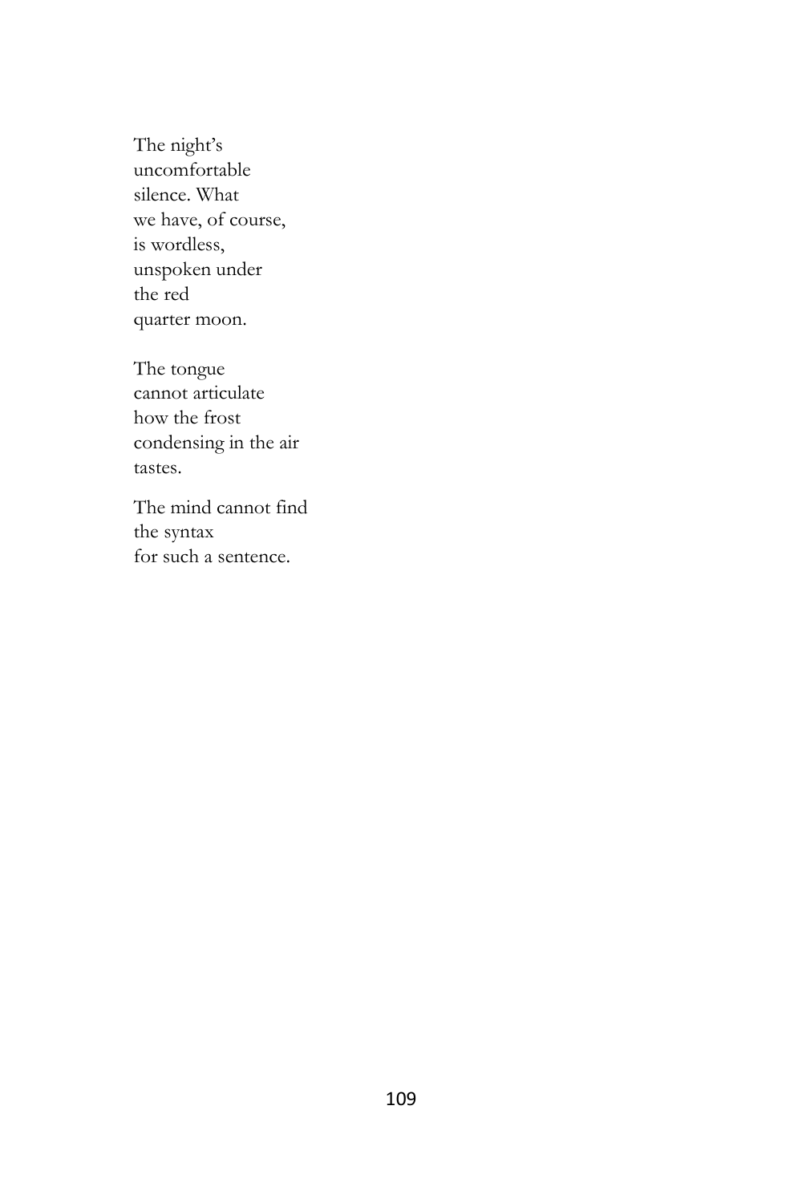The night's  
uncomfortable  
silence. What  
we have, of course,  
is wordless,  
unspoken under  
the red  
quarter moon.

The tongue  
cannot articulate  
how the frost  
condensing in the air  
tastes.

The mind cannot find  
the syntax  
for such a sentence.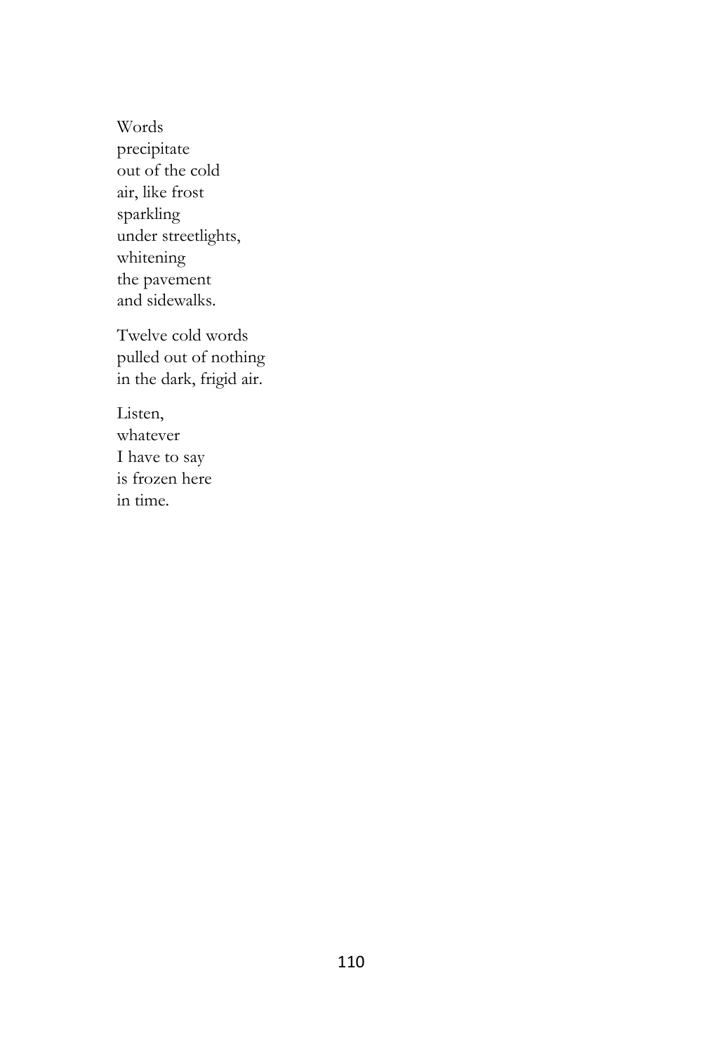Words  
precipitate  
out of the cold  
air, like frost  
sparkling  
under streetlights,  
whitening  
the pavement  
and sidewalks.

Twelve cold words  
pulled out of nothing  
in the dark, frigid air.

Listen,  
whatever  
I have to say  
is frozen here  
in time.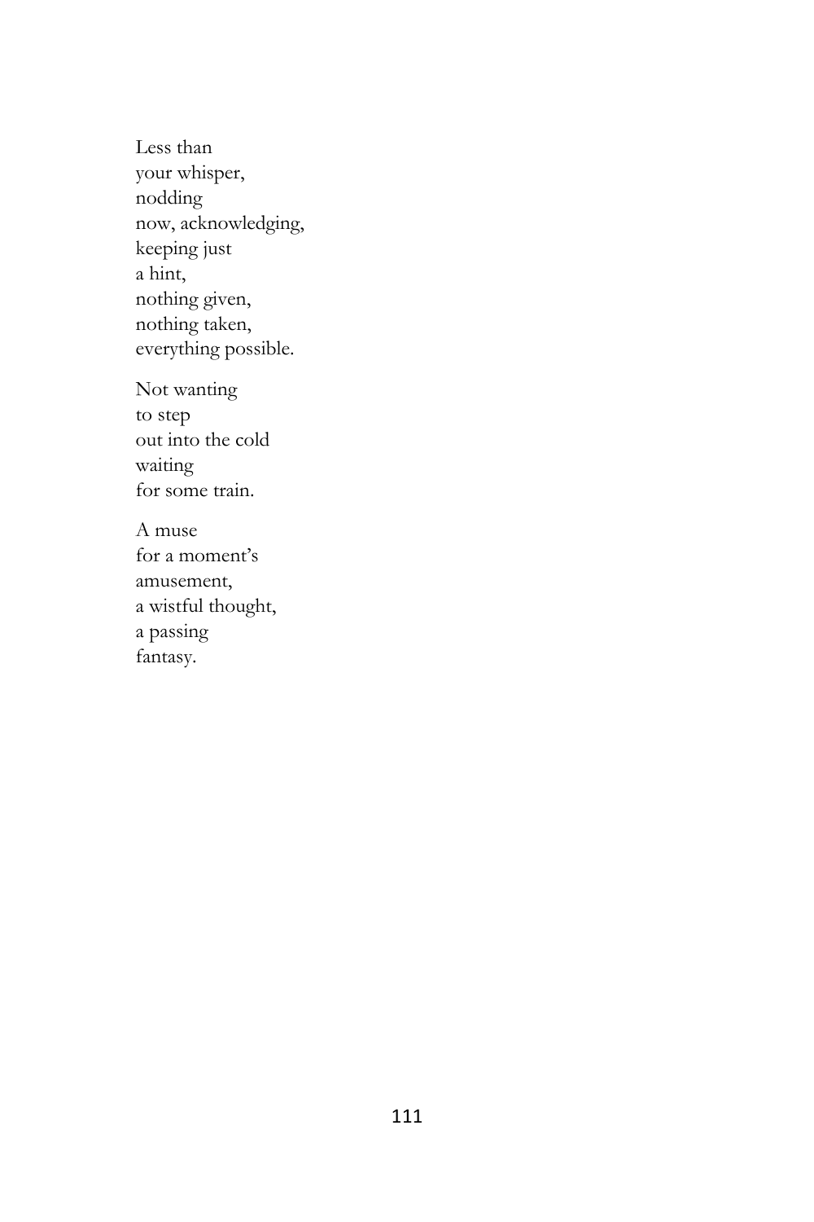Less than  
your whisper,  
nodding  
now, acknowledging,  
keeping just  
a hint,  
nothing given,  
nothing taken,  
everything possible.

Not wanting  
to step  
out into the cold  
waiting  
for some train.

A muse  
for a moment's  
amusement,  
a wistful thought,  
a passing  
fantasy.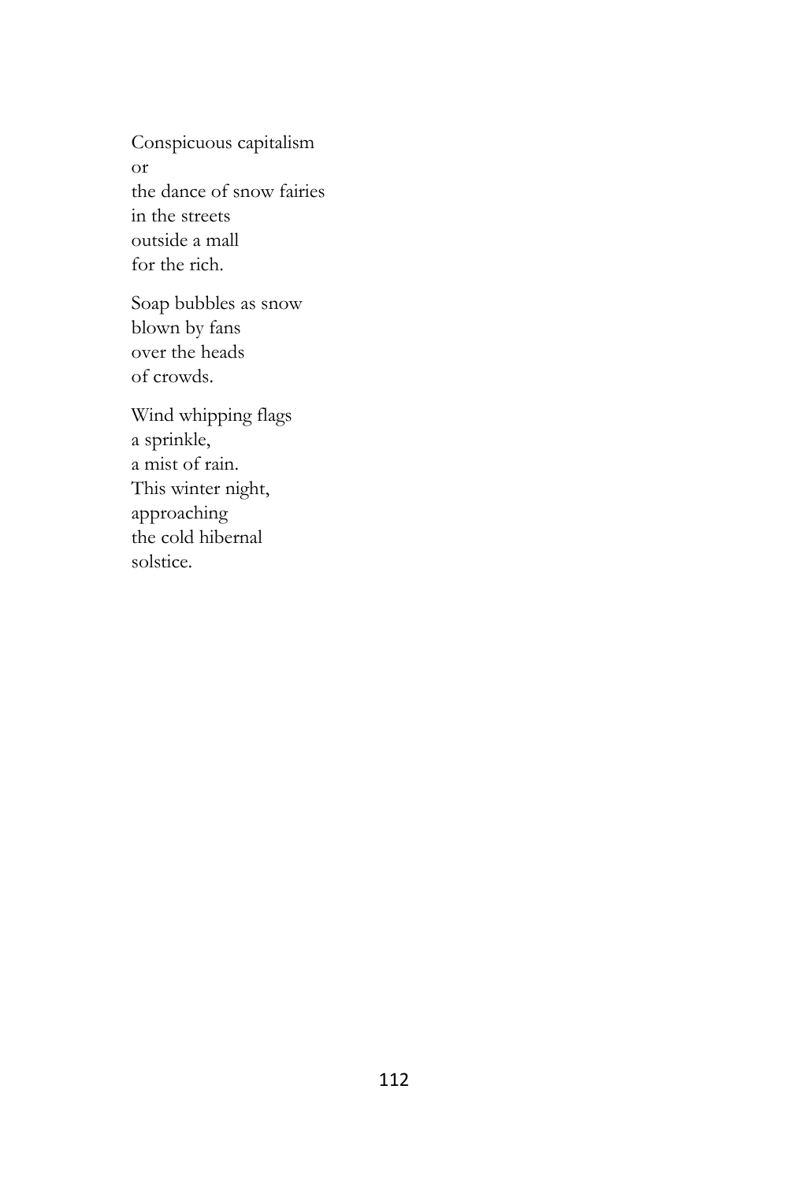Conspicuous capitalism  
or  
the dance of snow fairies  
in the streets  
outside a mall  
for the rich.

Soap bubbles as snow  
blown by fans  
over the heads  
of crowds.

Wind whipping flags  
a sprinkle,  
a mist of rain.  
This winter night,  
approaching  
the cold hibernal  
solstice.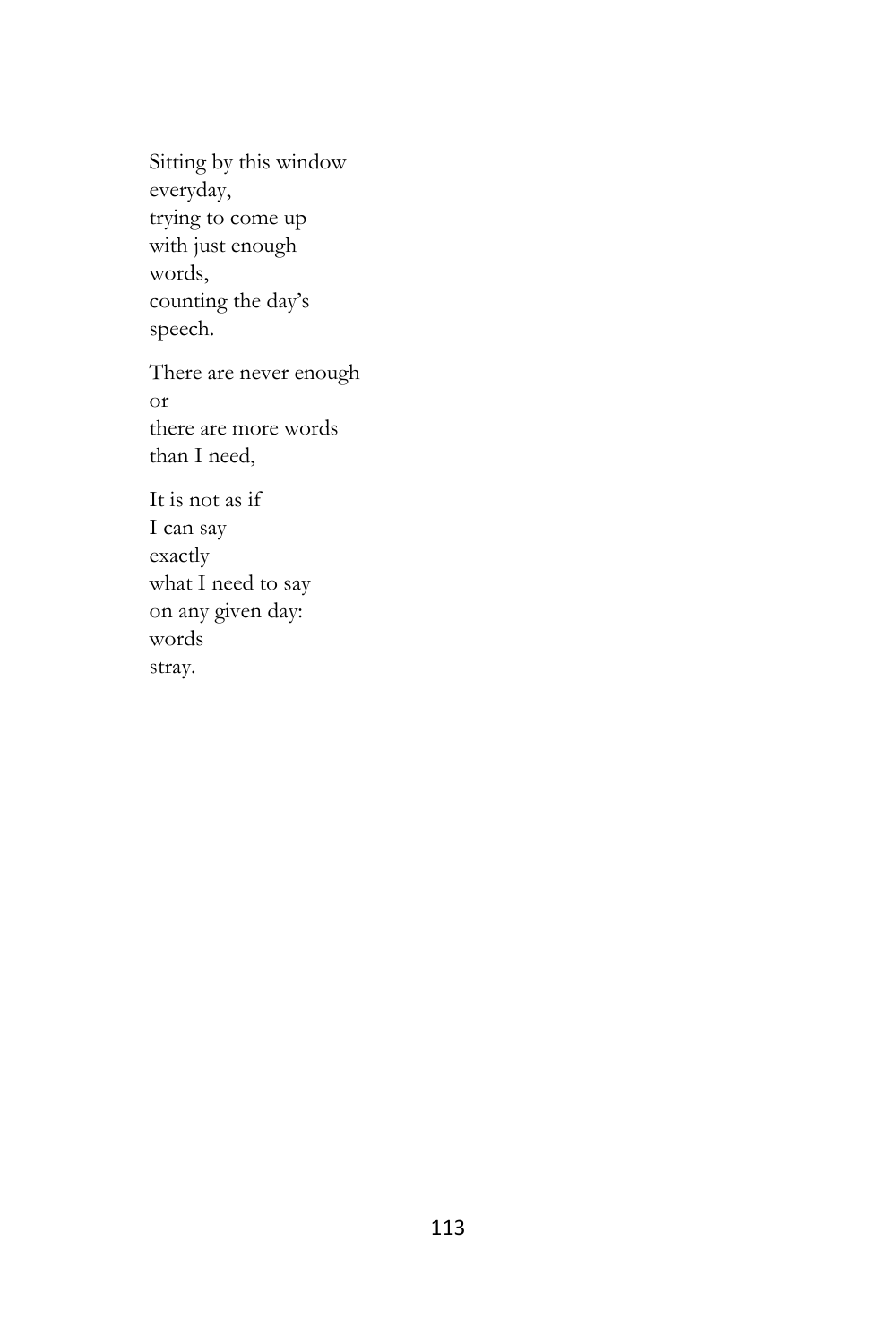Sitting by this window  
everyday,  
trying to come up  
with just enough  
words,  
counting the day's  
speech.

There are never enough  
or  
there are more words  
than I need,

It is not as if  
I can say  
exactly  
what I need to say  
on any given day:  
words  
stray.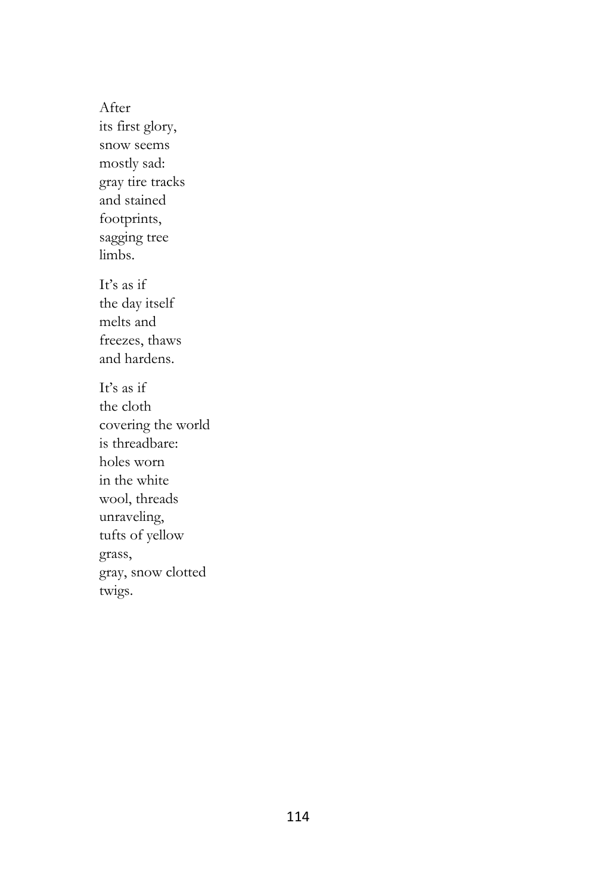After  
its first glory,  
snow seems  
mostly sad:  
gray tire tracks  
and stained  
footprints,  
sagging tree  
limbs.

It's as if  
the day itself  
melts and  
freezes, thaws  
and hardens.

It's as if  
the cloth  
covering the world  
is threadbare:  
holes worn  
in the white  
wool, threads  
unraveling,  
tufts of yellow  
grass,  
gray, snow clotted  
twigs.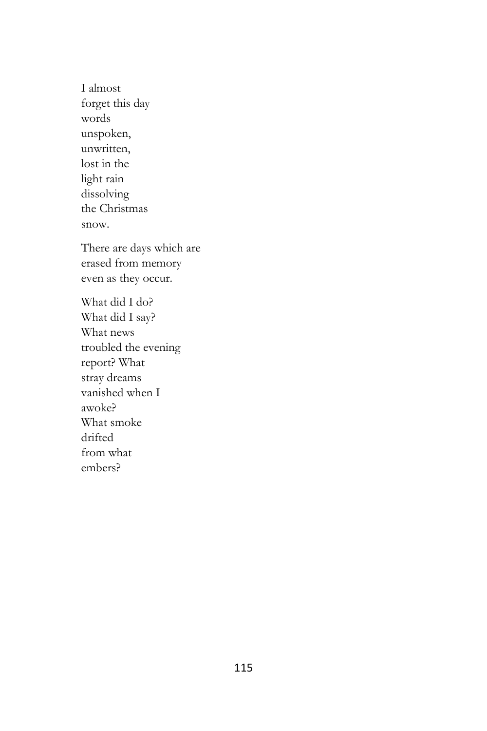I almost  
forget this day  
words  
unspoken,  
unwritten,  
lost in the  
light rain  
dissolving  
the Christmas  
snow.

There are days which are  
erased from memory  
even as they occur.

What did I do?  
What did I say?  
What news  
troubled the evening  
report? What  
stray dreams  
vanished when I  
awoke?  
What smoke  
drifted  
from what  
embers?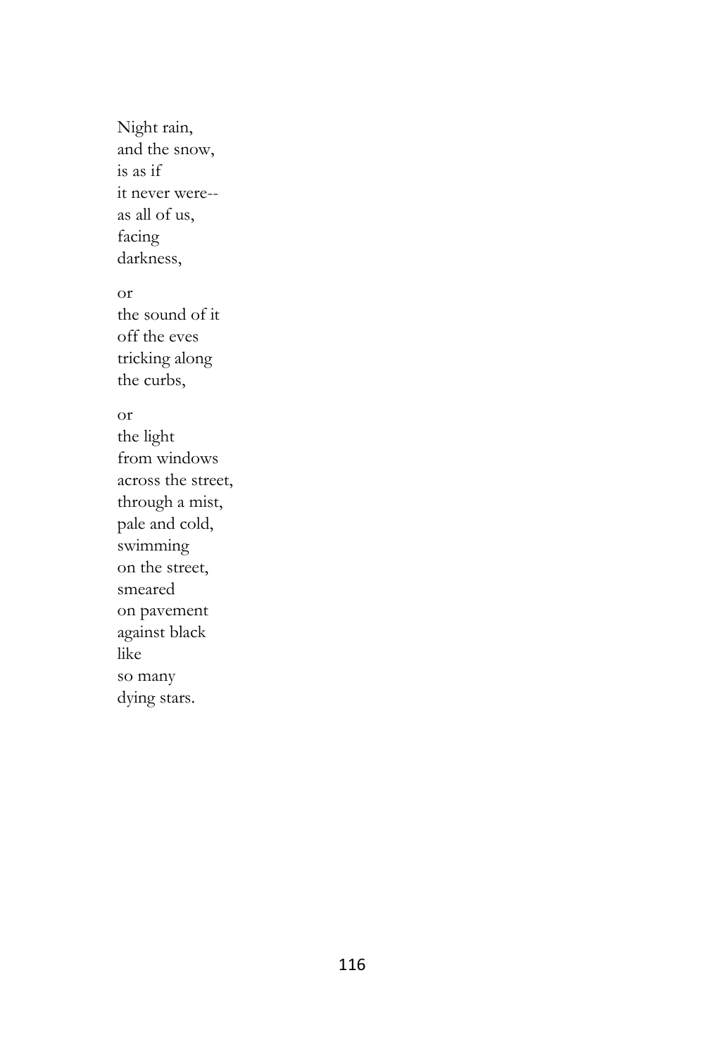Night rain,  
and the snow,  
is as if  
it never were--  
as all of us,  
facing  
darkness,

or  
the sound of it  
off the eves  
tricking along  
the curbs,

or  
the light  
from windows  
across the street,  
through a mist,  
pale and cold,  
swimming  
on the street,  
smeared  
on pavement  
against black  
like  
so many  
dying stars.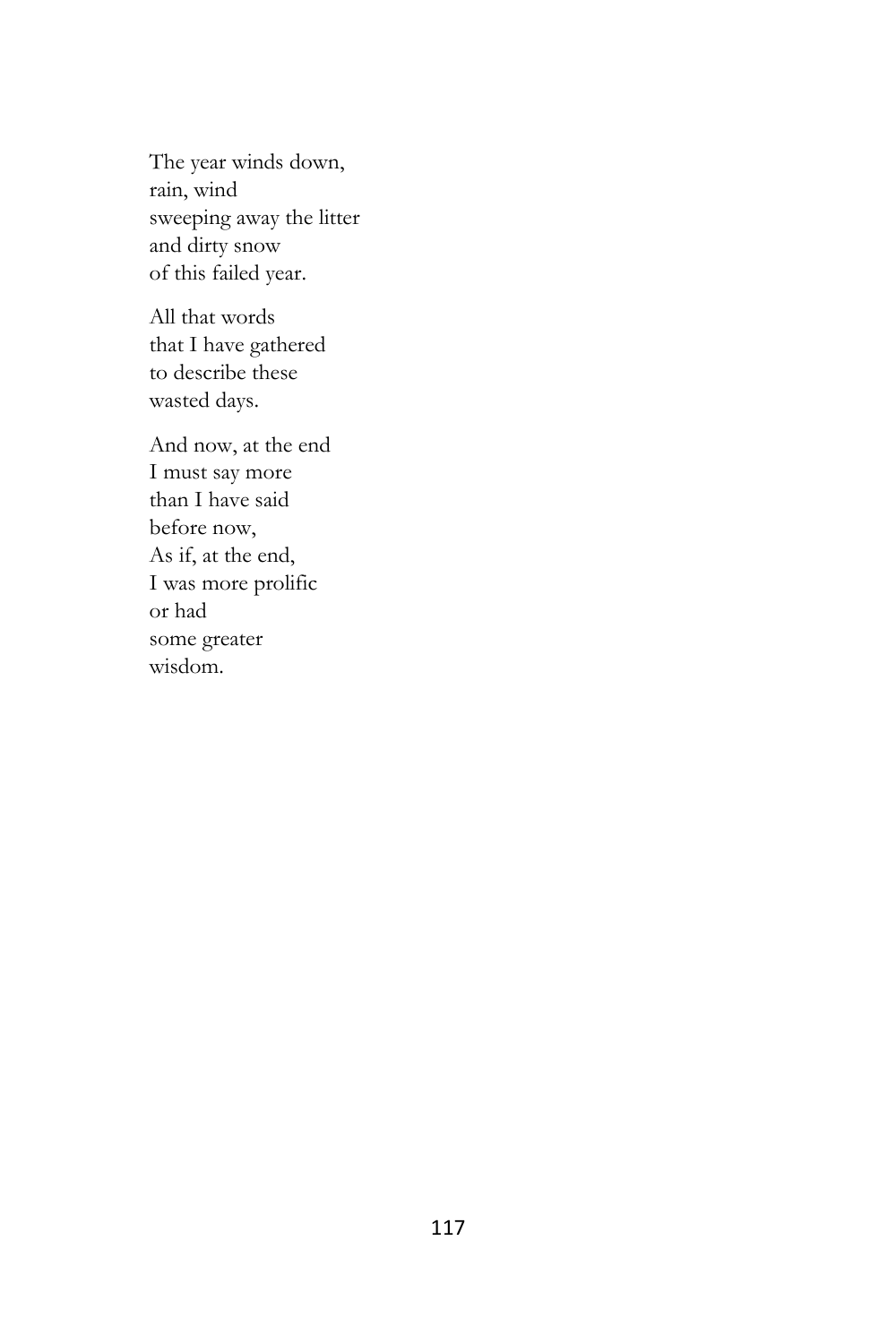The year winds down,  
rain, wind  
sweeping away the litter  
and dirty snow  
of this failed year.

All that words  
that I have gathered  
to describe these  
wasted days.

And now, at the end  
I must say more  
than I have said  
before now,  
As if, at the end,  
I was more prolific  
or had  
some greater  
wisdom.